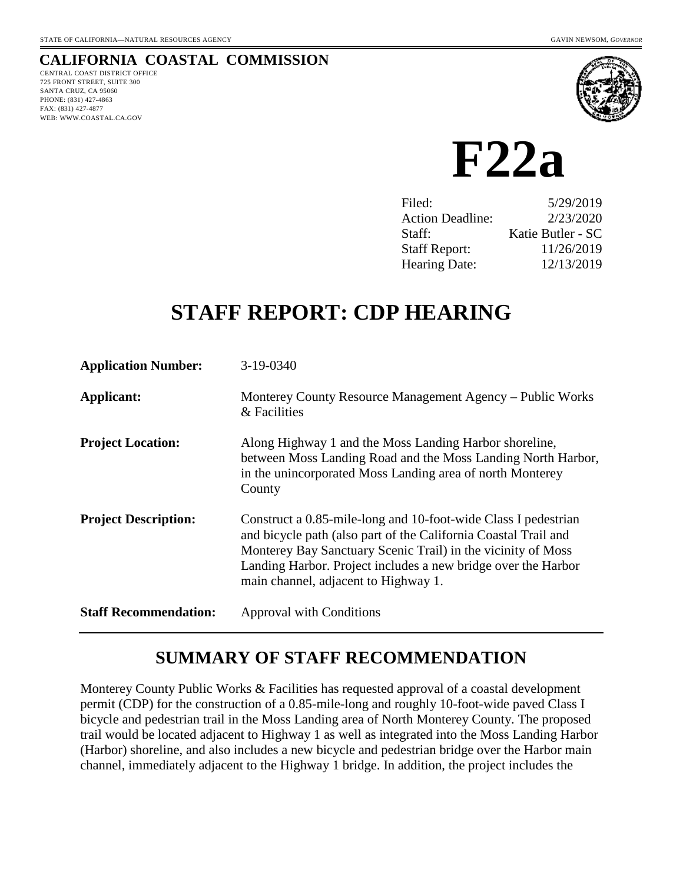STATE OF CALIFORNIA—NATURAL RESOURCES AGENCY GAVIN NEWSOM, *GOVERNOR*

## CALIFORNIA COASTAL COMMISSION

CENTRAL COAST DISTRICT OFFICE
725 FRONT STREET, SUITE 300
SANTA CRUZ, CA 95060
PHONE: (831) 427-4863
FAX: (831) 427-4877
WEB: WWW.COASTAL.CA.GOV

# F22a

| | |
|---|---|
| Filed: | 5/29/2019 |
| Action Deadline: | 2/23/2020 |
| Staff: | Katie Butler - SC |
| Staff Report: | 11/26/2019 |
| Hearing Date: | 12/13/2019 |

# STAFF REPORT: CDP HEARING

| | |
|---|---|
| **Application Number:** | 3-19-0340 |
| **Applicant:** | Monterey County Resource Management Agency – Public Works & Facilities |
| **Project Location:** | Along Highway 1 and the Moss Landing Harbor shoreline, between Moss Landing Road and the Moss Landing North Harbor, in the unincorporated Moss Landing area of north Monterey County |
| **Project Description:** | Construct a 0.85-mile-long and 10-foot-wide Class I pedestrian and bicycle path (also part of the California Coastal Trail and Monterey Bay Sanctuary Scenic Trail) in the vicinity of Moss Landing Harbor. Project includes a new bridge over the Harbor main channel, adjacent to Highway 1. |
| **Staff Recommendation:** | Approval with Conditions |

## SUMMARY OF STAFF RECOMMENDATION

Monterey County Public Works & Facilities has requested approval of a coastal development permit (CDP) for the construction of a 0.85-mile-long and roughly 10-foot-wide paved Class I bicycle and pedestrian trail in the Moss Landing area of North Monterey County. The proposed trail would be located adjacent to Highway 1 as well as integrated into the Moss Landing Harbor (Harbor) shoreline, and also includes a new bicycle and pedestrian bridge over the Harbor main channel, immediately adjacent to the Highway 1 bridge. In addition, the project includes the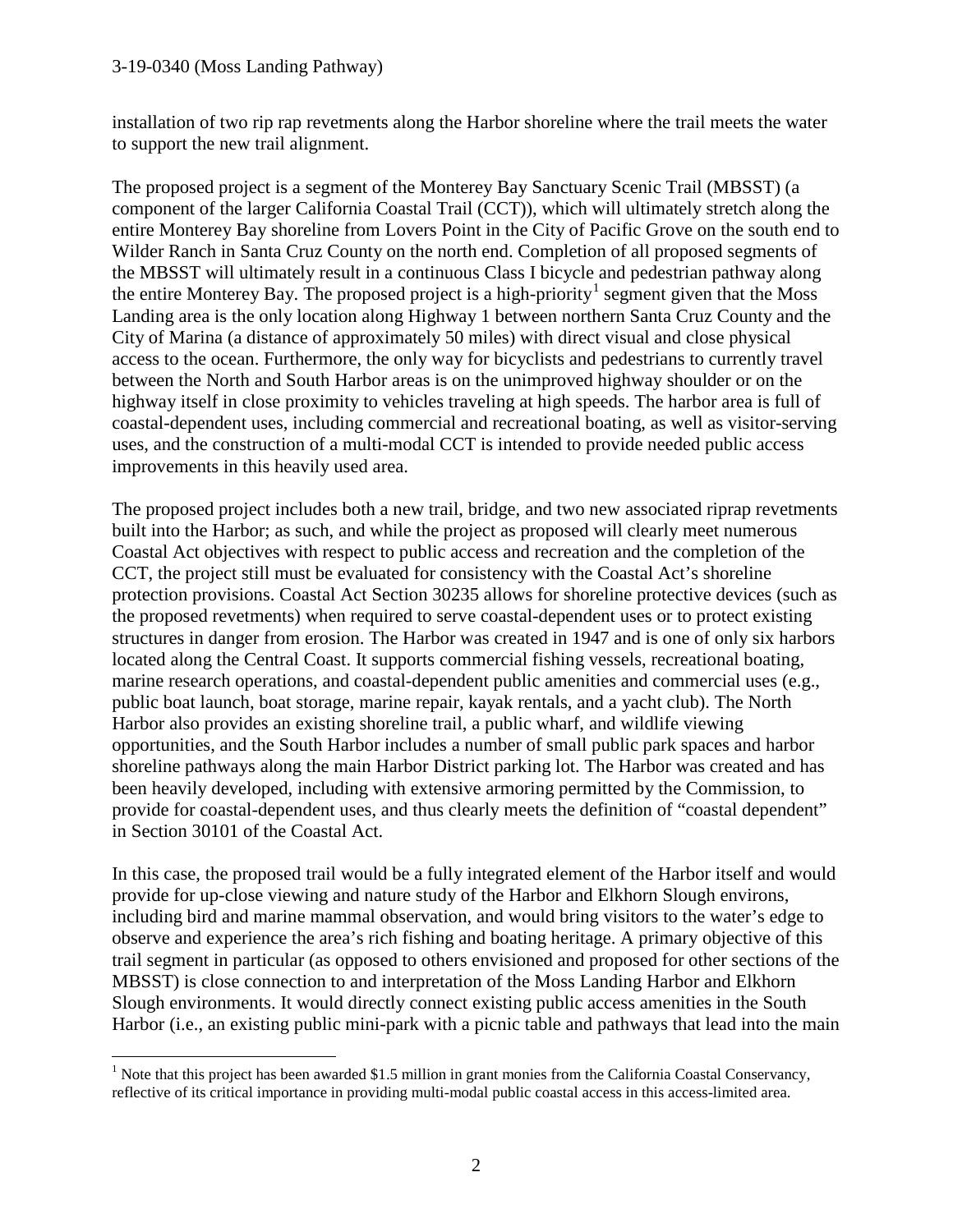installation of two rip rap revetments along the Harbor shoreline where the trail meets the water to support the new trail alignment.

The proposed project is a segment of the Monterey Bay Sanctuary Scenic Trail (MBSST) (a component of the larger California Coastal Trail (CCT)), which will ultimately stretch along the entire Monterey Bay shoreline from Lovers Point in the City of Pacific Grove on the south end to Wilder Ranch in Santa Cruz County on the north end. Completion of all proposed segments of the MBSST will ultimately result in a continuous Class I bicycle and pedestrian pathway along the entire Monterey Bay. The proposed project is a high-priority[1] segment given that the Moss Landing area is the only location along Highway 1 between northern Santa Cruz County and the City of Marina (a distance of approximately 50 miles) with direct visual and close physical access to the ocean. Furthermore, the only way for bicyclists and pedestrians to currently travel between the North and South Harbor areas is on the unimproved highway shoulder or on the highway itself in close proximity to vehicles traveling at high speeds. The harbor area is full of coastal-dependent uses, including commercial and recreational boating, as well as visitor-serving uses, and the construction of a multi-modal CCT is intended to provide needed public access improvements in this heavily used area.

The proposed project includes both a new trail, bridge, and two new associated riprap revetments built into the Harbor; as such, and while the project as proposed will clearly meet numerous Coastal Act objectives with respect to public access and recreation and the completion of the CCT, the project still must be evaluated for consistency with the Coastal Act's shoreline protection provisions. Coastal Act Section 30235 allows for shoreline protective devices (such as the proposed revetments) when required to serve coastal-dependent uses or to protect existing structures in danger from erosion. The Harbor was created in 1947 and is one of only six harbors located along the Central Coast. It supports commercial fishing vessels, recreational boating, marine research operations, and coastal-dependent public amenities and commercial uses (e.g., public boat launch, boat storage, marine repair, kayak rentals, and a yacht club). The North Harbor also provides an existing shoreline trail, a public wharf, and wildlife viewing opportunities, and the South Harbor includes a number of small public park spaces and harbor shoreline pathways along the main Harbor District parking lot. The Harbor was created and has been heavily developed, including with extensive armoring permitted by the Commission, to provide for coastal-dependent uses, and thus clearly meets the definition of "coastal dependent" in Section 30101 of the Coastal Act.

In this case, the proposed trail would be a fully integrated element of the Harbor itself and would provide for up-close viewing and nature study of the Harbor and Elkhorn Slough environs, including bird and marine mammal observation, and would bring visitors to the water's edge to observe and experience the area's rich fishing and boating heritage. A primary objective of this trail segment in particular (as opposed to others envisioned and proposed for other sections of the MBSST) is close connection to and interpretation of the Moss Landing Harbor and Elkhorn Slough environments. It would directly connect existing public access amenities in the South Harbor (i.e., an existing public mini-park with a picnic table and pathways that lead into the main

[1] Note that this project has been awarded $1.5 million in grant monies from the California Coastal Conservancy, reflective of its critical importance in providing multi-modal public coastal access in this access-limited area.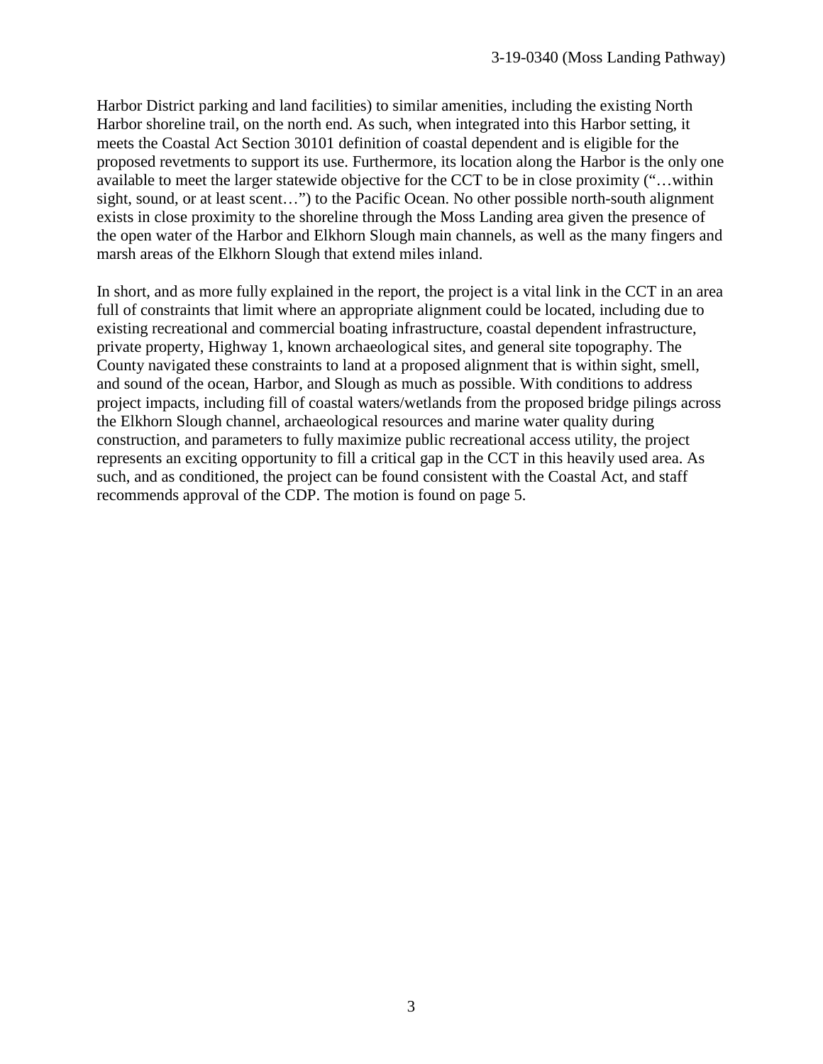Harbor District parking and land facilities) to similar amenities, including the existing North Harbor shoreline trail, on the north end. As such, when integrated into this Harbor setting, it meets the Coastal Act Section 30101 definition of coastal dependent and is eligible for the proposed revetments to support its use. Furthermore, its location along the Harbor is the only one available to meet the larger statewide objective for the CCT to be in close proximity ("…within sight, sound, or at least scent…") to the Pacific Ocean. No other possible north-south alignment exists in close proximity to the shoreline through the Moss Landing area given the presence of the open water of the Harbor and Elkhorn Slough main channels, as well as the many fingers and marsh areas of the Elkhorn Slough that extend miles inland.

In short, and as more fully explained in the report, the project is a vital link in the CCT in an area full of constraints that limit where an appropriate alignment could be located, including due to existing recreational and commercial boating infrastructure, coastal dependent infrastructure, private property, Highway 1, known archaeological sites, and general site topography. The County navigated these constraints to land at a proposed alignment that is within sight, smell, and sound of the ocean, Harbor, and Slough as much as possible. With conditions to address project impacts, including fill of coastal waters/wetlands from the proposed bridge pilings across the Elkhorn Slough channel, archaeological resources and marine water quality during construction, and parameters to fully maximize public recreational access utility, the project represents an exciting opportunity to fill a critical gap in the CCT in this heavily used area. As such, and as conditioned, the project can be found consistent with the Coastal Act, and staff recommends approval of the CDP. The motion is found on page 5.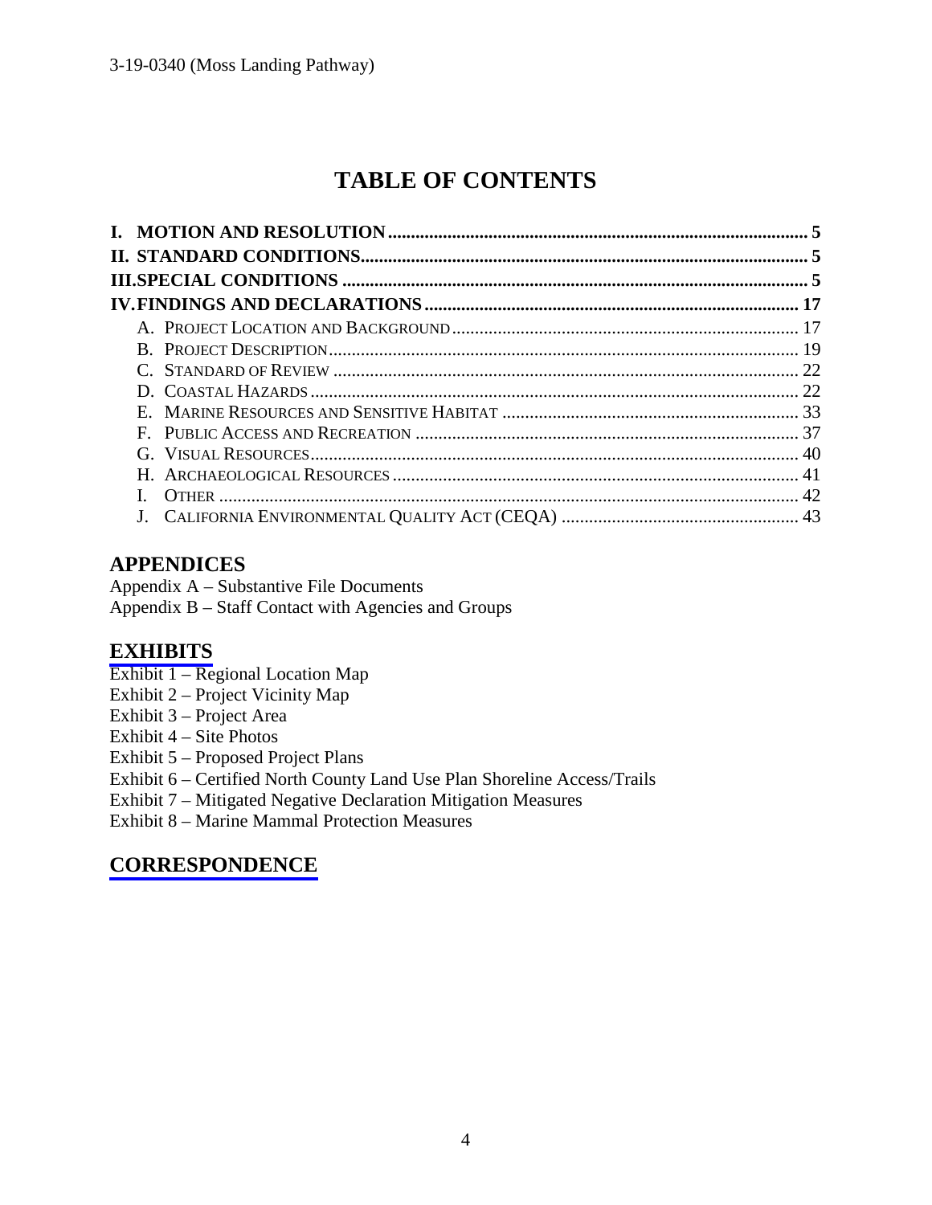# TABLE OF CONTENTS

**I. MOTION AND RESOLUTION** .......... 5
**II. STANDARD CONDITIONS** .......... 5
**III. SPECIAL CONDITIONS** .......... 5
**IV. FINDINGS AND DECLARATIONS** .......... 17

- A. Project Location and Background .......... 17
- B. Project Description .......... 19
- C. Standard of Review .......... 22
- D. Coastal Hazards .......... 22
- E. Marine Resources and Sensitive Habitat .......... 33
- F. Public Access and Recreation .......... 37
- G. Visual Resources .......... 40
- H. Archaeological Resources .......... 41
- I. Other .......... 42
- J. California Environmental Quality Act (CEQA) .......... 43

## APPENDICES

Appendix A – Substantive File Documents
Appendix B – Staff Contact with Agencies and Groups

## EXHIBITS

Exhibit 1 – Regional Location Map
Exhibit 2 – Project Vicinity Map
Exhibit 3 – Project Area
Exhibit 4 – Site Photos
Exhibit 5 – Proposed Project Plans
Exhibit 6 – Certified North County Land Use Plan Shoreline Access/Trails
Exhibit 7 – Mitigated Negative Declaration Mitigation Measures
Exhibit 8 – Marine Mammal Protection Measures

## CORRESPONDENCE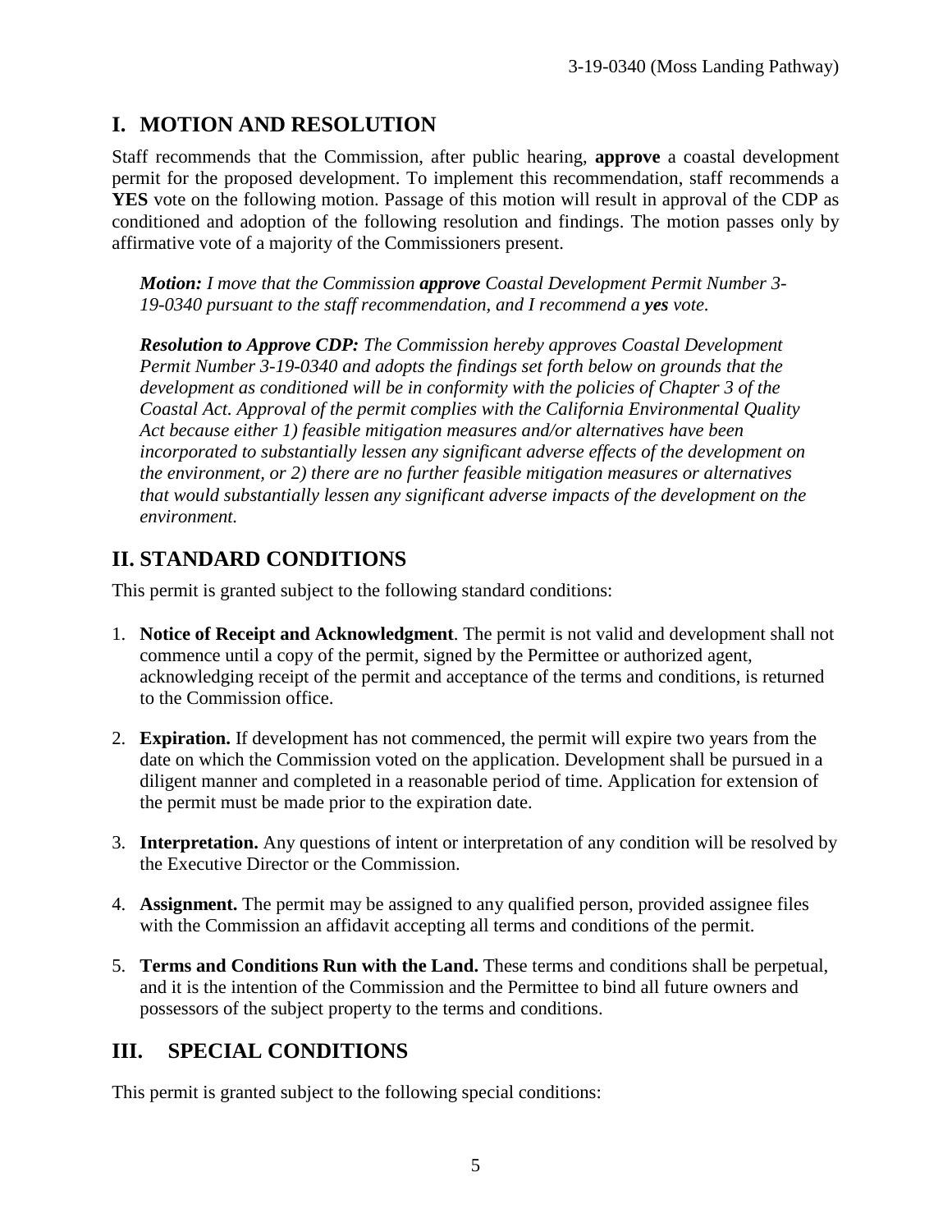## I. MOTION AND RESOLUTION

Staff recommends that the Commission, after public hearing, **approve** a coastal development permit for the proposed development. To implement this recommendation, staff recommends a **YES** vote on the following motion. Passage of this motion will result in approval of the CDP as conditioned and adoption of the following resolution and findings. The motion passes only by affirmative vote of a majority of the Commissioners present.

> ***Motion:*** *I move that the Commission* ***approve*** *Coastal Development Permit Number 3-19-0340 pursuant to the staff recommendation, and I recommend a* ***yes*** *vote.*
>
> ***Resolution to Approve CDP:*** *The Commission hereby approves Coastal Development Permit Number 3-19-0340 and adopts the findings set forth below on grounds that the development as conditioned will be in conformity with the policies of Chapter 3 of the Coastal Act. Approval of the permit complies with the California Environmental Quality Act because either 1) feasible mitigation measures and/or alternatives have been incorporated to substantially lessen any significant adverse effects of the development on the environment, or 2) there are no further feasible mitigation measures or alternatives that would substantially lessen any significant adverse impacts of the development on the environment.*

## II. STANDARD CONDITIONS

This permit is granted subject to the following standard conditions:

1. **Notice of Receipt and Acknowledgment**. The permit is not valid and development shall not commence until a copy of the permit, signed by the Permittee or authorized agent, acknowledging receipt of the permit and acceptance of the terms and conditions, is returned to the Commission office.

2. **Expiration.** If development has not commenced, the permit will expire two years from the date on which the Commission voted on the application. Development shall be pursued in a diligent manner and completed in a reasonable period of time. Application for extension of the permit must be made prior to the expiration date.

3. **Interpretation.** Any questions of intent or interpretation of any condition will be resolved by the Executive Director or the Commission.

4. **Assignment.** The permit may be assigned to any qualified person, provided assignee files with the Commission an affidavit accepting all terms and conditions of the permit.

5. **Terms and Conditions Run with the Land.** These terms and conditions shall be perpetual, and it is the intention of the Commission and the Permittee to bind all future owners and possessors of the subject property to the terms and conditions.

## III. SPECIAL CONDITIONS

This permit is granted subject to the following special conditions: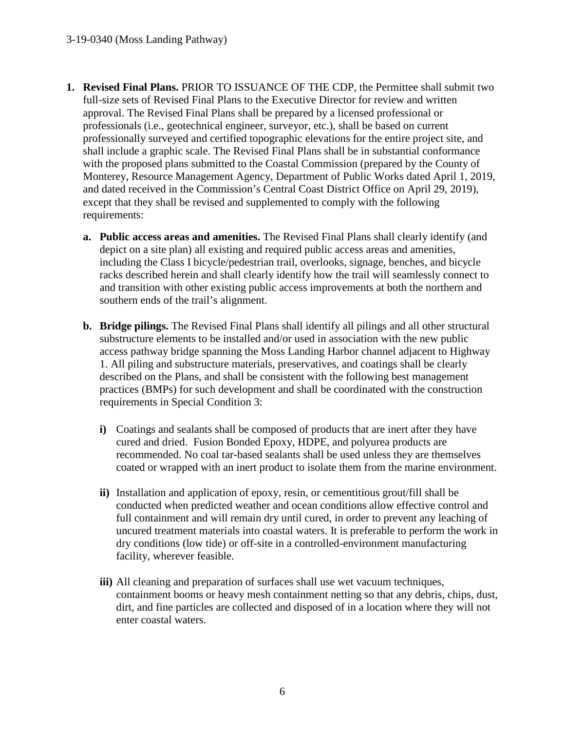1. **Revised Final Plans.** PRIOR TO ISSUANCE OF THE CDP, the Permittee shall submit two full-size sets of Revised Final Plans to the Executive Director for review and written approval. The Revised Final Plans shall be prepared by a licensed professional or professionals (i.e., geotechnical engineer, surveyor, etc.), shall be based on current professionally surveyed and certified topographic elevations for the entire project site, and shall include a graphic scale. The Revised Final Plans shall be in substantial conformance with the proposed plans submitted to the Coastal Commission (prepared by the County of Monterey, Resource Management Agency, Department of Public Works dated April 1, 2019, and dated received in the Commission's Central Coast District Office on April 29, 2019), except that they shall be revised and supplemented to comply with the following requirements:

   a. **Public access areas and amenities.** The Revised Final Plans shall clearly identify (and depict on a site plan) all existing and required public access areas and amenities, including the Class I bicycle/pedestrian trail, overlooks, signage, benches, and bicycle racks described herein and shall clearly identify how the trail will seamlessly connect to and transition with other existing public access improvements at both the northern and southern ends of the trail's alignment.

   b. **Bridge pilings.** The Revised Final Plans shall identify all pilings and all other structural substructure elements to be installed and/or used in association with the new public access pathway bridge spanning the Moss Landing Harbor channel adjacent to Highway 1. All piling and substructure materials, preservatives, and coatings shall be clearly described on the Plans, and shall be consistent with the following best management practices (BMPs) for such development and shall be coordinated with the construction requirements in Special Condition 3:

      **i)** Coatings and sealants shall be composed of products that are inert after they have cured and dried. Fusion Bonded Epoxy, HDPE, and polyurea products are recommended. No coal tar-based sealants shall be used unless they are themselves coated or wrapped with an inert product to isolate them from the marine environment.

      **ii)** Installation and application of epoxy, resin, or cementitious grout/fill shall be conducted when predicted weather and ocean conditions allow effective control and full containment and will remain dry until cured, in order to prevent any leaching of uncured treatment materials into coastal waters. It is preferable to perform the work in dry conditions (low tide) or off-site in a controlled-environment manufacturing facility, wherever feasible.

      **iii)** All cleaning and preparation of surfaces shall use wet vacuum techniques, containment booms or heavy mesh containment netting so that any debris, chips, dust, dirt, and fine particles are collected and disposed of in a location where they will not enter coastal waters.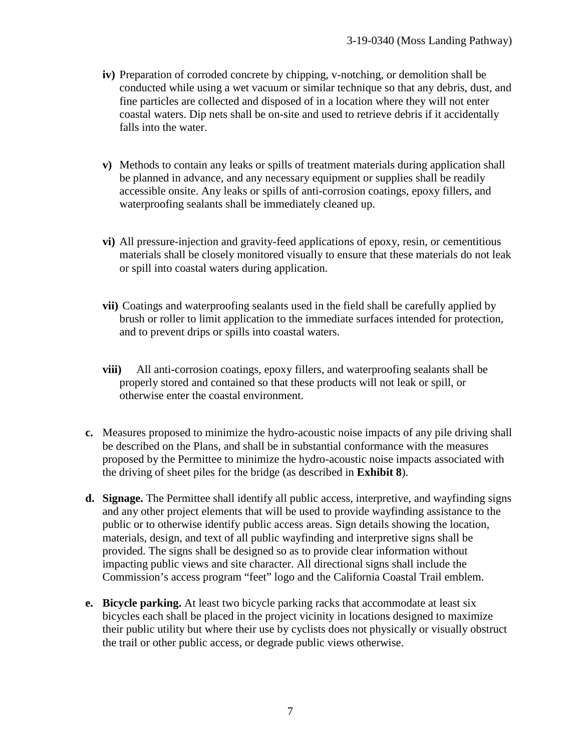- **iv)** Preparation of corroded concrete by chipping, v-notching, or demolition shall be conducted while using a wet vacuum or similar technique so that any debris, dust, and fine particles are collected and disposed of in a location where they will not enter coastal waters. Dip nets shall be on-site and used to retrieve debris if it accidentally falls into the water.

- **v)** Methods to contain any leaks or spills of treatment materials during application shall be planned in advance, and any necessary equipment or supplies shall be readily accessible onsite. Any leaks or spills of anti-corrosion coatings, epoxy fillers, and waterproofing sealants shall be immediately cleaned up.

- **vi)** All pressure-injection and gravity-feed applications of epoxy, resin, or cementitious materials shall be closely monitored visually to ensure that these materials do not leak or spill into coastal waters during application.

- **vii)** Coatings and waterproofing sealants used in the field shall be carefully applied by brush or roller to limit application to the immediate surfaces intended for protection, and to prevent drips or spills into coastal waters.

- **viii)** All anti-corrosion coatings, epoxy fillers, and waterproofing sealants shall be properly stored and contained so that these products will not leak or spill, or otherwise enter the coastal environment.

**c.** Measures proposed to minimize the hydro-acoustic noise impacts of any pile driving shall be described on the Plans, and shall be in substantial conformance with the measures proposed by the Permittee to minimize the hydro-acoustic noise impacts associated with the driving of sheet piles for the bridge (as described in **Exhibit 8**).

**d. Signage.** The Permittee shall identify all public access, interpretive, and wayfinding signs and any other project elements that will be used to provide wayfinding assistance to the public or to otherwise identify public access areas. Sign details showing the location, materials, design, and text of all public wayfinding and interpretive signs shall be provided. The signs shall be designed so as to provide clear information without impacting public views and site character. All directional signs shall include the Commission's access program "feet" logo and the California Coastal Trail emblem.

**e. Bicycle parking.** At least two bicycle parking racks that accommodate at least six bicycles each shall be placed in the project vicinity in locations designed to maximize their public utility but where their use by cyclists does not physically or visually obstruct the trail or other public access, or degrade public views otherwise.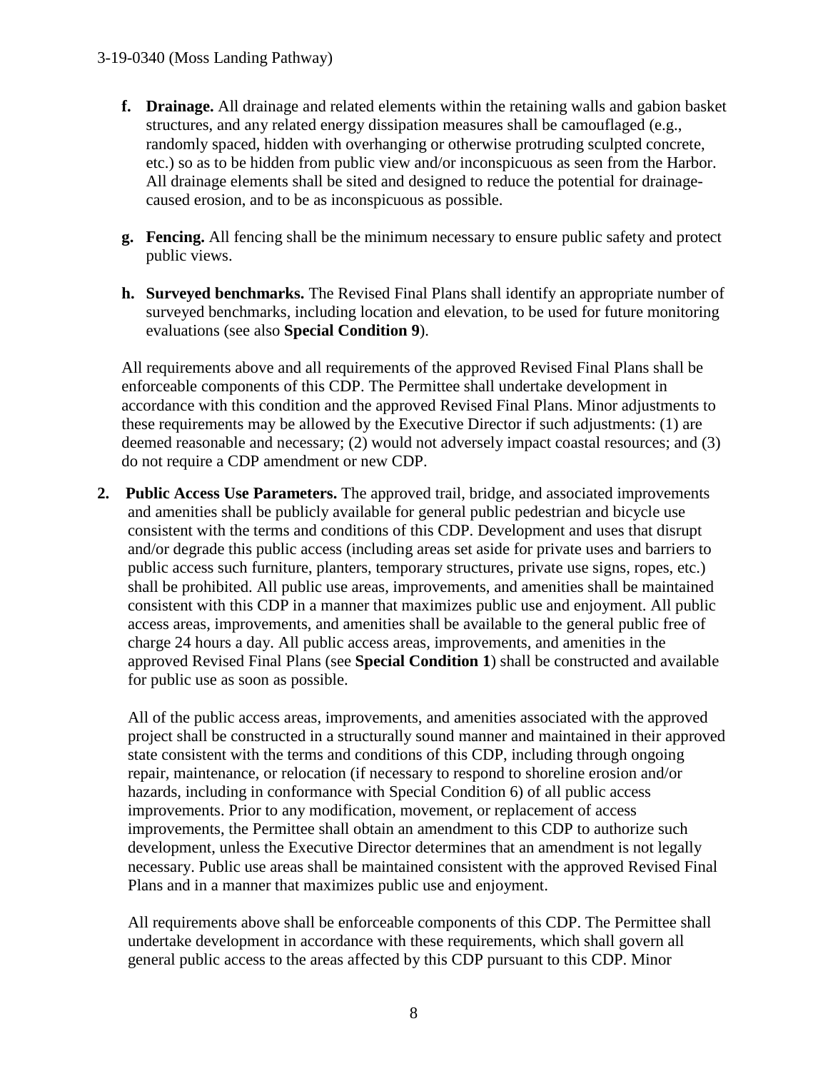- **f. Drainage.** All drainage and related elements within the retaining walls and gabion basket structures, and any related energy dissipation measures shall be camouflaged (e.g., randomly spaced, hidden with overhanging or otherwise protruding sculpted concrete, etc.) so as to be hidden from public view and/or inconspicuous as seen from the Harbor. All drainage elements shall be sited and designed to reduce the potential for drainage-caused erosion, and to be as inconspicuous as possible.

- **g. Fencing.** All fencing shall be the minimum necessary to ensure public safety and protect public views.

- **h. Surveyed benchmarks.** The Revised Final Plans shall identify an appropriate number of surveyed benchmarks, including location and elevation, to be used for future monitoring evaluations (see also **Special Condition 9**).

All requirements above and all requirements of the approved Revised Final Plans shall be enforceable components of this CDP. The Permittee shall undertake development in accordance with this condition and the approved Revised Final Plans. Minor adjustments to these requirements may be allowed by the Executive Director if such adjustments: (1) are deemed reasonable and necessary; (2) would not adversely impact coastal resources; and (3) do not require a CDP amendment or new CDP.

2. **Public Access Use Parameters.** The approved trail, bridge, and associated improvements and amenities shall be publicly available for general public pedestrian and bicycle use consistent with the terms and conditions of this CDP. Development and uses that disrupt and/or degrade this public access (including areas set aside for private uses and barriers to public access such furniture, planters, temporary structures, private use signs, ropes, etc.) shall be prohibited. All public use areas, improvements, and amenities shall be maintained consistent with this CDP in a manner that maximizes public use and enjoyment. All public access areas, improvements, and amenities shall be available to the general public free of charge 24 hours a day. All public access areas, improvements, and amenities in the approved Revised Final Plans (see **Special Condition 1**) shall be constructed and available for public use as soon as possible.

   All of the public access areas, improvements, and amenities associated with the approved project shall be constructed in a structurally sound manner and maintained in their approved state consistent with the terms and conditions of this CDP, including through ongoing repair, maintenance, or relocation (if necessary to respond to shoreline erosion and/or hazards, including in conformance with Special Condition 6) of all public access improvements. Prior to any modification, movement, or replacement of access improvements, the Permittee shall obtain an amendment to this CDP to authorize such development, unless the Executive Director determines that an amendment is not legally necessary. Public use areas shall be maintained consistent with the approved Revised Final Plans and in a manner that maximizes public use and enjoyment.

   All requirements above shall be enforceable components of this CDP. The Permittee shall undertake development in accordance with these requirements, which shall govern all general public access to the areas affected by this CDP pursuant to this CDP. Minor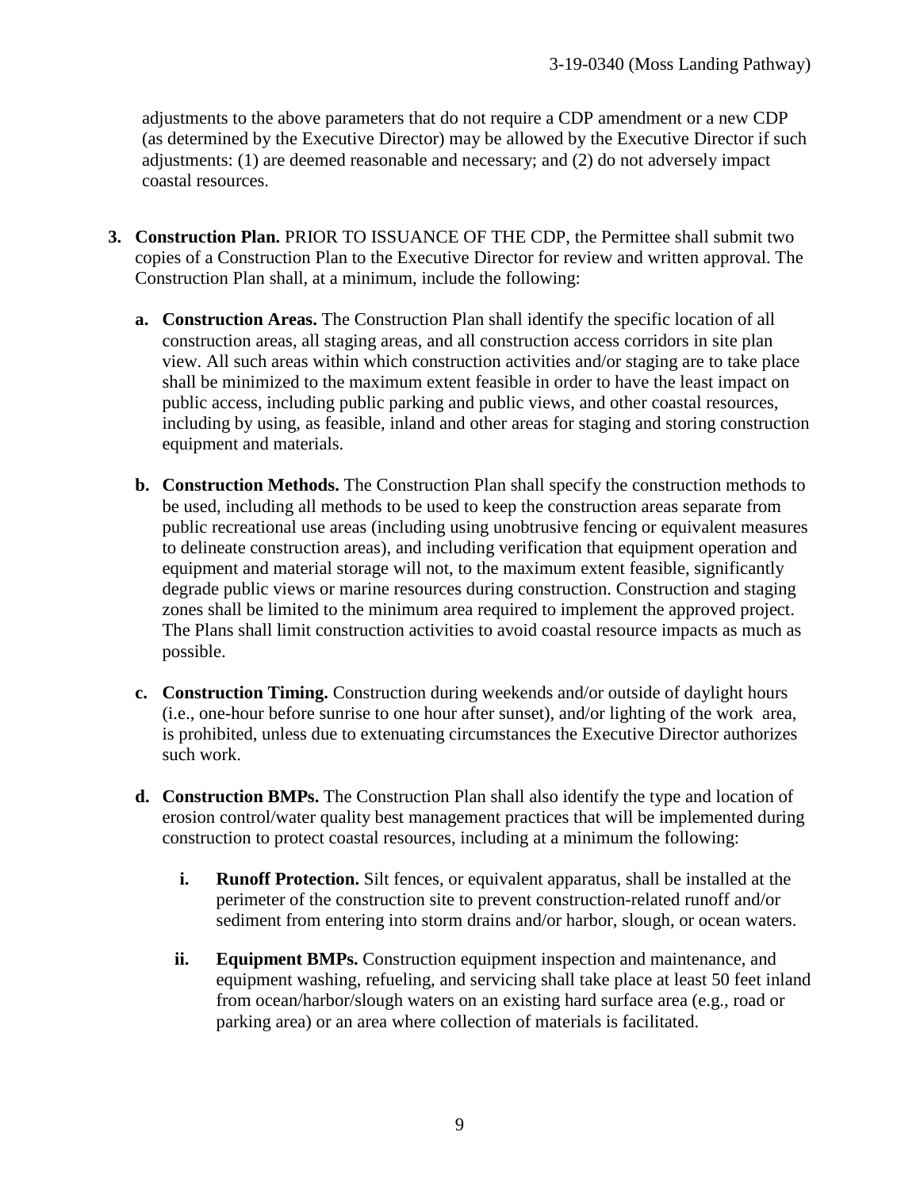adjustments to the above parameters that do not require a CDP amendment or a new CDP (as determined by the Executive Director) may be allowed by the Executive Director if such adjustments: (1) are deemed reasonable and necessary; and (2) do not adversely impact coastal resources.

3. **Construction Plan.** PRIOR TO ISSUANCE OF THE CDP, the Permittee shall submit two copies of a Construction Plan to the Executive Director for review and written approval. The Construction Plan shall, at a minimum, include the following:

   a. **Construction Areas.** The Construction Plan shall identify the specific location of all construction areas, all staging areas, and all construction access corridors in site plan view. All such areas within which construction activities and/or staging are to take place shall be minimized to the maximum extent feasible in order to have the least impact on public access, including public parking and public views, and other coastal resources, including by using, as feasible, inland and other areas for staging and storing construction equipment and materials.

   b. **Construction Methods.** The Construction Plan shall specify the construction methods to be used, including all methods to be used to keep the construction areas separate from public recreational use areas (including using unobtrusive fencing or equivalent measures to delineate construction areas), and including verification that equipment operation and equipment and material storage will not, to the maximum extent feasible, significantly degrade public views or marine resources during construction. Construction and staging zones shall be limited to the minimum area required to implement the approved project. The Plans shall limit construction activities to avoid coastal resource impacts as much as possible.

   c. **Construction Timing.** Construction during weekends and/or outside of daylight hours (i.e., one-hour before sunrise to one hour after sunset), and/or lighting of the work area, is prohibited, unless due to extenuating circumstances the Executive Director authorizes such work.

   d. **Construction BMPs.** The Construction Plan shall also identify the type and location of erosion control/water quality best management practices that will be implemented during construction to protect coastal resources, including at a minimum the following:

      i. **Runoff Protection.** Silt fences, or equivalent apparatus, shall be installed at the perimeter of the construction site to prevent construction-related runoff and/or sediment from entering into storm drains and/or harbor, slough, or ocean waters.

      ii. **Equipment BMPs.** Construction equipment inspection and maintenance, and equipment washing, refueling, and servicing shall take place at least 50 feet inland from ocean/harbor/slough waters on an existing hard surface area (e.g., road or parking area) or an area where collection of materials is facilitated.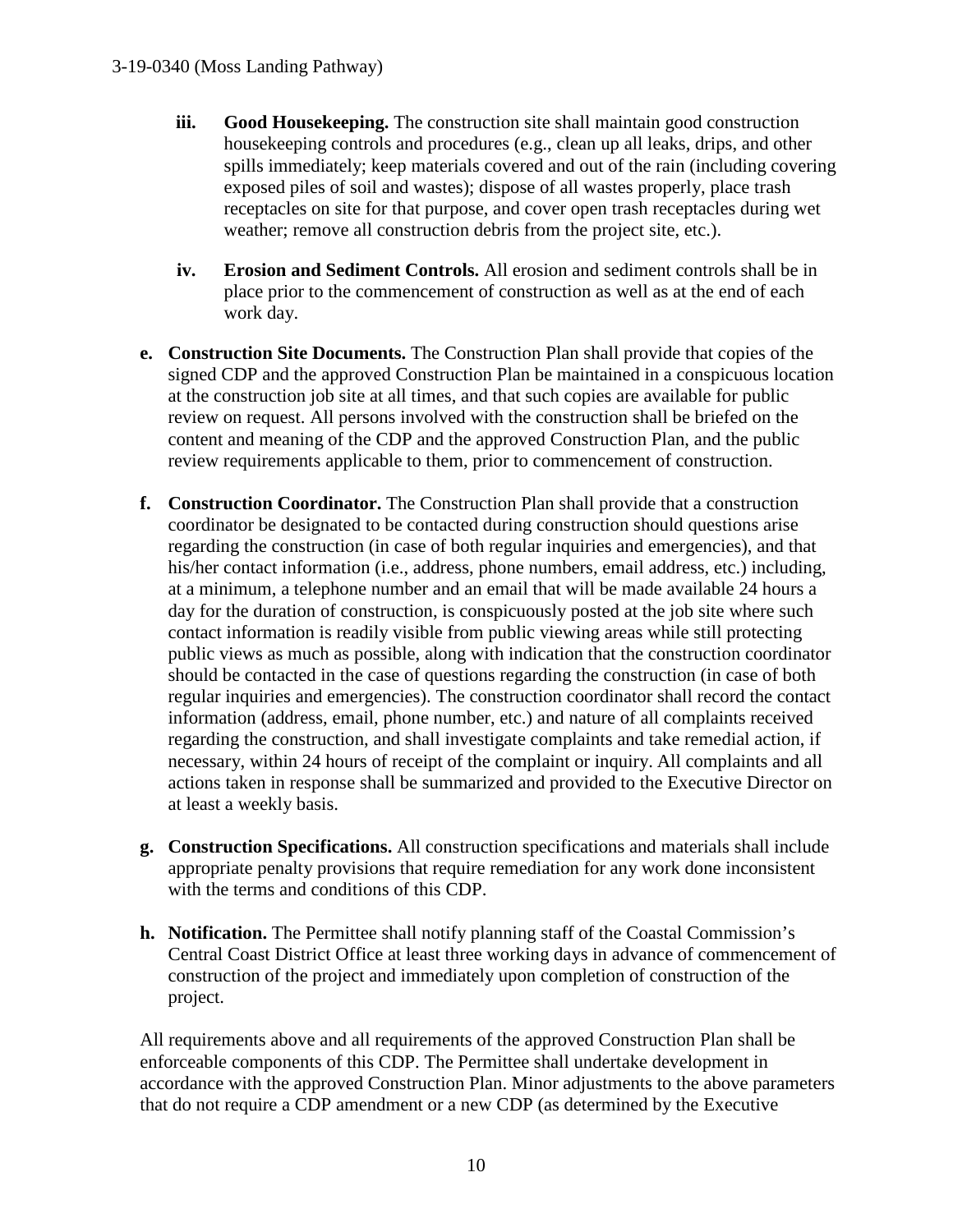- **iii. Good Housekeeping.** The construction site shall maintain good construction housekeeping controls and procedures (e.g., clean up all leaks, drips, and other spills immediately; keep materials covered and out of the rain (including covering exposed piles of soil and wastes); dispose of all wastes properly, place trash receptacles on site for that purpose, and cover open trash receptacles during wet weather; remove all construction debris from the project site, etc.).

- **iv. Erosion and Sediment Controls.** All erosion and sediment controls shall be in place prior to the commencement of construction as well as at the end of each work day.

**e. Construction Site Documents.** The Construction Plan shall provide that copies of the signed CDP and the approved Construction Plan be maintained in a conspicuous location at the construction job site at all times, and that such copies are available for public review on request. All persons involved with the construction shall be briefed on the content and meaning of the CDP and the approved Construction Plan, and the public review requirements applicable to them, prior to commencement of construction.

**f. Construction Coordinator.** The Construction Plan shall provide that a construction coordinator be designated to be contacted during construction should questions arise regarding the construction (in case of both regular inquiries and emergencies), and that his/her contact information (i.e., address, phone numbers, email address, etc.) including, at a minimum, a telephone number and an email that will be made available 24 hours a day for the duration of construction, is conspicuously posted at the job site where such contact information is readily visible from public viewing areas while still protecting public views as much as possible, along with indication that the construction coordinator should be contacted in the case of questions regarding the construction (in case of both regular inquiries and emergencies). The construction coordinator shall record the contact information (address, email, phone number, etc.) and nature of all complaints received regarding the construction, and shall investigate complaints and take remedial action, if necessary, within 24 hours of receipt of the complaint or inquiry. All complaints and all actions taken in response shall be summarized and provided to the Executive Director on at least a weekly basis.

**g. Construction Specifications.** All construction specifications and materials shall include appropriate penalty provisions that require remediation for any work done inconsistent with the terms and conditions of this CDP.

**h. Notification.** The Permittee shall notify planning staff of the Coastal Commission's Central Coast District Office at least three working days in advance of commencement of construction of the project and immediately upon completion of construction of the project.

All requirements above and all requirements of the approved Construction Plan shall be enforceable components of this CDP. The Permittee shall undertake development in accordance with the approved Construction Plan. Minor adjustments to the above parameters that do not require a CDP amendment or a new CDP (as determined by the Executive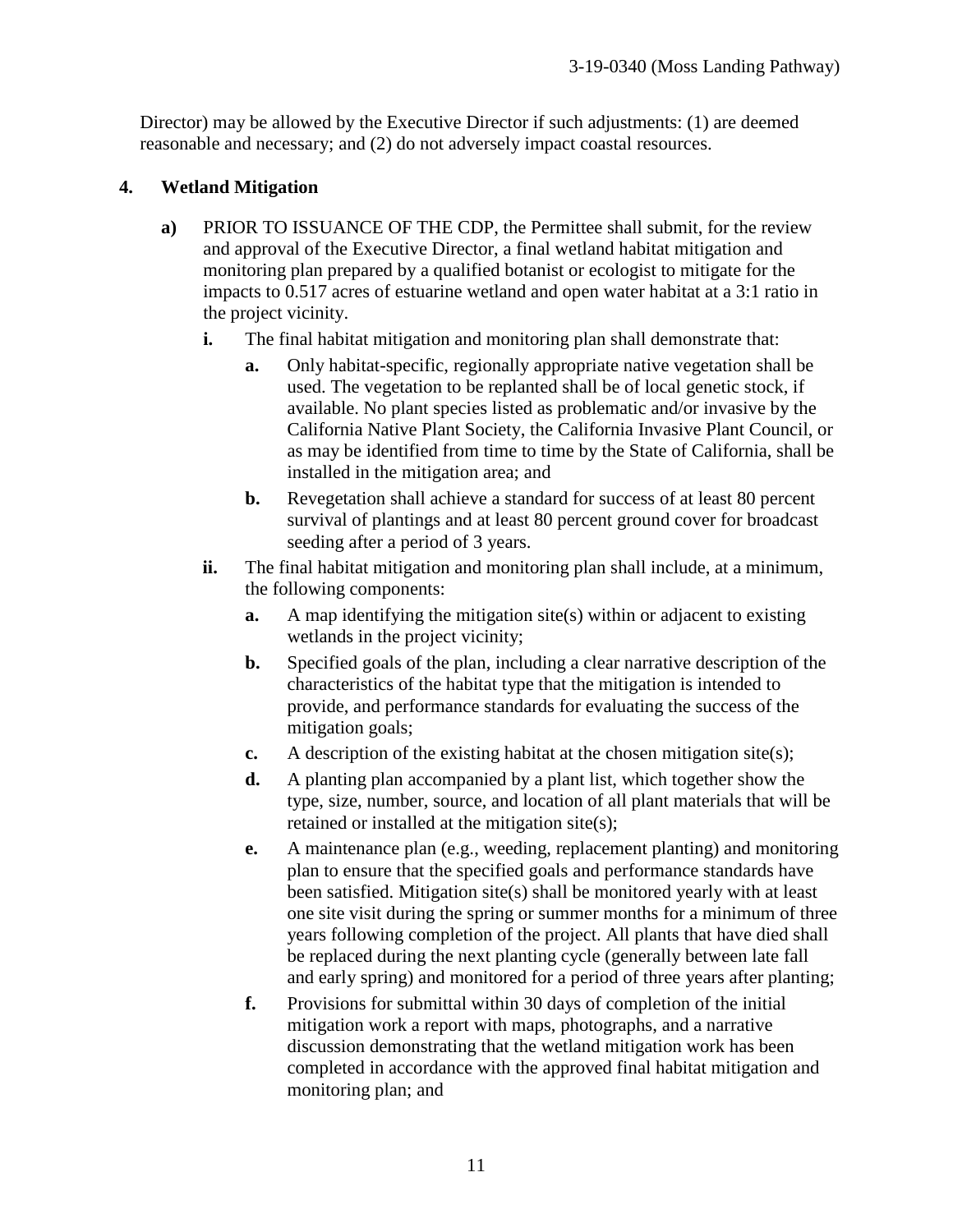Director) may be allowed by the Executive Director if such adjustments: (1) are deemed reasonable and necessary; and (2) do not adversely impact coastal resources.

**4. Wetland Mitigation**

**a)** PRIOR TO ISSUANCE OF THE CDP, the Permittee shall submit, for the review and approval of the Executive Director, a final wetland habitat mitigation and monitoring plan prepared by a qualified botanist or ecologist to mitigate for the impacts to 0.517 acres of estuarine wetland and open water habitat at a 3:1 ratio in the project vicinity.

- **i.** The final habitat mitigation and monitoring plan shall demonstrate that:
  - **a.** Only habitat-specific, regionally appropriate native vegetation shall be used. The vegetation to be replanted shall be of local genetic stock, if available. No plant species listed as problematic and/or invasive by the California Native Plant Society, the California Invasive Plant Council, or as may be identified from time to time by the State of California, shall be installed in the mitigation area; and
  - **b.** Revegetation shall achieve a standard for success of at least 80 percent survival of plantings and at least 80 percent ground cover for broadcast seeding after a period of 3 years.
- **ii.** The final habitat mitigation and monitoring plan shall include, at a minimum, the following components:
  - **a.** A map identifying the mitigation site(s) within or adjacent to existing wetlands in the project vicinity;
  - **b.** Specified goals of the plan, including a clear narrative description of the characteristics of the habitat type that the mitigation is intended to provide, and performance standards for evaluating the success of the mitigation goals;
  - **c.** A description of the existing habitat at the chosen mitigation site(s);
  - **d.** A planting plan accompanied by a plant list, which together show the type, size, number, source, and location of all plant materials that will be retained or installed at the mitigation site(s);
  - **e.** A maintenance plan (e.g., weeding, replacement planting) and monitoring plan to ensure that the specified goals and performance standards have been satisfied. Mitigation site(s) shall be monitored yearly with at least one site visit during the spring or summer months for a minimum of three years following completion of the project. All plants that have died shall be replaced during the next planting cycle (generally between late fall and early spring) and monitored for a period of three years after planting;
  - **f.** Provisions for submittal within 30 days of completion of the initial mitigation work a report with maps, photographs, and a narrative discussion demonstrating that the wetland mitigation work has been completed in accordance with the approved final habitat mitigation and monitoring plan; and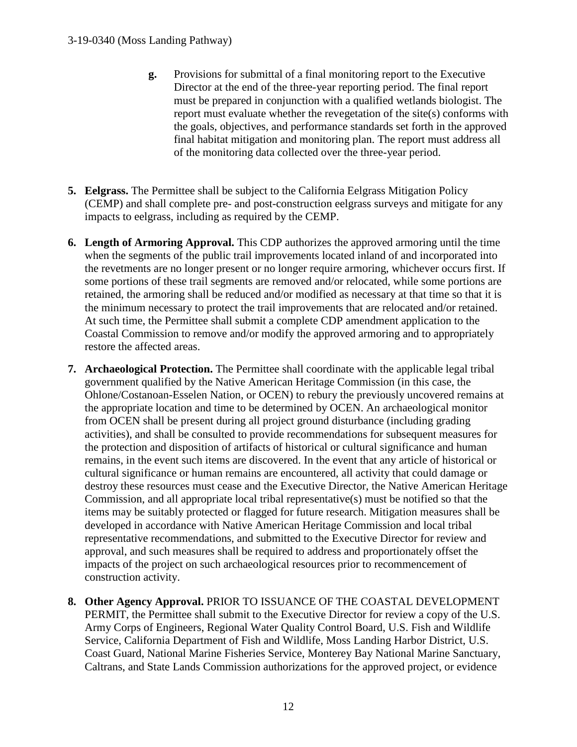**g.** Provisions for submittal of a final monitoring report to the Executive Director at the end of the three-year reporting period. The final report must be prepared in conjunction with a qualified wetlands biologist. The report must evaluate whether the revegetation of the site(s) conforms with the goals, objectives, and performance standards set forth in the approved final habitat mitigation and monitoring plan. The report must address all of the monitoring data collected over the three-year period.

**5. Eelgrass.** The Permittee shall be subject to the California Eelgrass Mitigation Policy (CEMP) and shall complete pre- and post-construction eelgrass surveys and mitigate for any impacts to eelgrass, including as required by the CEMP.

**6. Length of Armoring Approval.** This CDP authorizes the approved armoring until the time when the segments of the public trail improvements located inland of and incorporated into the revetments are no longer present or no longer require armoring, whichever occurs first. If some portions of these trail segments are removed and/or relocated, while some portions are retained, the armoring shall be reduced and/or modified as necessary at that time so that it is the minimum necessary to protect the trail improvements that are relocated and/or retained. At such time, the Permittee shall submit a complete CDP amendment application to the Coastal Commission to remove and/or modify the approved armoring and to appropriately restore the affected areas.

**7. Archaeological Protection.** The Permittee shall coordinate with the applicable legal tribal government qualified by the Native American Heritage Commission (in this case, the Ohlone/Costanoan-Esselen Nation, or OCEN) to rebury the previously uncovered remains at the appropriate location and time to be determined by OCEN. An archaeological monitor from OCEN shall be present during all project ground disturbance (including grading activities), and shall be consulted to provide recommendations for subsequent measures for the protection and disposition of artifacts of historical or cultural significance and human remains, in the event such items are discovered. In the event that any article of historical or cultural significance or human remains are encountered, all activity that could damage or destroy these resources must cease and the Executive Director, the Native American Heritage Commission, and all appropriate local tribal representative(s) must be notified so that the items may be suitably protected or flagged for future research. Mitigation measures shall be developed in accordance with Native American Heritage Commission and local tribal representative recommendations, and submitted to the Executive Director for review and approval, and such measures shall be required to address and proportionately offset the impacts of the project on such archaeological resources prior to recommencement of construction activity.

**8. Other Agency Approval.** PRIOR TO ISSUANCE OF THE COASTAL DEVELOPMENT PERMIT, the Permittee shall submit to the Executive Director for review a copy of the U.S. Army Corps of Engineers, Regional Water Quality Control Board, U.S. Fish and Wildlife Service, California Department of Fish and Wildlife, Moss Landing Harbor District, U.S. Coast Guard, National Marine Fisheries Service, Monterey Bay National Marine Sanctuary, Caltrans, and State Lands Commission authorizations for the approved project, or evidence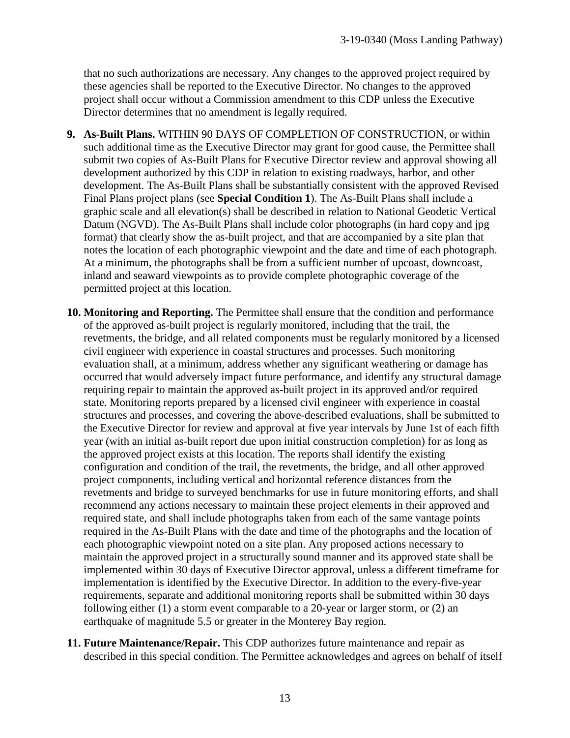that no such authorizations are necessary. Any changes to the approved project required by these agencies shall be reported to the Executive Director. No changes to the approved project shall occur without a Commission amendment to this CDP unless the Executive Director determines that no amendment is legally required.

9. **As-Built Plans.** WITHIN 90 DAYS OF COMPLETION OF CONSTRUCTION, or within such additional time as the Executive Director may grant for good cause, the Permittee shall submit two copies of As-Built Plans for Executive Director review and approval showing all development authorized by this CDP in relation to existing roadways, harbor, and other development. The As-Built Plans shall be substantially consistent with the approved Revised Final Plans project plans (see **Special Condition 1**). The As-Built Plans shall include a graphic scale and all elevation(s) shall be described in relation to National Geodetic Vertical Datum (NGVD). The As-Built Plans shall include color photographs (in hard copy and jpg format) that clearly show the as-built project, and that are accompanied by a site plan that notes the location of each photographic viewpoint and the date and time of each photograph. At a minimum, the photographs shall be from a sufficient number of upcoast, downcoast, inland and seaward viewpoints as to provide complete photographic coverage of the permitted project at this location.

10. **Monitoring and Reporting.** The Permittee shall ensure that the condition and performance of the approved as-built project is regularly monitored, including that the trail, the revetments, the bridge, and all related components must be regularly monitored by a licensed civil engineer with experience in coastal structures and processes. Such monitoring evaluation shall, at a minimum, address whether any significant weathering or damage has occurred that would adversely impact future performance, and identify any structural damage requiring repair to maintain the approved as-built project in its approved and/or required state. Monitoring reports prepared by a licensed civil engineer with experience in coastal structures and processes, and covering the above-described evaluations, shall be submitted to the Executive Director for review and approval at five year intervals by June 1st of each fifth year (with an initial as-built report due upon initial construction completion) for as long as the approved project exists at this location. The reports shall identify the existing configuration and condition of the trail, the revetments, the bridge, and all other approved project components, including vertical and horizontal reference distances from the revetments and bridge to surveyed benchmarks for use in future monitoring efforts, and shall recommend any actions necessary to maintain these project elements in their approved and required state, and shall include photographs taken from each of the same vantage points required in the As-Built Plans with the date and time of the photographs and the location of each photographic viewpoint noted on a site plan. Any proposed actions necessary to maintain the approved project in a structurally sound manner and its approved state shall be implemented within 30 days of Executive Director approval, unless a different timeframe for implementation is identified by the Executive Director. In addition to the every-five-year requirements, separate and additional monitoring reports shall be submitted within 30 days following either (1) a storm event comparable to a 20-year or larger storm, or (2) an earthquake of magnitude 5.5 or greater in the Monterey Bay region.

11. **Future Maintenance/Repair.** This CDP authorizes future maintenance and repair as described in this special condition. The Permittee acknowledges and agrees on behalf of itself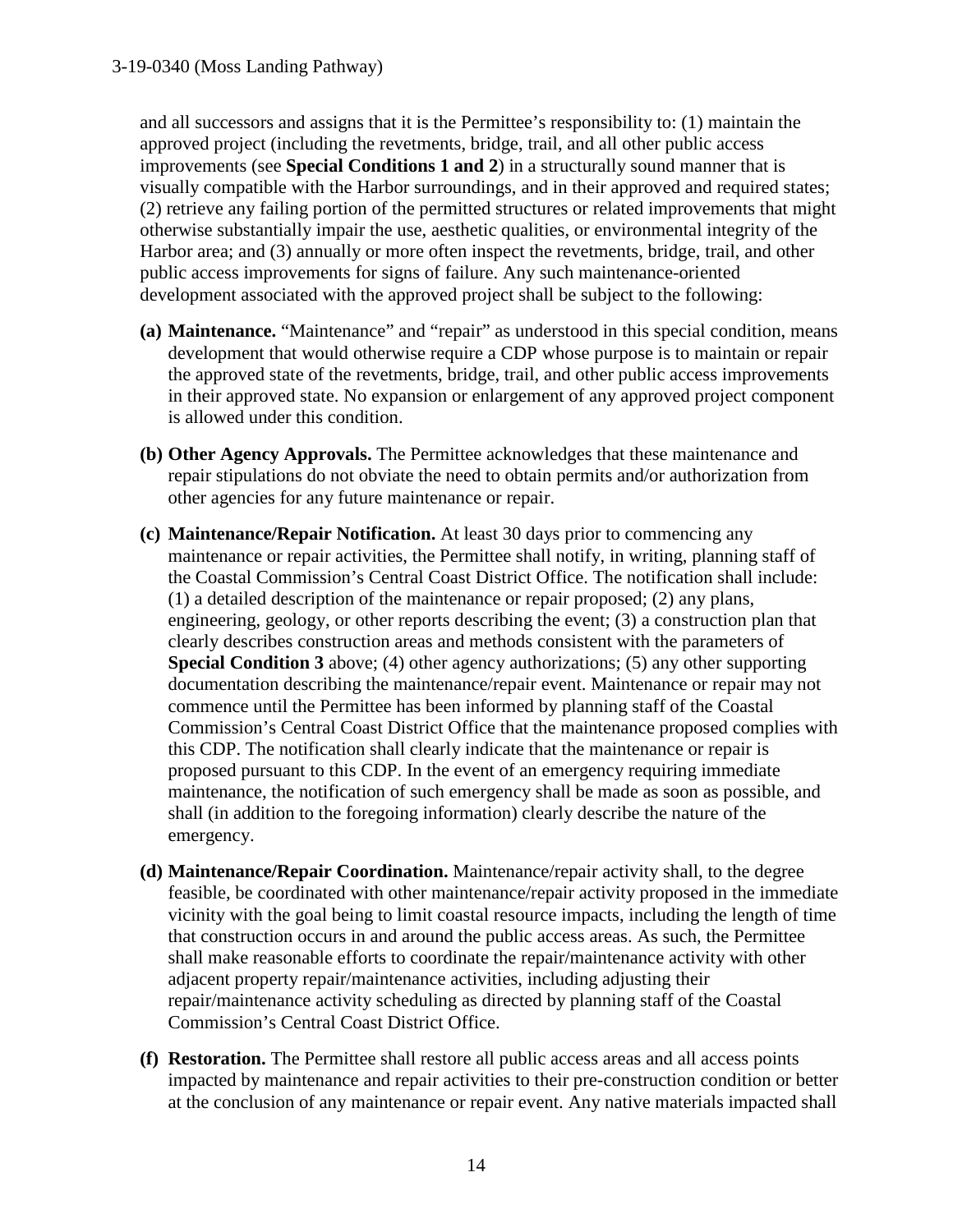and all successors and assigns that it is the Permittee's responsibility to: (1) maintain the approved project (including the revetments, bridge, trail, and all other public access improvements (see **Special Conditions 1 and 2**) in a structurally sound manner that is visually compatible with the Harbor surroundings, and in their approved and required states; (2) retrieve any failing portion of the permitted structures or related improvements that might otherwise substantially impair the use, aesthetic qualities, or environmental integrity of the Harbor area; and (3) annually or more often inspect the revetments, bridge, trail, and other public access improvements for signs of failure. Any such maintenance-oriented development associated with the approved project shall be subject to the following:

**(a) Maintenance.** "Maintenance" and "repair" as understood in this special condition, means development that would otherwise require a CDP whose purpose is to maintain or repair the approved state of the revetments, bridge, trail, and other public access improvements in their approved state. No expansion or enlargement of any approved project component is allowed under this condition.

**(b) Other Agency Approvals.** The Permittee acknowledges that these maintenance and repair stipulations do not obviate the need to obtain permits and/or authorization from other agencies for any future maintenance or repair.

**(c) Maintenance/Repair Notification.** At least 30 days prior to commencing any maintenance or repair activities, the Permittee shall notify, in writing, planning staff of the Coastal Commission's Central Coast District Office. The notification shall include: (1) a detailed description of the maintenance or repair proposed; (2) any plans, engineering, geology, or other reports describing the event; (3) a construction plan that clearly describes construction areas and methods consistent with the parameters of **Special Condition 3** above; (4) other agency authorizations; (5) any other supporting documentation describing the maintenance/repair event. Maintenance or repair may not commence until the Permittee has been informed by planning staff of the Coastal Commission's Central Coast District Office that the maintenance proposed complies with this CDP. The notification shall clearly indicate that the maintenance or repair is proposed pursuant to this CDP. In the event of an emergency requiring immediate maintenance, the notification of such emergency shall be made as soon as possible, and shall (in addition to the foregoing information) clearly describe the nature of the emergency.

**(d) Maintenance/Repair Coordination.** Maintenance/repair activity shall, to the degree feasible, be coordinated with other maintenance/repair activity proposed in the immediate vicinity with the goal being to limit coastal resource impacts, including the length of time that construction occurs in and around the public access areas. As such, the Permittee shall make reasonable efforts to coordinate the repair/maintenance activity with other adjacent property repair/maintenance activities, including adjusting their repair/maintenance activity scheduling as directed by planning staff of the Coastal Commission's Central Coast District Office.

**(f) Restoration.** The Permittee shall restore all public access areas and all access points impacted by maintenance and repair activities to their pre-construction condition or better at the conclusion of any maintenance or repair event. Any native materials impacted shall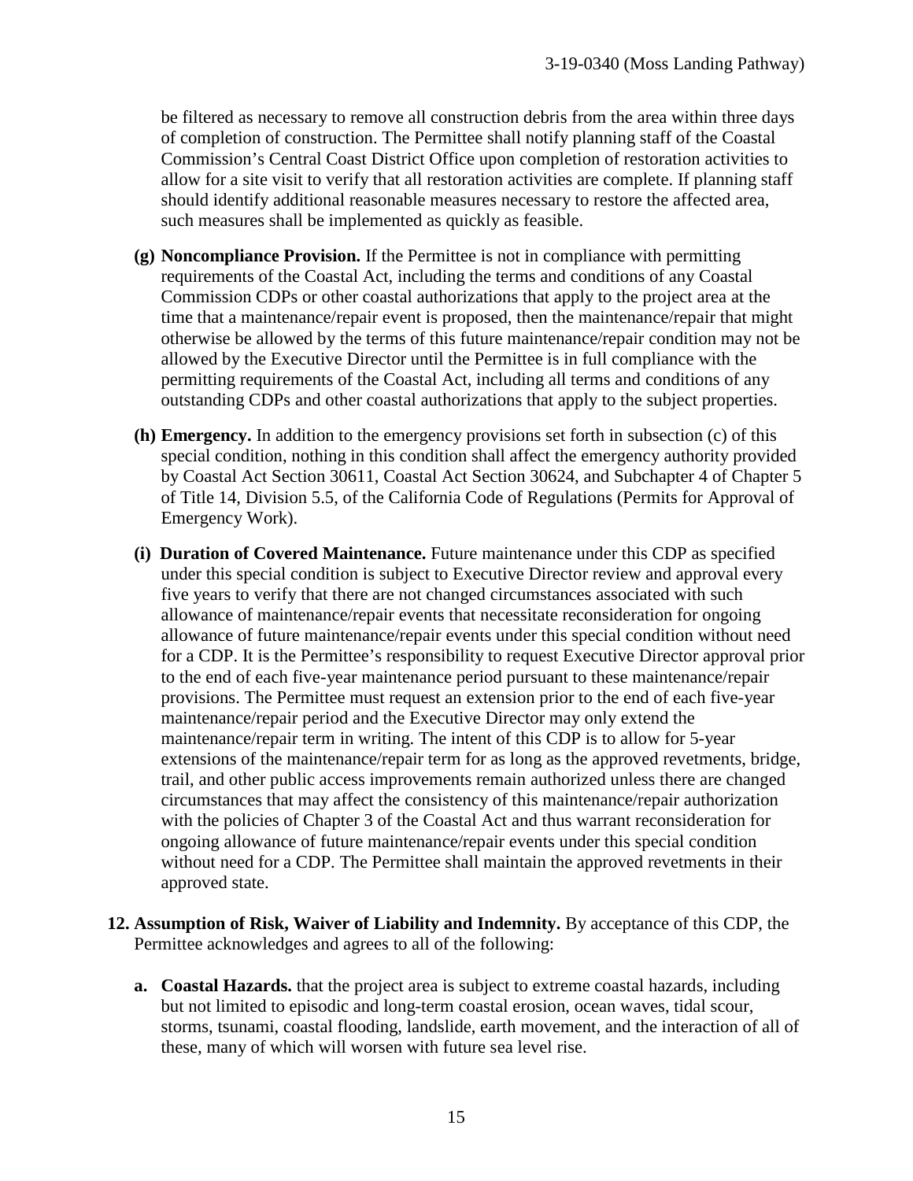be filtered as necessary to remove all construction debris from the area within three days of completion of construction. The Permittee shall notify planning staff of the Coastal Commission's Central Coast District Office upon completion of restoration activities to allow for a site visit to verify that all restoration activities are complete. If planning staff should identify additional reasonable measures necessary to restore the affected area, such measures shall be implemented as quickly as feasible.

**(g) Noncompliance Provision.** If the Permittee is not in compliance with permitting requirements of the Coastal Act, including the terms and conditions of any Coastal Commission CDPs or other coastal authorizations that apply to the project area at the time that a maintenance/repair event is proposed, then the maintenance/repair that might otherwise be allowed by the terms of this future maintenance/repair condition may not be allowed by the Executive Director until the Permittee is in full compliance with the permitting requirements of the Coastal Act, including all terms and conditions of any outstanding CDPs and other coastal authorizations that apply to the subject properties.

**(h) Emergency.** In addition to the emergency provisions set forth in subsection (c) of this special condition, nothing in this condition shall affect the emergency authority provided by Coastal Act Section 30611, Coastal Act Section 30624, and Subchapter 4 of Chapter 5 of Title 14, Division 5.5, of the California Code of Regulations (Permits for Approval of Emergency Work).

**(i) Duration of Covered Maintenance.** Future maintenance under this CDP as specified under this special condition is subject to Executive Director review and approval every five years to verify that there are not changed circumstances associated with such allowance of maintenance/repair events that necessitate reconsideration for ongoing allowance of future maintenance/repair events under this special condition without need for a CDP. It is the Permittee's responsibility to request Executive Director approval prior to the end of each five-year maintenance period pursuant to these maintenance/repair provisions. The Permittee must request an extension prior to the end of each five-year maintenance/repair period and the Executive Director may only extend the maintenance/repair term in writing. The intent of this CDP is to allow for 5-year extensions of the maintenance/repair term for as long as the approved revetments, bridge, trail, and other public access improvements remain authorized unless there are changed circumstances that may affect the consistency of this maintenance/repair authorization with the policies of Chapter 3 of the Coastal Act and thus warrant reconsideration for ongoing allowance of future maintenance/repair events under this special condition without need for a CDP. The Permittee shall maintain the approved revetments in their approved state.

**12. Assumption of Risk, Waiver of Liability and Indemnity.** By acceptance of this CDP, the Permittee acknowledges and agrees to all of the following:

**a. Coastal Hazards.** that the project area is subject to extreme coastal hazards, including but not limited to episodic and long-term coastal erosion, ocean waves, tidal scour, storms, tsunami, coastal flooding, landslide, earth movement, and the interaction of all of these, many of which will worsen with future sea level rise.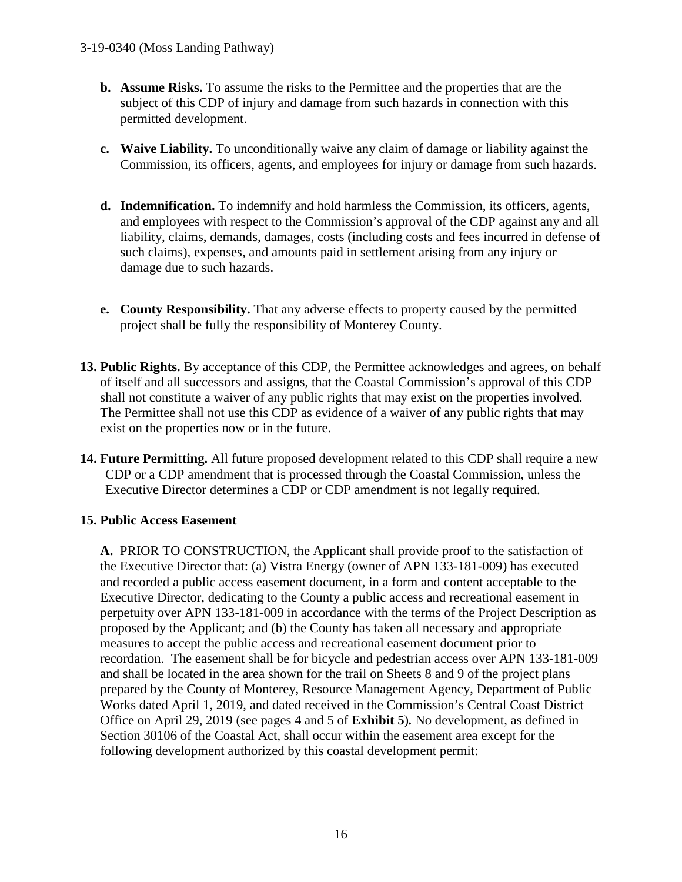- **b. Assume Risks.** To assume the risks to the Permittee and the properties that are the subject of this CDP of injury and damage from such hazards in connection with this permitted development.

- **c. Waive Liability.** To unconditionally waive any claim of damage or liability against the Commission, its officers, agents, and employees for injury or damage from such hazards.

- **d. Indemnification.** To indemnify and hold harmless the Commission, its officers, agents, and employees with respect to the Commission's approval of the CDP against any and all liability, claims, demands, damages, costs (including costs and fees incurred in defense of such claims), expenses, and amounts paid in settlement arising from any injury or damage due to such hazards.

- **e. County Responsibility.** That any adverse effects to property caused by the permitted project shall be fully the responsibility of Monterey County.

**13. Public Rights.** By acceptance of this CDP, the Permittee acknowledges and agrees, on behalf of itself and all successors and assigns, that the Coastal Commission's approval of this CDP shall not constitute a waiver of any public rights that may exist on the properties involved. The Permittee shall not use this CDP as evidence of a waiver of any public rights that may exist on the properties now or in the future.

**14. Future Permitting.** All future proposed development related to this CDP shall require a new CDP or a CDP amendment that is processed through the Coastal Commission, unless the Executive Director determines a CDP or CDP amendment is not legally required.

**15. Public Access Easement**

**A.** PRIOR TO CONSTRUCTION, the Applicant shall provide proof to the satisfaction of the Executive Director that: (a) Vistra Energy (owner of APN 133-181-009) has executed and recorded a public access easement document, in a form and content acceptable to the Executive Director, dedicating to the County a public access and recreational easement in perpetuity over APN 133-181-009 in accordance with the terms of the Project Description as proposed by the Applicant; and (b) the County has taken all necessary and appropriate measures to accept the public access and recreational easement document prior to recordation. The easement shall be for bicycle and pedestrian access over APN 133-181-009 and shall be located in the area shown for the trail on Sheets 8 and 9 of the project plans prepared by the County of Monterey, Resource Management Agency, Department of Public Works dated April 1, 2019, and dated received in the Commission's Central Coast District Office on April 29, 2019 (see pages 4 and 5 of **Exhibit 5**). No development, as defined in Section 30106 of the Coastal Act, shall occur within the easement area except for the following development authorized by this coastal development permit: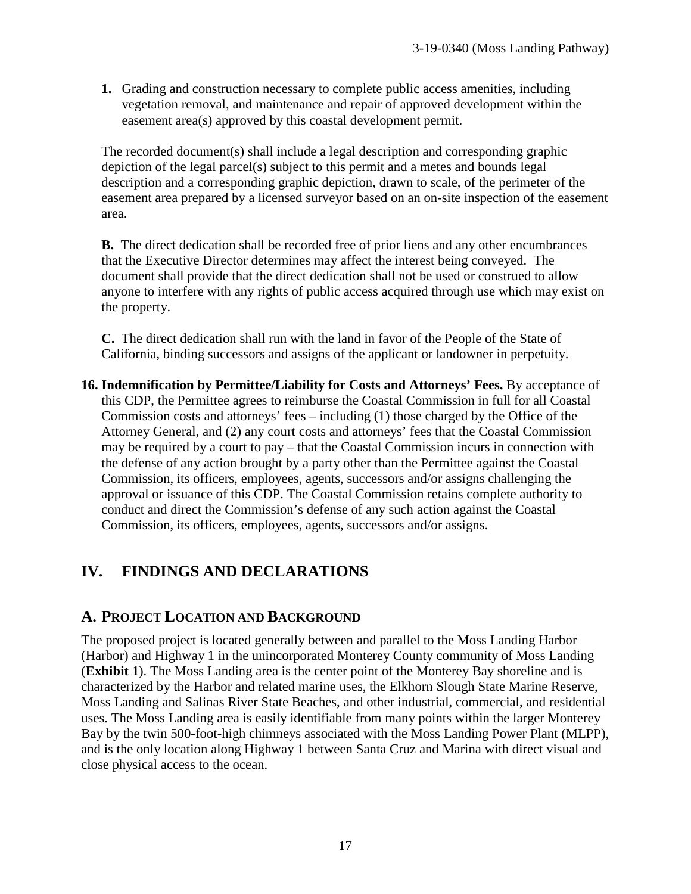1. Grading and construction necessary to complete public access amenities, including vegetation removal, and maintenance and repair of approved development within the easement area(s) approved by this coastal development permit.

The recorded document(s) shall include a legal description and corresponding graphic depiction of the legal parcel(s) subject to this permit and a metes and bounds legal description and a corresponding graphic depiction, drawn to scale, of the perimeter of the easement area prepared by a licensed surveyor based on an on-site inspection of the easement area.

**B.** The direct dedication shall be recorded free of prior liens and any other encumbrances that the Executive Director determines may affect the interest being conveyed. The document shall provide that the direct dedication shall not be used or construed to allow anyone to interfere with any rights of public access acquired through use which may exist on the property.

**C.** The direct dedication shall run with the land in favor of the People of the State of California, binding successors and assigns of the applicant or landowner in perpetuity.

**16. Indemnification by Permittee/Liability for Costs and Attorneys' Fees.** By acceptance of this CDP, the Permittee agrees to reimburse the Coastal Commission in full for all Coastal Commission costs and attorneys' fees – including (1) those charged by the Office of the Attorney General, and (2) any court costs and attorneys' fees that the Coastal Commission may be required by a court to pay – that the Coastal Commission incurs in connection with the defense of any action brought by a party other than the Permittee against the Coastal Commission, its officers, employees, agents, successors and/or assigns challenging the approval or issuance of this CDP. The Coastal Commission retains complete authority to conduct and direct the Commission's defense of any such action against the Coastal Commission, its officers, employees, agents, successors and/or assigns.

# IV. FINDINGS AND DECLARATIONS

## A. PROJECT LOCATION AND BACKGROUND

The proposed project is located generally between and parallel to the Moss Landing Harbor (Harbor) and Highway 1 in the unincorporated Monterey County community of Moss Landing (**Exhibit 1**). The Moss Landing area is the center point of the Monterey Bay shoreline and is characterized by the Harbor and related marine uses, the Elkhorn Slough State Marine Reserve, Moss Landing and Salinas River State Beaches, and other industrial, commercial, and residential uses. The Moss Landing area is easily identifiable from many points within the larger Monterey Bay by the twin 500-foot-high chimneys associated with the Moss Landing Power Plant (MLPP), and is the only location along Highway 1 between Santa Cruz and Marina with direct visual and close physical access to the ocean.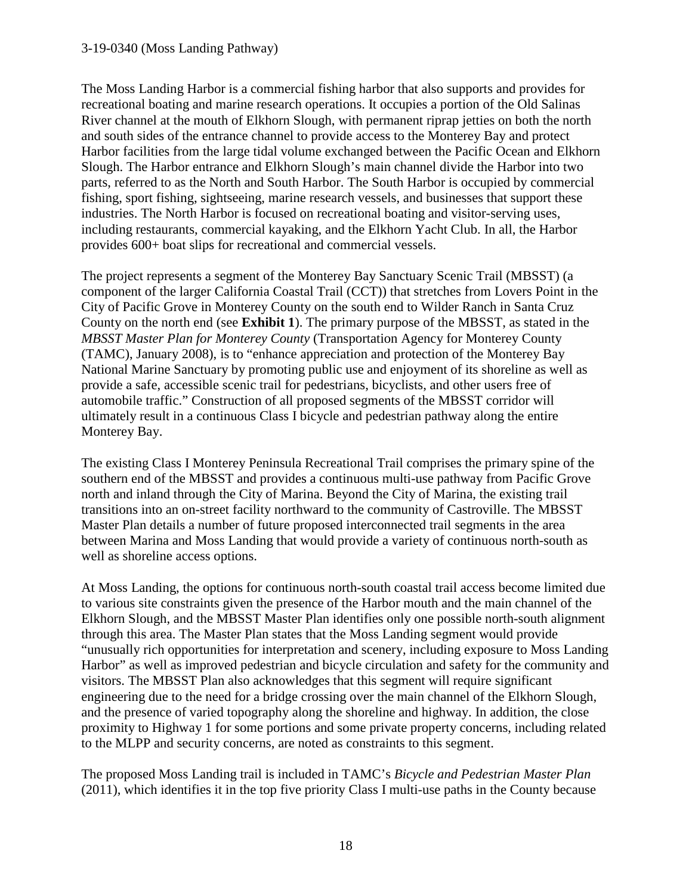The Moss Landing Harbor is a commercial fishing harbor that also supports and provides for recreational boating and marine research operations. It occupies a portion of the Old Salinas River channel at the mouth of Elkhorn Slough, with permanent riprap jetties on both the north and south sides of the entrance channel to provide access to the Monterey Bay and protect Harbor facilities from the large tidal volume exchanged between the Pacific Ocean and Elkhorn Slough. The Harbor entrance and Elkhorn Slough's main channel divide the Harbor into two parts, referred to as the North and South Harbor. The South Harbor is occupied by commercial fishing, sport fishing, sightseeing, marine research vessels, and businesses that support these industries. The North Harbor is focused on recreational boating and visitor-serving uses, including restaurants, commercial kayaking, and the Elkhorn Yacht Club. In all, the Harbor provides 600+ boat slips for recreational and commercial vessels.

The project represents a segment of the Monterey Bay Sanctuary Scenic Trail (MBSST) (a component of the larger California Coastal Trail (CCT)) that stretches from Lovers Point in the City of Pacific Grove in Monterey County on the south end to Wilder Ranch in Santa Cruz County on the north end (see **Exhibit 1**). The primary purpose of the MBSST, as stated in the *MBSST Master Plan for Monterey County* (Transportation Agency for Monterey County (TAMC), January 2008), is to "enhance appreciation and protection of the Monterey Bay National Marine Sanctuary by promoting public use and enjoyment of its shoreline as well as provide a safe, accessible scenic trail for pedestrians, bicyclists, and other users free of automobile traffic." Construction of all proposed segments of the MBSST corridor will ultimately result in a continuous Class I bicycle and pedestrian pathway along the entire Monterey Bay.

The existing Class I Monterey Peninsula Recreational Trail comprises the primary spine of the southern end of the MBSST and provides a continuous multi-use pathway from Pacific Grove north and inland through the City of Marina. Beyond the City of Marina, the existing trail transitions into an on-street facility northward to the community of Castroville. The MBSST Master Plan details a number of future proposed interconnected trail segments in the area between Marina and Moss Landing that would provide a variety of continuous north-south as well as shoreline access options.

At Moss Landing, the options for continuous north-south coastal trail access become limited due to various site constraints given the presence of the Harbor mouth and the main channel of the Elkhorn Slough, and the MBSST Master Plan identifies only one possible north-south alignment through this area. The Master Plan states that the Moss Landing segment would provide "unusually rich opportunities for interpretation and scenery, including exposure to Moss Landing Harbor" as well as improved pedestrian and bicycle circulation and safety for the community and visitors. The MBSST Plan also acknowledges that this segment will require significant engineering due to the need for a bridge crossing over the main channel of the Elkhorn Slough, and the presence of varied topography along the shoreline and highway. In addition, the close proximity to Highway 1 for some portions and some private property concerns, including related to the MLPP and security concerns, are noted as constraints to this segment.

The proposed Moss Landing trail is included in TAMC's *Bicycle and Pedestrian Master Plan* (2011), which identifies it in the top five priority Class I multi-use paths in the County because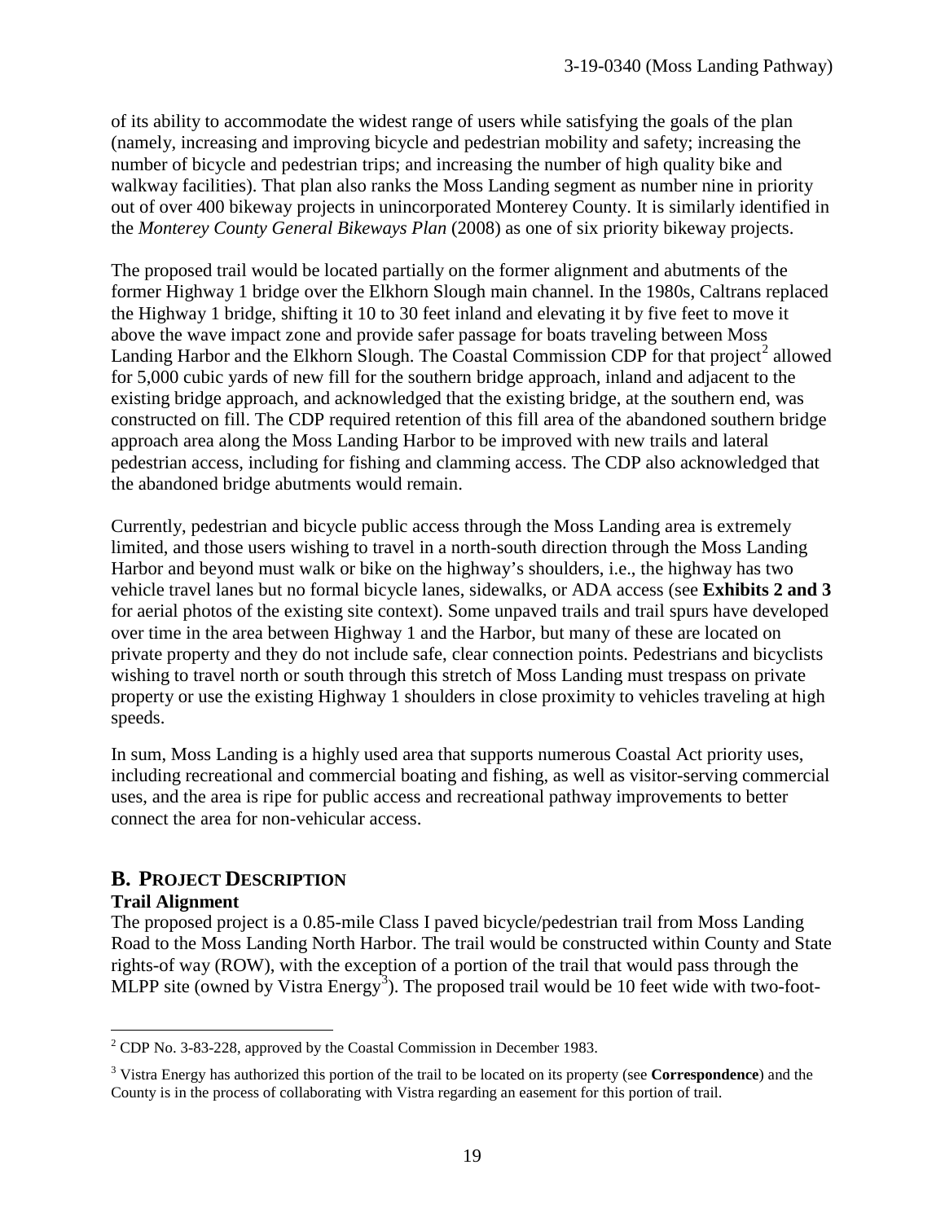of its ability to accommodate the widest range of users while satisfying the goals of the plan (namely, increasing and improving bicycle and pedestrian mobility and safety; increasing the number of bicycle and pedestrian trips; and increasing the number of high quality bike and walkway facilities). That plan also ranks the Moss Landing segment as number nine in priority out of over 400 bikeway projects in unincorporated Monterey County. It is similarly identified in the *Monterey County General Bikeways Plan* (2008) as one of six priority bikeway projects.

The proposed trail would be located partially on the former alignment and abutments of the former Highway 1 bridge over the Elkhorn Slough main channel. In the 1980s, Caltrans replaced the Highway 1 bridge, shifting it 10 to 30 feet inland and elevating it by five feet to move it above the wave impact zone and provide safer passage for boats traveling between Moss Landing Harbor and the Elkhorn Slough. The Coastal Commission CDP for that project[2] allowed for 5,000 cubic yards of new fill for the southern bridge approach, inland and adjacent to the existing bridge approach, and acknowledged that the existing bridge, at the southern end, was constructed on fill. The CDP required retention of this fill area of the abandoned southern bridge approach area along the Moss Landing Harbor to be improved with new trails and lateral pedestrian access, including for fishing and clamming access. The CDP also acknowledged that the abandoned bridge abutments would remain.

Currently, pedestrian and bicycle public access through the Moss Landing area is extremely limited, and those users wishing to travel in a north-south direction through the Moss Landing Harbor and beyond must walk or bike on the highway's shoulders, i.e., the highway has two vehicle travel lanes but no formal bicycle lanes, sidewalks, or ADA access (see **Exhibits 2 and 3** for aerial photos of the existing site context). Some unpaved trails and trail spurs have developed over time in the area between Highway 1 and the Harbor, but many of these are located on private property and they do not include safe, clear connection points. Pedestrians and bicyclists wishing to travel north or south through this stretch of Moss Landing must trespass on private property or use the existing Highway 1 shoulders in close proximity to vehicles traveling at high speeds.

In sum, Moss Landing is a highly used area that supports numerous Coastal Act priority uses, including recreational and commercial boating and fishing, as well as visitor-serving commercial uses, and the area is ripe for public access and recreational pathway improvements to better connect the area for non-vehicular access.

## B. PROJECT DESCRIPTION

### Trail Alignment

The proposed project is a 0.85-mile Class I paved bicycle/pedestrian trail from Moss Landing Road to the Moss Landing North Harbor. The trail would be constructed within County and State rights-of way (ROW), with the exception of a portion of the trail that would pass through the MLPP site (owned by Vistra Energy[3]). The proposed trail would be 10 feet wide with two-foot-

---

[2] CDP No. 3-83-228, approved by the Coastal Commission in December 1983.

[3] Vistra Energy has authorized this portion of the trail to be located on its property (see **Correspondence**) and the County is in the process of collaborating with Vistra regarding an easement for this portion of trail.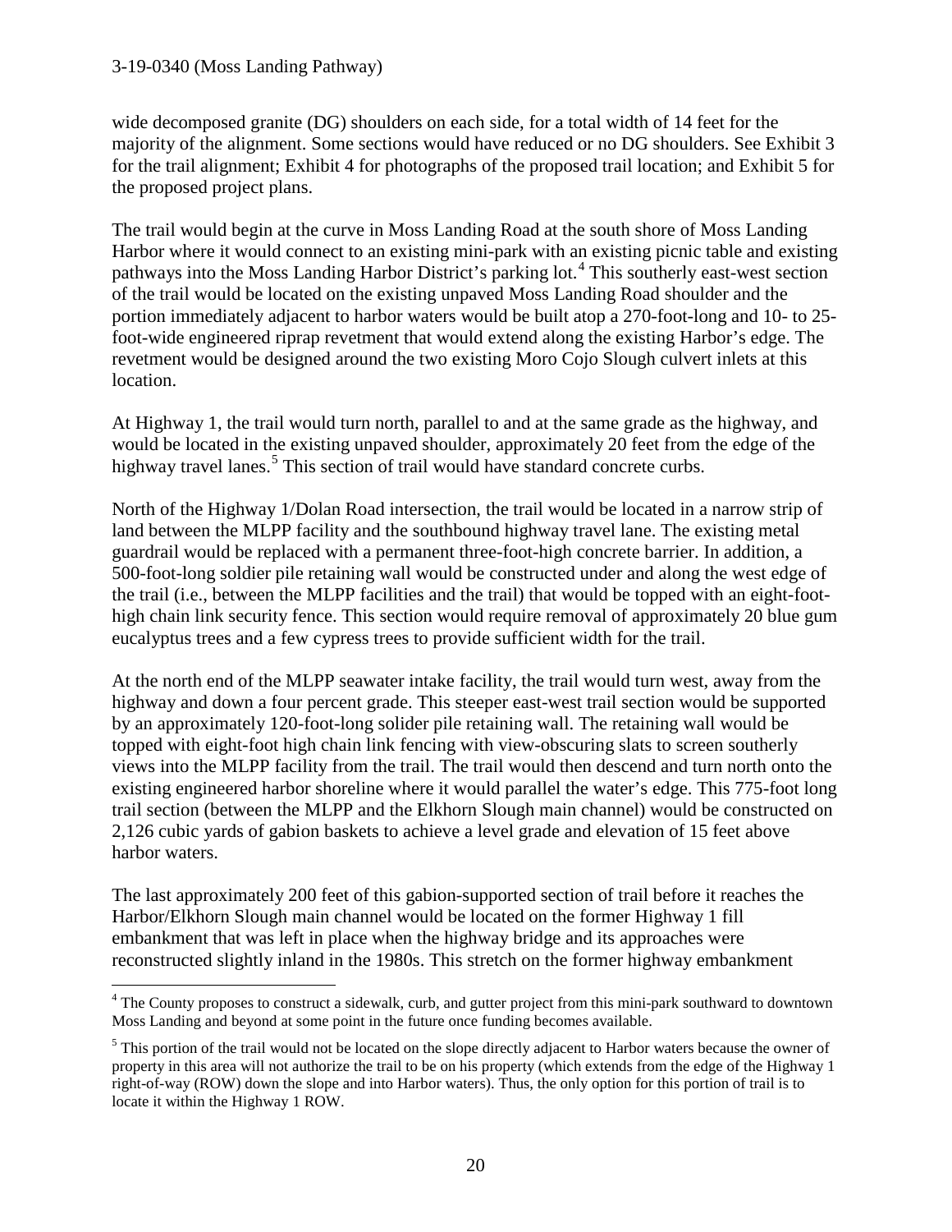wide decomposed granite (DG) shoulders on each side, for a total width of 14 feet for the majority of the alignment. Some sections would have reduced or no DG shoulders. See Exhibit 3 for the trail alignment; Exhibit 4 for photographs of the proposed trail location; and Exhibit 5 for the proposed project plans.

The trail would begin at the curve in Moss Landing Road at the south shore of Moss Landing Harbor where it would connect to an existing mini-park with an existing picnic table and existing pathways into the Moss Landing Harbor District's parking lot.[4] This southerly east-west section of the trail would be located on the existing unpaved Moss Landing Road shoulder and the portion immediately adjacent to harbor waters would be built atop a 270-foot-long and 10- to 25-foot-wide engineered riprap revetment that would extend along the existing Harbor's edge. The revetment would be designed around the two existing Moro Cojo Slough culvert inlets at this location.

At Highway 1, the trail would turn north, parallel to and at the same grade as the highway, and would be located in the existing unpaved shoulder, approximately 20 feet from the edge of the highway travel lanes.[5] This section of trail would have standard concrete curbs.

North of the Highway 1/Dolan Road intersection, the trail would be located in a narrow strip of land between the MLPP facility and the southbound highway travel lane. The existing metal guardrail would be replaced with a permanent three-foot-high concrete barrier. In addition, a 500-foot-long soldier pile retaining wall would be constructed under and along the west edge of the trail (i.e., between the MLPP facilities and the trail) that would be topped with an eight-foot-high chain link security fence. This section would require removal of approximately 20 blue gum eucalyptus trees and a few cypress trees to provide sufficient width for the trail.

At the north end of the MLPP seawater intake facility, the trail would turn west, away from the highway and down a four percent grade. This steeper east-west trail section would be supported by an approximately 120-foot-long solider pile retaining wall. The retaining wall would be topped with eight-foot high chain link fencing with view-obscuring slats to screen southerly views into the MLPP facility from the trail. The trail would then descend and turn north onto the existing engineered harbor shoreline where it would parallel the water's edge. This 775-foot long trail section (between the MLPP and the Elkhorn Slough main channel) would be constructed on 2,126 cubic yards of gabion baskets to achieve a level grade and elevation of 15 feet above harbor waters.

The last approximately 200 feet of this gabion-supported section of trail before it reaches the Harbor/Elkhorn Slough main channel would be located on the former Highway 1 fill embankment that was left in place when the highway bridge and its approaches were reconstructed slightly inland in the 1980s. This stretch on the former highway embankment

---

[4] The County proposes to construct a sidewalk, curb, and gutter project from this mini-park southward to downtown Moss Landing and beyond at some point in the future once funding becomes available.

[5] This portion of the trail would not be located on the slope directly adjacent to Harbor waters because the owner of property in this area will not authorize the trail to be on his property (which extends from the edge of the Highway 1 right-of-way (ROW) down the slope and into Harbor waters). Thus, the only option for this portion of trail is to locate it within the Highway 1 ROW.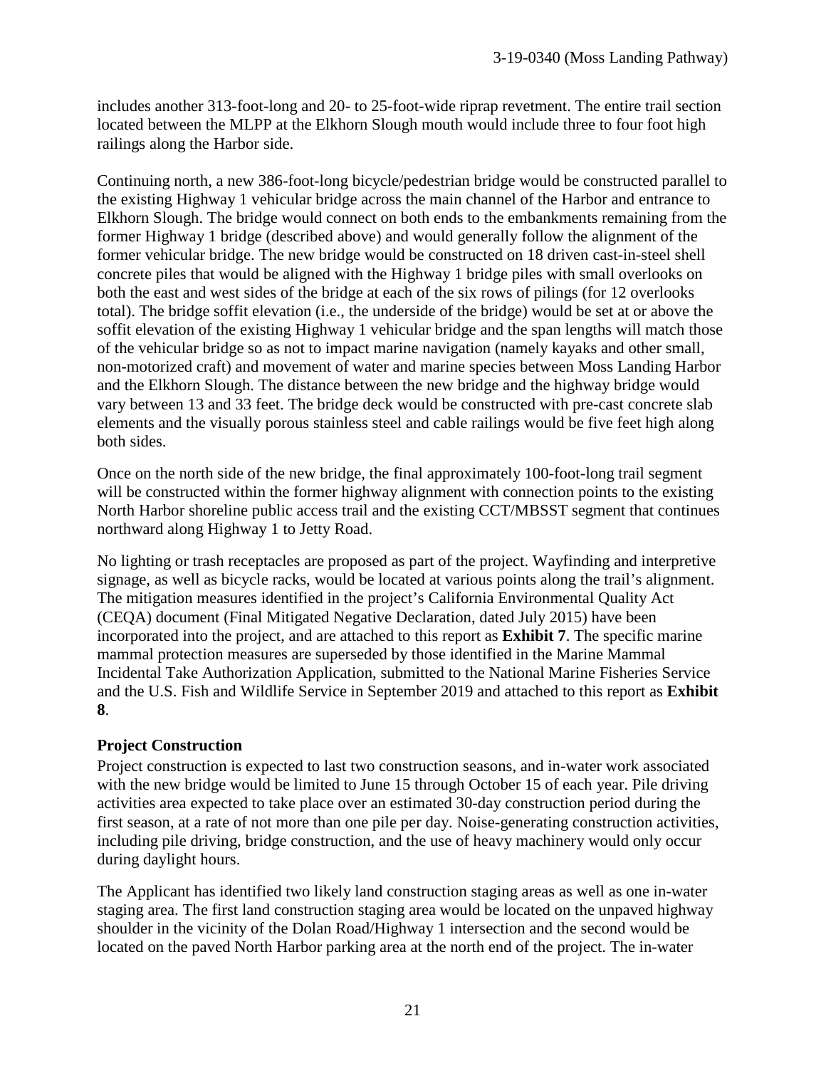includes another 313-foot-long and 20- to 25-foot-wide riprap revetment. The entire trail section located between the MLPP at the Elkhorn Slough mouth would include three to four foot high railings along the Harbor side.

Continuing north, a new 386-foot-long bicycle/pedestrian bridge would be constructed parallel to the existing Highway 1 vehicular bridge across the main channel of the Harbor and entrance to Elkhorn Slough. The bridge would connect on both ends to the embankments remaining from the former Highway 1 bridge (described above) and would generally follow the alignment of the former vehicular bridge. The new bridge would be constructed on 18 driven cast-in-steel shell concrete piles that would be aligned with the Highway 1 bridge piles with small overlooks on both the east and west sides of the bridge at each of the six rows of pilings (for 12 overlooks total). The bridge soffit elevation (i.e., the underside of the bridge) would be set at or above the soffit elevation of the existing Highway 1 vehicular bridge and the span lengths will match those of the vehicular bridge so as not to impact marine navigation (namely kayaks and other small, non-motorized craft) and movement of water and marine species between Moss Landing Harbor and the Elkhorn Slough. The distance between the new bridge and the highway bridge would vary between 13 and 33 feet. The bridge deck would be constructed with pre-cast concrete slab elements and the visually porous stainless steel and cable railings would be five feet high along both sides.

Once on the north side of the new bridge, the final approximately 100-foot-long trail segment will be constructed within the former highway alignment with connection points to the existing North Harbor shoreline public access trail and the existing CCT/MBSST segment that continues northward along Highway 1 to Jetty Road.

No lighting or trash receptacles are proposed as part of the project. Wayfinding and interpretive signage, as well as bicycle racks, would be located at various points along the trail's alignment. The mitigation measures identified in the project's California Environmental Quality Act (CEQA) document (Final Mitigated Negative Declaration, dated July 2015) have been incorporated into the project, and are attached to this report as **Exhibit 7**. The specific marine mammal protection measures are superseded by those identified in the Marine Mammal Incidental Take Authorization Application, submitted to the National Marine Fisheries Service and the U.S. Fish and Wildlife Service in September 2019 and attached to this report as **Exhibit 8**.

**Project Construction**

Project construction is expected to last two construction seasons, and in-water work associated with the new bridge would be limited to June 15 through October 15 of each year. Pile driving activities area expected to take place over an estimated 30-day construction period during the first season, at a rate of not more than one pile per day. Noise-generating construction activities, including pile driving, bridge construction, and the use of heavy machinery would only occur during daylight hours.

The Applicant has identified two likely land construction staging areas as well as one in-water staging area. The first land construction staging area would be located on the unpaved highway shoulder in the vicinity of the Dolan Road/Highway 1 intersection and the second would be located on the paved North Harbor parking area at the north end of the project. The in-water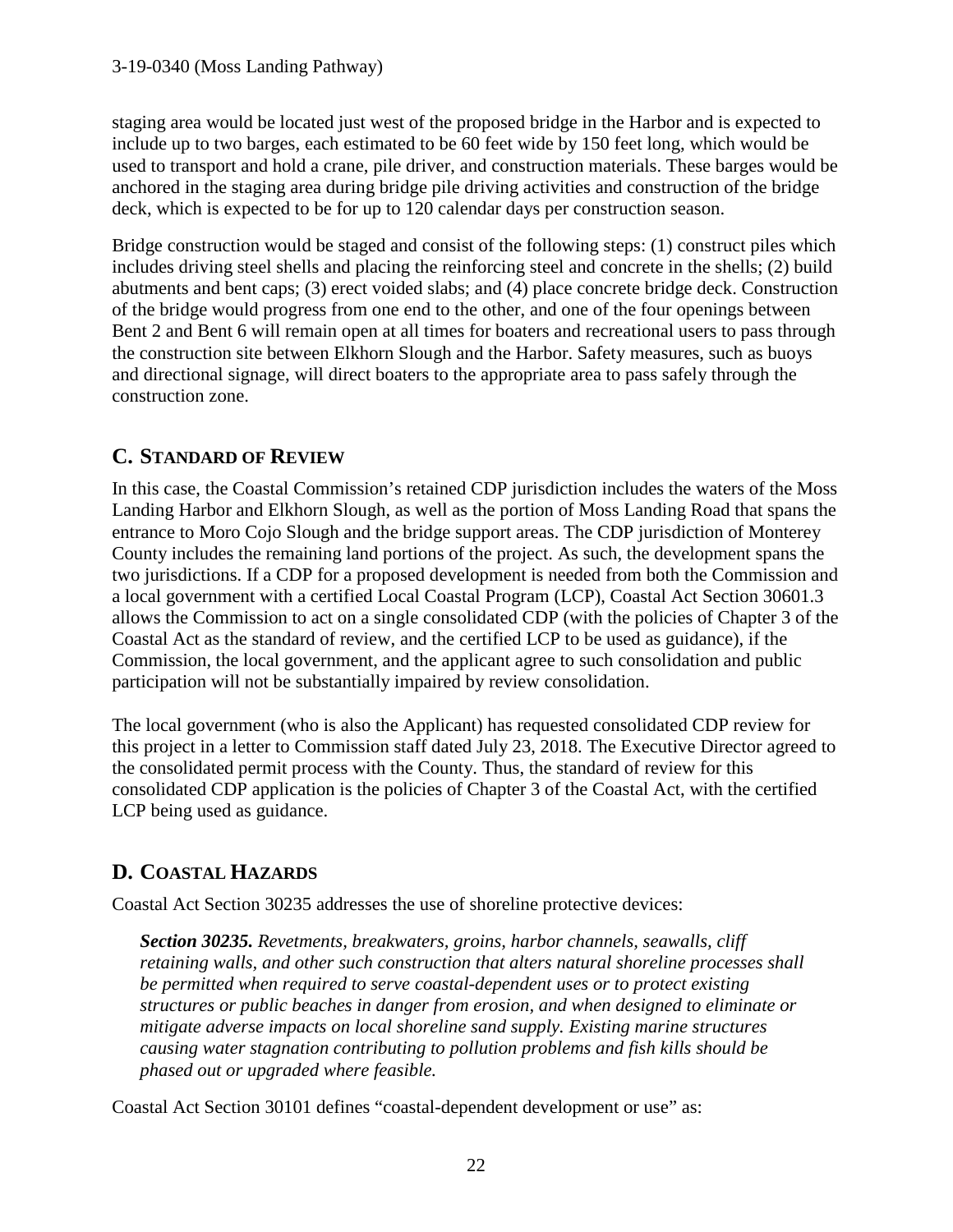staging area would be located just west of the proposed bridge in the Harbor and is expected to include up to two barges, each estimated to be 60 feet wide by 150 feet long, which would be used to transport and hold a crane, pile driver, and construction materials. These barges would be anchored in the staging area during bridge pile driving activities and construction of the bridge deck, which is expected to be for up to 120 calendar days per construction season.

Bridge construction would be staged and consist of the following steps: (1) construct piles which includes driving steel shells and placing the reinforcing steel and concrete in the shells; (2) build abutments and bent caps; (3) erect voided slabs; and (4) place concrete bridge deck. Construction of the bridge would progress from one end to the other, and one of the four openings between Bent 2 and Bent 6 will remain open at all times for boaters and recreational users to pass through the construction site between Elkhorn Slough and the Harbor. Safety measures, such as buoys and directional signage, will direct boaters to the appropriate area to pass safely through the construction zone.

## C. Standard of Review

In this case, the Coastal Commission's retained CDP jurisdiction includes the waters of the Moss Landing Harbor and Elkhorn Slough, as well as the portion of Moss Landing Road that spans the entrance to Moro Cojo Slough and the bridge support areas. The CDP jurisdiction of Monterey County includes the remaining land portions of the project. As such, the development spans the two jurisdictions. If a CDP for a proposed development is needed from both the Commission and a local government with a certified Local Coastal Program (LCP), Coastal Act Section 30601.3 allows the Commission to act on a single consolidated CDP (with the policies of Chapter 3 of the Coastal Act as the standard of review, and the certified LCP to be used as guidance), if the Commission, the local government, and the applicant agree to such consolidation and public participation will not be substantially impaired by review consolidation.

The local government (who is also the Applicant) has requested consolidated CDP review for this project in a letter to Commission staff dated July 23, 2018. The Executive Director agreed to the consolidated permit process with the County. Thus, the standard of review for this consolidated CDP application is the policies of Chapter 3 of the Coastal Act, with the certified LCP being used as guidance.

## D. Coastal Hazards

Coastal Act Section 30235 addresses the use of shoreline protective devices:

> ***Section 30235.*** *Revetments, breakwaters, groins, harbor channels, seawalls, cliff retaining walls, and other such construction that alters natural shoreline processes shall be permitted when required to serve coastal-dependent uses or to protect existing structures or public beaches in danger from erosion, and when designed to eliminate or mitigate adverse impacts on local shoreline sand supply. Existing marine structures causing water stagnation contributing to pollution problems and fish kills should be phased out or upgraded where feasible.*

Coastal Act Section 30101 defines "coastal-dependent development or use" as: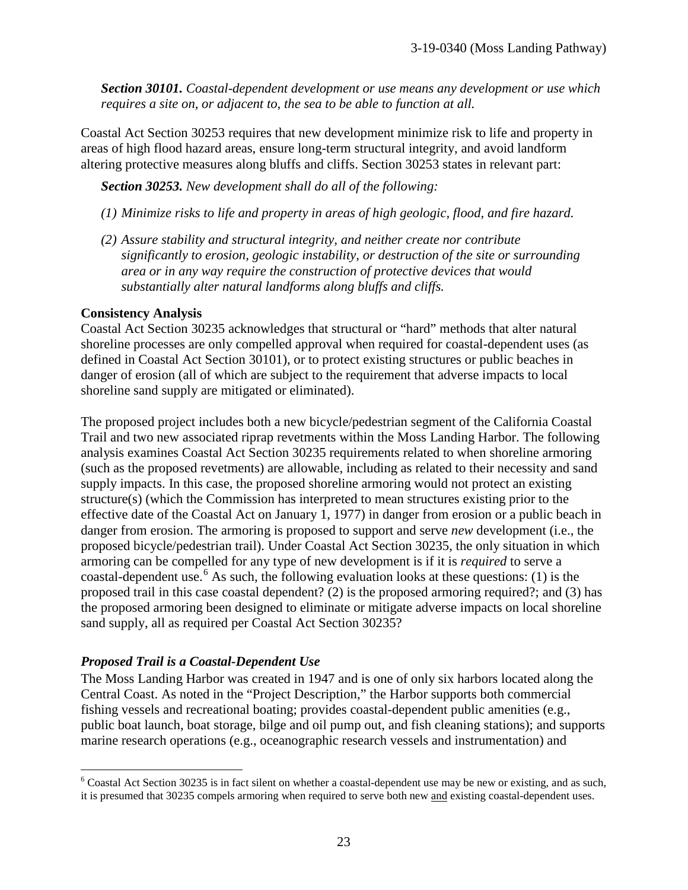*Section 30101. Coastal-dependent development or use means any development or use which requires a site on, or adjacent to, the sea to be able to function at all.*

Coastal Act Section 30253 requires that new development minimize risk to life and property in areas of high flood hazard areas, ensure long-term structural integrity, and avoid landform altering protective measures along bluffs and cliffs. Section 30253 states in relevant part:

***Section 30253.** New development shall do all of the following:*

*(1) Minimize risks to life and property in areas of high geologic, flood, and fire hazard.*

*(2) Assure stability and structural integrity, and neither create nor contribute significantly to erosion, geologic instability, or destruction of the site or surrounding area or in any way require the construction of protective devices that would substantially alter natural landforms along bluffs and cliffs.*

**Consistency Analysis**

Coastal Act Section 30235 acknowledges that structural or "hard" methods that alter natural shoreline processes are only compelled approval when required for coastal-dependent uses (as defined in Coastal Act Section 30101), or to protect existing structures or public beaches in danger of erosion (all of which are subject to the requirement that adverse impacts to local shoreline sand supply are mitigated or eliminated).

The proposed project includes both a new bicycle/pedestrian segment of the California Coastal Trail and two new associated riprap revetments within the Moss Landing Harbor. The following analysis examines Coastal Act Section 30235 requirements related to when shoreline armoring (such as the proposed revetments) are allowable, including as related to their necessity and sand supply impacts. In this case, the proposed shoreline armoring would not protect an existing structure(s) (which the Commission has interpreted to mean structures existing prior to the effective date of the Coastal Act on January 1, 1977) in danger from erosion or a public beach in danger from erosion. The armoring is proposed to support and serve *new* development (i.e., the proposed bicycle/pedestrian trail). Under Coastal Act Section 30235, the only situation in which armoring can be compelled for any type of new development is if it is *required* to serve a coastal-dependent use.[6] As such, the following evaluation looks at these questions: (1) is the proposed trail in this case coastal dependent? (2) is the proposed armoring required?; and (3) has the proposed armoring been designed to eliminate or mitigate adverse impacts on local shoreline sand supply, all as required per Coastal Act Section 30235?

### *Proposed Trail is a Coastal-Dependent Use*

The Moss Landing Harbor was created in 1947 and is one of only six harbors located along the Central Coast. As noted in the "Project Description," the Harbor supports both commercial fishing vessels and recreational boating; provides coastal-dependent public amenities (e.g., public boat launch, boat storage, bilge and oil pump out, and fish cleaning stations); and supports marine research operations (e.g., oceanographic research vessels and instrumentation) and

---

[6] Coastal Act Section 30235 is in fact silent on whether a coastal-dependent use may be new or existing, and as such, it is presumed that 30235 compels armoring when required to serve both new <u>and</u> existing coastal-dependent uses.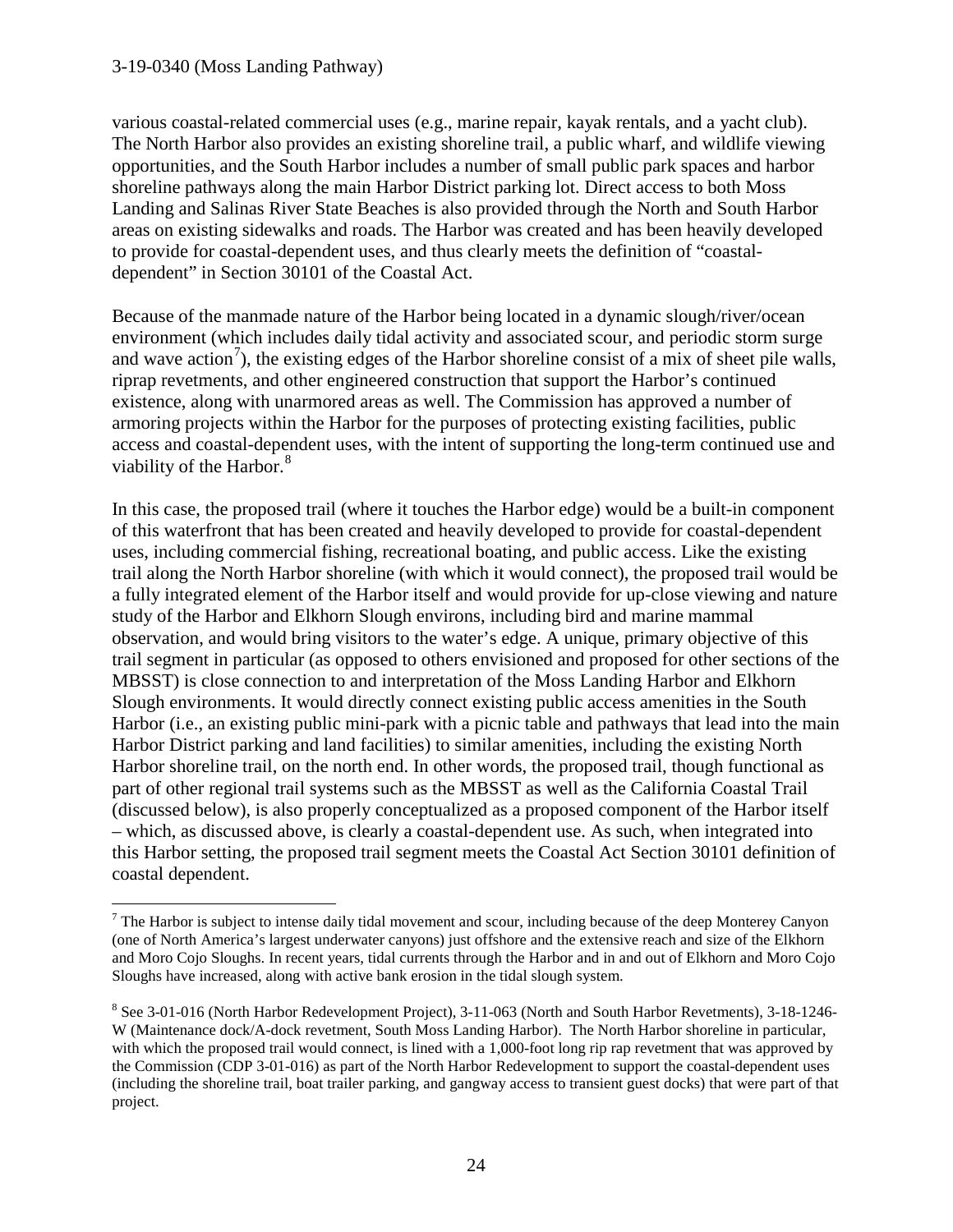various coastal-related commercial uses (e.g., marine repair, kayak rentals, and a yacht club). The North Harbor also provides an existing shoreline trail, a public wharf, and wildlife viewing opportunities, and the South Harbor includes a number of small public park spaces and harbor shoreline pathways along the main Harbor District parking lot. Direct access to both Moss Landing and Salinas River State Beaches is also provided through the North and South Harbor areas on existing sidewalks and roads. The Harbor was created and has been heavily developed to provide for coastal-dependent uses, and thus clearly meets the definition of "coastal-dependent" in Section 30101 of the Coastal Act.

Because of the manmade nature of the Harbor being located in a dynamic slough/river/ocean environment (which includes daily tidal activity and associated scour, and periodic storm surge and wave action[7]), the existing edges of the Harbor shoreline consist of a mix of sheet pile walls, riprap revetments, and other engineered construction that support the Harbor's continued existence, along with unarmored areas as well. The Commission has approved a number of armoring projects within the Harbor for the purposes of protecting existing facilities, public access and coastal-dependent uses, with the intent of supporting the long-term continued use and viability of the Harbor.[8]

In this case, the proposed trail (where it touches the Harbor edge) would be a built-in component of this waterfront that has been created and heavily developed to provide for coastal-dependent uses, including commercial fishing, recreational boating, and public access. Like the existing trail along the North Harbor shoreline (with which it would connect), the proposed trail would be a fully integrated element of the Harbor itself and would provide for up-close viewing and nature study of the Harbor and Elkhorn Slough environs, including bird and marine mammal observation, and would bring visitors to the water's edge. A unique, primary objective of this trail segment in particular (as opposed to others envisioned and proposed for other sections of the MBSST) is close connection to and interpretation of the Moss Landing Harbor and Elkhorn Slough environments. It would directly connect existing public access amenities in the South Harbor (i.e., an existing public mini-park with a picnic table and pathways that lead into the main Harbor District parking and land facilities) to similar amenities, including the existing North Harbor shoreline trail, on the north end. In other words, the proposed trail, though functional as part of other regional trail systems such as the MBSST as well as the California Coastal Trail (discussed below), is also properly conceptualized as a proposed component of the Harbor itself – which, as discussed above, is clearly a coastal-dependent use. As such, when integrated into this Harbor setting, the proposed trail segment meets the Coastal Act Section 30101 definition of coastal dependent.

---

[7] The Harbor is subject to intense daily tidal movement and scour, including because of the deep Monterey Canyon (one of North America's largest underwater canyons) just offshore and the extensive reach and size of the Elkhorn and Moro Cojo Sloughs. In recent years, tidal currents through the Harbor and in and out of Elkhorn and Moro Cojo Sloughs have increased, along with active bank erosion in the tidal slough system.

[8] See 3-01-016 (North Harbor Redevelopment Project), 3-11-063 (North and South Harbor Revetments), 3-18-1246-W (Maintenance dock/A-dock revetment, South Moss Landing Harbor). The North Harbor shoreline in particular, with which the proposed trail would connect, is lined with a 1,000-foot long rip rap revetment that was approved by the Commission (CDP 3-01-016) as part of the North Harbor Redevelopment to support the coastal-dependent uses (including the shoreline trail, boat trailer parking, and gangway access to transient guest docks) that were part of that project.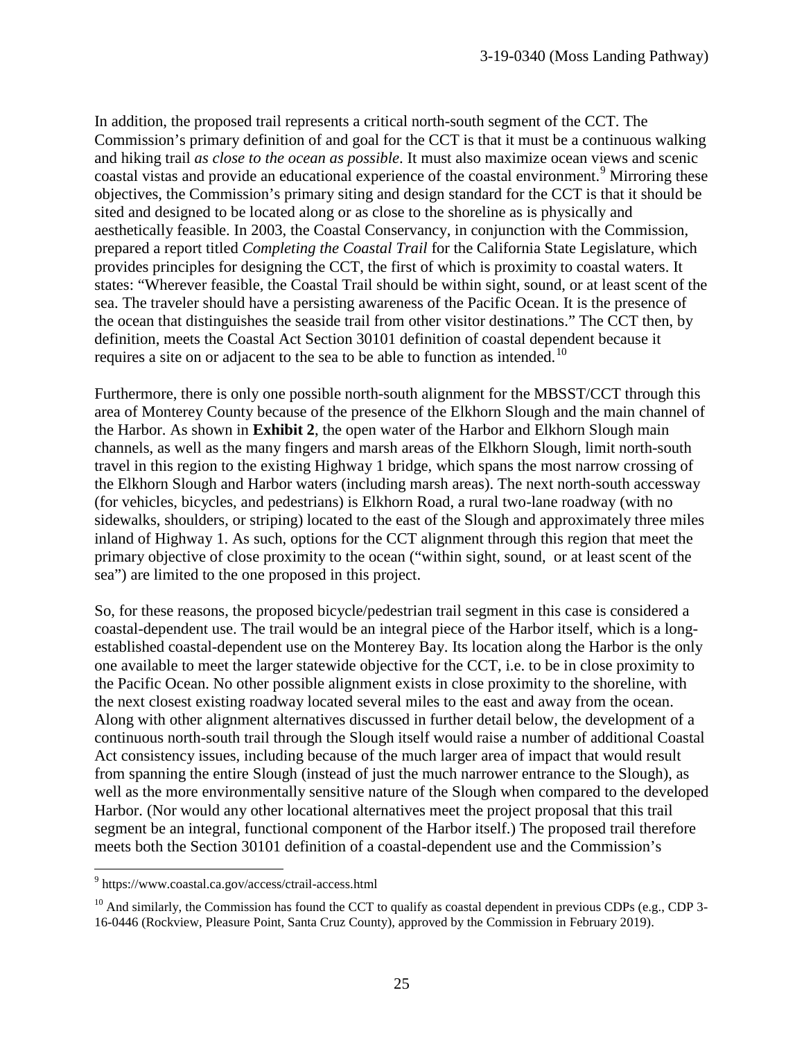In addition, the proposed trail represents a critical north-south segment of the CCT. The Commission's primary definition of and goal for the CCT is that it must be a continuous walking and hiking trail *as close to the ocean as possible*. It must also maximize ocean views and scenic coastal vistas and provide an educational experience of the coastal environment.[9] Mirroring these objectives, the Commission's primary siting and design standard for the CCT is that it should be sited and designed to be located along or as close to the shoreline as is physically and aesthetically feasible. In 2003, the Coastal Conservancy, in conjunction with the Commission, prepared a report titled *Completing the Coastal Trail* for the California State Legislature, which provides principles for designing the CCT, the first of which is proximity to coastal waters. It states: "Wherever feasible, the Coastal Trail should be within sight, sound, or at least scent of the sea. The traveler should have a persisting awareness of the Pacific Ocean. It is the presence of the ocean that distinguishes the seaside trail from other visitor destinations." The CCT then, by definition, meets the Coastal Act Section 30101 definition of coastal dependent because it requires a site on or adjacent to the sea to be able to function as intended.[10]

Furthermore, there is only one possible north-south alignment for the MBSST/CCT through this area of Monterey County because of the presence of the Elkhorn Slough and the main channel of the Harbor. As shown in **Exhibit 2**, the open water of the Harbor and Elkhorn Slough main channels, as well as the many fingers and marsh areas of the Elkhorn Slough, limit north-south travel in this region to the existing Highway 1 bridge, which spans the most narrow crossing of the Elkhorn Slough and Harbor waters (including marsh areas). The next north-south accessway (for vehicles, bicycles, and pedestrians) is Elkhorn Road, a rural two-lane roadway (with no sidewalks, shoulders, or striping) located to the east of the Slough and approximately three miles inland of Highway 1. As such, options for the CCT alignment through this region that meet the primary objective of close proximity to the ocean ("within sight, sound, or at least scent of the sea") are limited to the one proposed in this project.

So, for these reasons, the proposed bicycle/pedestrian trail segment in this case is considered a coastal-dependent use. The trail would be an integral piece of the Harbor itself, which is a long-established coastal-dependent use on the Monterey Bay. Its location along the Harbor is the only one available to meet the larger statewide objective for the CCT, i.e. to be in close proximity to the Pacific Ocean. No other possible alignment exists in close proximity to the shoreline, with the next closest existing roadway located several miles to the east and away from the ocean. Along with other alignment alternatives discussed in further detail below, the development of a continuous north-south trail through the Slough itself would raise a number of additional Coastal Act consistency issues, including because of the much larger area of impact that would result from spanning the entire Slough (instead of just the much narrower entrance to the Slough), as well as the more environmentally sensitive nature of the Slough when compared to the developed Harbor. (Nor would any other locational alternatives meet the project proposal that this trail segment be an integral, functional component of the Harbor itself.) The proposed trail therefore meets both the Section 30101 definition of a coastal-dependent use and the Commission's

---

[9] https://www.coastal.ca.gov/access/ctrail-access.html

[10] And similarly, the Commission has found the CCT to qualify as coastal dependent in previous CDPs (e.g., CDP 3-16-0446 (Rockview, Pleasure Point, Santa Cruz County), approved by the Commission in February 2019).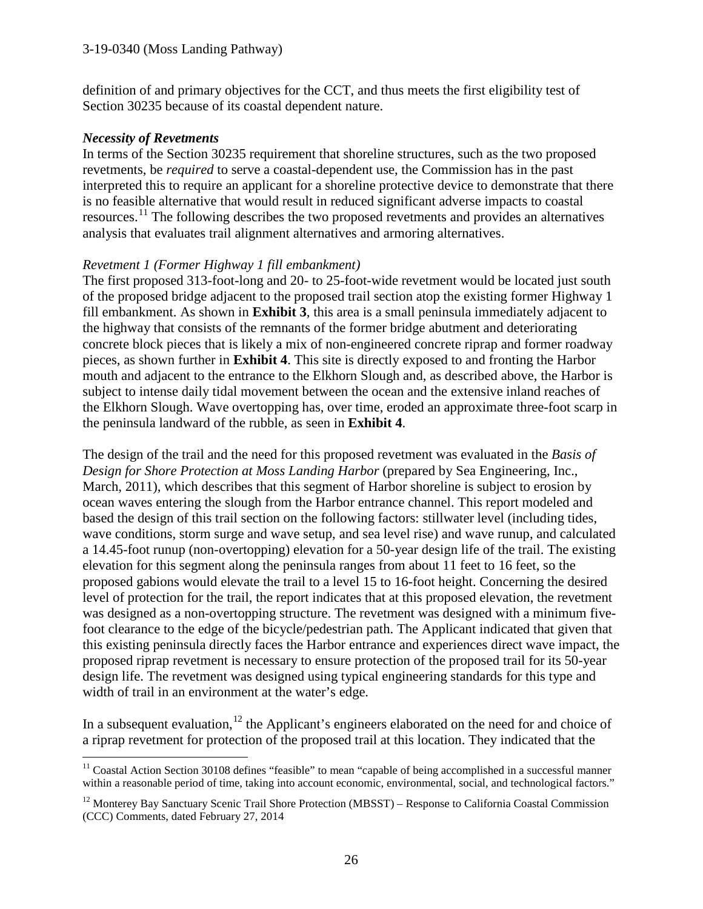definition of and primary objectives for the CCT, and thus meets the first eligibility test of Section 30235 because of its coastal dependent nature.

***Necessity of Revetments***

In terms of the Section 30235 requirement that shoreline structures, such as the two proposed revetments, be *required* to serve a coastal-dependent use, the Commission has in the past interpreted this to require an applicant for a shoreline protective device to demonstrate that there is no feasible alternative that would result in reduced significant adverse impacts to coastal resources.[11] The following describes the two proposed revetments and provides an alternatives analysis that evaluates trail alignment alternatives and armoring alternatives.

*Revetment 1 (Former Highway 1 fill embankment)*

The first proposed 313-foot-long and 20- to 25-foot-wide revetment would be located just south of the proposed bridge adjacent to the proposed trail section atop the existing former Highway 1 fill embankment. As shown in **Exhibit 3**, this area is a small peninsula immediately adjacent to the highway that consists of the remnants of the former bridge abutment and deteriorating concrete block pieces that is likely a mix of non-engineered concrete riprap and former roadway pieces, as shown further in **Exhibit 4**. This site is directly exposed to and fronting the Harbor mouth and adjacent to the entrance to the Elkhorn Slough and, as described above, the Harbor is subject to intense daily tidal movement between the ocean and the extensive inland reaches of the Elkhorn Slough. Wave overtopping has, over time, eroded an approximate three-foot scarp in the peninsula landward of the rubble, as seen in **Exhibit 4**.

The design of the trail and the need for this proposed revetment was evaluated in the *Basis of Design for Shore Protection at Moss Landing Harbor* (prepared by Sea Engineering, Inc., March, 2011), which describes that this segment of Harbor shoreline is subject to erosion by ocean waves entering the slough from the Harbor entrance channel. This report modeled and based the design of this trail section on the following factors: stillwater level (including tides, wave conditions, storm surge and wave setup, and sea level rise) and wave runup, and calculated a 14.45-foot runup (non-overtopping) elevation for a 50-year design life of the trail. The existing elevation for this segment along the peninsula ranges from about 11 feet to 16 feet, so the proposed gabions would elevate the trail to a level 15 to 16-foot height. Concerning the desired level of protection for the trail, the report indicates that at this proposed elevation, the revetment was designed as a non-overtopping structure. The revetment was designed with a minimum five-foot clearance to the edge of the bicycle/pedestrian path. The Applicant indicated that given that this existing peninsula directly faces the Harbor entrance and experiences direct wave impact, the proposed riprap revetment is necessary to ensure protection of the proposed trail for its 50-year design life. The revetment was designed using typical engineering standards for this type and width of trail in an environment at the water's edge.

In a subsequent evaluation,[12] the Applicant's engineers elaborated on the need for and choice of a riprap revetment for protection of the proposed trail at this location. They indicated that the

---

[11] Coastal Action Section 30108 defines "feasible" to mean "capable of being accomplished in a successful manner within a reasonable period of time, taking into account economic, environmental, social, and technological factors."

[12] Monterey Bay Sanctuary Scenic Trail Shore Protection (MBSST) – Response to California Coastal Commission (CCC) Comments, dated February 27, 2014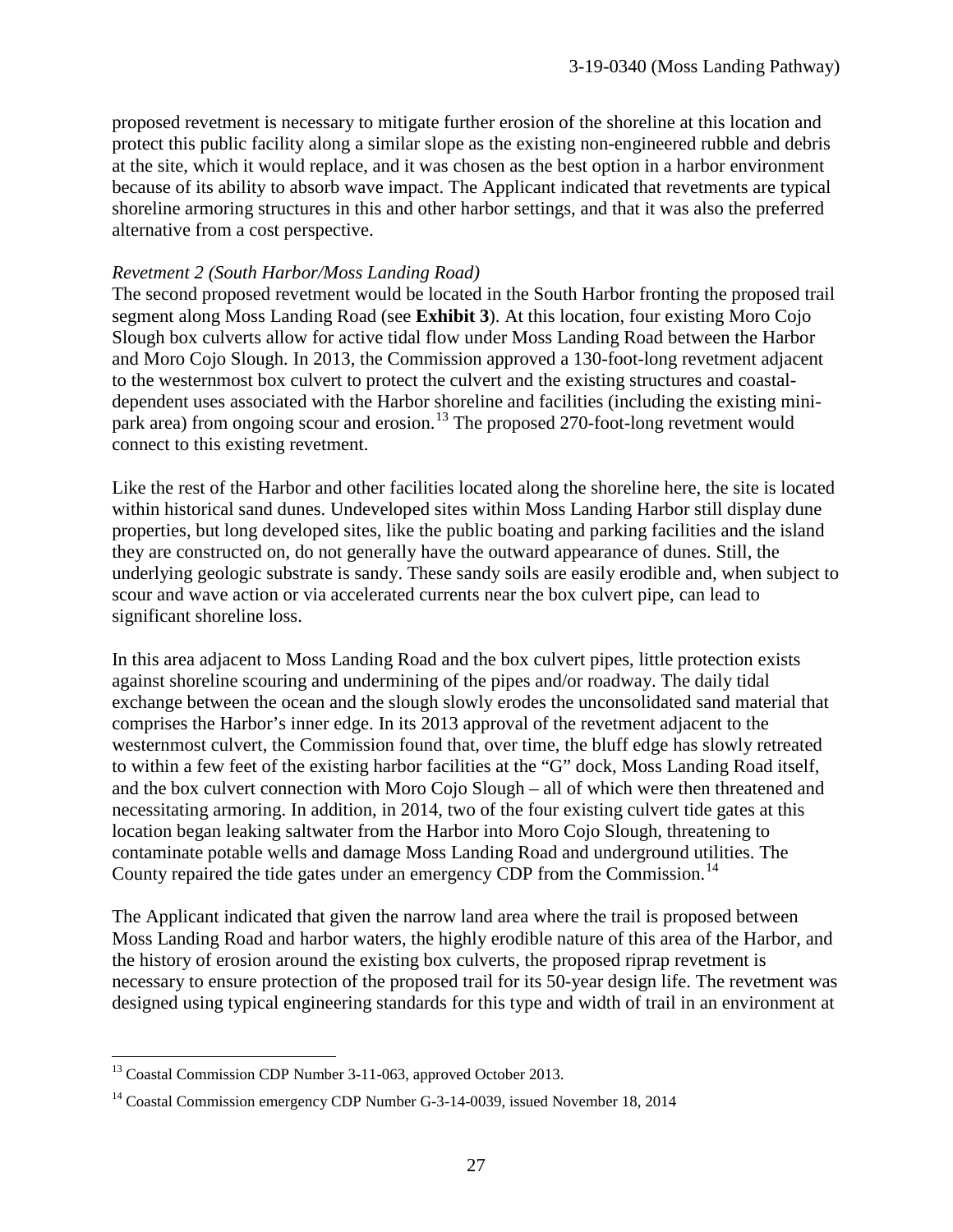proposed revetment is necessary to mitigate further erosion of the shoreline at this location and protect this public facility along a similar slope as the existing non-engineered rubble and debris at the site, which it would replace, and it was chosen as the best option in a harbor environment because of its ability to absorb wave impact. The Applicant indicated that revetments are typical shoreline armoring structures in this and other harbor settings, and that it was also the preferred alternative from a cost perspective.

*Revetment 2 (South Harbor/Moss Landing Road)*

The second proposed revetment would be located in the South Harbor fronting the proposed trail segment along Moss Landing Road (see **Exhibit 3**). At this location, four existing Moro Cojo Slough box culverts allow for active tidal flow under Moss Landing Road between the Harbor and Moro Cojo Slough. In 2013, the Commission approved a 130-foot-long revetment adjacent to the westernmost box culvert to protect the culvert and the existing structures and coastal-dependent uses associated with the Harbor shoreline and facilities (including the existing mini-park area) from ongoing scour and erosion.[13] The proposed 270-foot-long revetment would connect to this existing revetment.

Like the rest of the Harbor and other facilities located along the shoreline here, the site is located within historical sand dunes. Undeveloped sites within Moss Landing Harbor still display dune properties, but long developed sites, like the public boating and parking facilities and the island they are constructed on, do not generally have the outward appearance of dunes. Still, the underlying geologic substrate is sandy. These sandy soils are easily erodible and, when subject to scour and wave action or via accelerated currents near the box culvert pipe, can lead to significant shoreline loss.

In this area adjacent to Moss Landing Road and the box culvert pipes, little protection exists against shoreline scouring and undermining of the pipes and/or roadway. The daily tidal exchange between the ocean and the slough slowly erodes the unconsolidated sand material that comprises the Harbor's inner edge. In its 2013 approval of the revetment adjacent to the westernmost culvert, the Commission found that, over time, the bluff edge has slowly retreated to within a few feet of the existing harbor facilities at the "G" dock, Moss Landing Road itself, and the box culvert connection with Moro Cojo Slough – all of which were then threatened and necessitating armoring. In addition, in 2014, two of the four existing culvert tide gates at this location began leaking saltwater from the Harbor into Moro Cojo Slough, threatening to contaminate potable wells and damage Moss Landing Road and underground utilities. The County repaired the tide gates under an emergency CDP from the Commission.[14]

The Applicant indicated that given the narrow land area where the trail is proposed between Moss Landing Road and harbor waters, the highly erodible nature of this area of the Harbor, and the history of erosion around the existing box culverts, the proposed riprap revetment is necessary to ensure protection of the proposed trail for its 50-year design life. The revetment was designed using typical engineering standards for this type and width of trail in an environment at

---

[13] Coastal Commission CDP Number 3-11-063, approved October 2013.

[14] Coastal Commission emergency CDP Number G-3-14-0039, issued November 18, 2014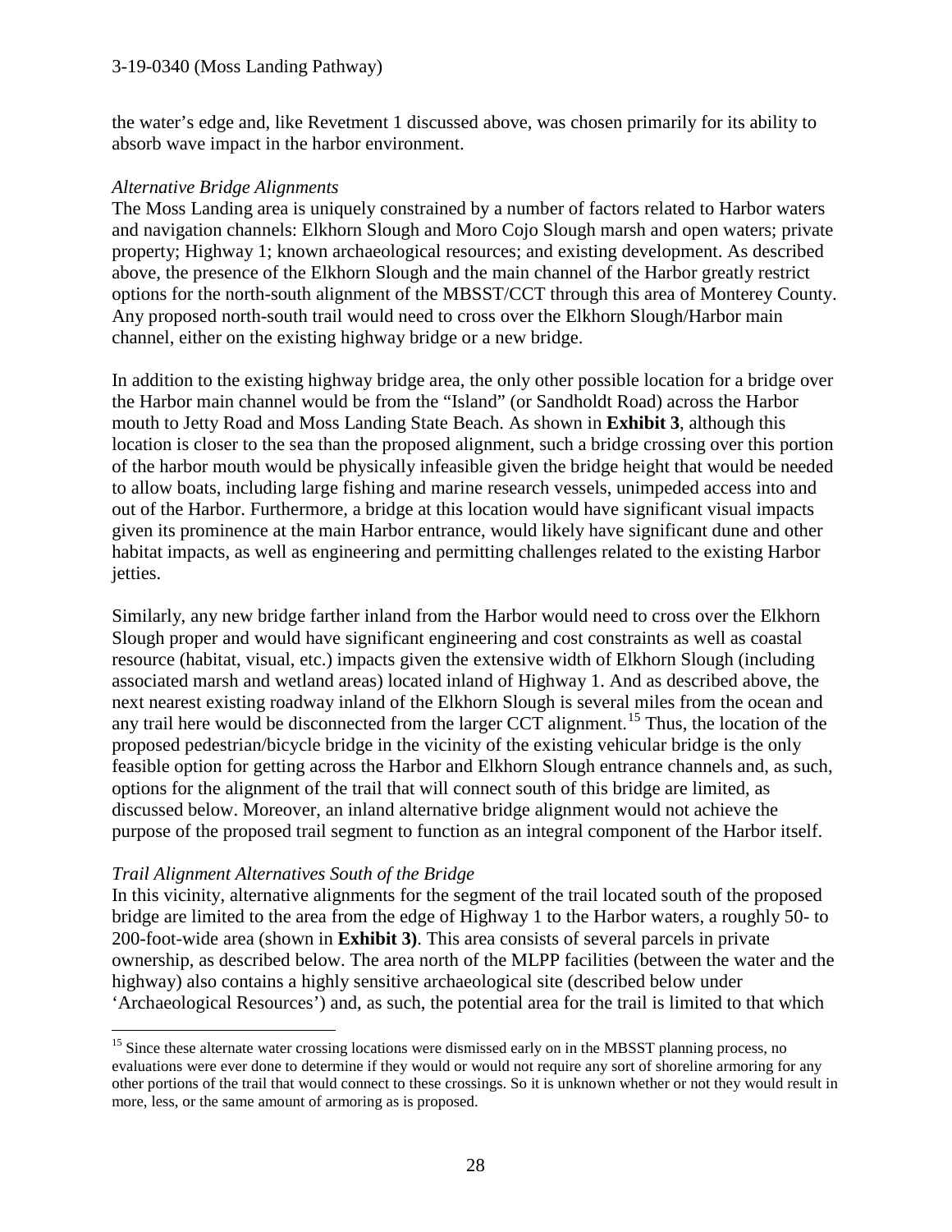the water's edge and, like Revetment 1 discussed above, was chosen primarily for its ability to absorb wave impact in the harbor environment.

*Alternative Bridge Alignments*

The Moss Landing area is uniquely constrained by a number of factors related to Harbor waters and navigation channels: Elkhorn Slough and Moro Cojo Slough marsh and open waters; private property; Highway 1; known archaeological resources; and existing development. As described above, the presence of the Elkhorn Slough and the main channel of the Harbor greatly restrict options for the north-south alignment of the MBSST/CCT through this area of Monterey County. Any proposed north-south trail would need to cross over the Elkhorn Slough/Harbor main channel, either on the existing highway bridge or a new bridge.

In addition to the existing highway bridge area, the only other possible location for a bridge over the Harbor main channel would be from the "Island" (or Sandholdt Road) across the Harbor mouth to Jetty Road and Moss Landing State Beach. As shown in **Exhibit 3**, although this location is closer to the sea than the proposed alignment, such a bridge crossing over this portion of the harbor mouth would be physically infeasible given the bridge height that would be needed to allow boats, including large fishing and marine research vessels, unimpeded access into and out of the Harbor. Furthermore, a bridge at this location would have significant visual impacts given its prominence at the main Harbor entrance, would likely have significant dune and other habitat impacts, as well as engineering and permitting challenges related to the existing Harbor jetties.

Similarly, any new bridge farther inland from the Harbor would need to cross over the Elkhorn Slough proper and would have significant engineering and cost constraints as well as coastal resource (habitat, visual, etc.) impacts given the extensive width of Elkhorn Slough (including associated marsh and wetland areas) located inland of Highway 1. And as described above, the next nearest existing roadway inland of the Elkhorn Slough is several miles from the ocean and any trail here would be disconnected from the larger CCT alignment.[15] Thus, the location of the proposed pedestrian/bicycle bridge in the vicinity of the existing vehicular bridge is the only feasible option for getting across the Harbor and Elkhorn Slough entrance channels and, as such, options for the alignment of the trail that will connect south of this bridge are limited, as discussed below. Moreover, an inland alternative bridge alignment would not achieve the purpose of the proposed trail segment to function as an integral component of the Harbor itself.

*Trail Alignment Alternatives South of the Bridge*

In this vicinity, alternative alignments for the segment of the trail located south of the proposed bridge are limited to the area from the edge of Highway 1 to the Harbor waters, a roughly 50- to 200-foot-wide area (shown in **Exhibit 3)**. This area consists of several parcels in private ownership, as described below. The area north of the MLPP facilities (between the water and the highway) also contains a highly sensitive archaeological site (described below under 'Archaeological Resources') and, as such, the potential area for the trail is limited to that which

[15] Since these alternate water crossing locations were dismissed early on in the MBSST planning process, no evaluations were ever done to determine if they would or would not require any sort of shoreline armoring for any other portions of the trail that would connect to these crossings. So it is unknown whether or not they would result in more, less, or the same amount of armoring as is proposed.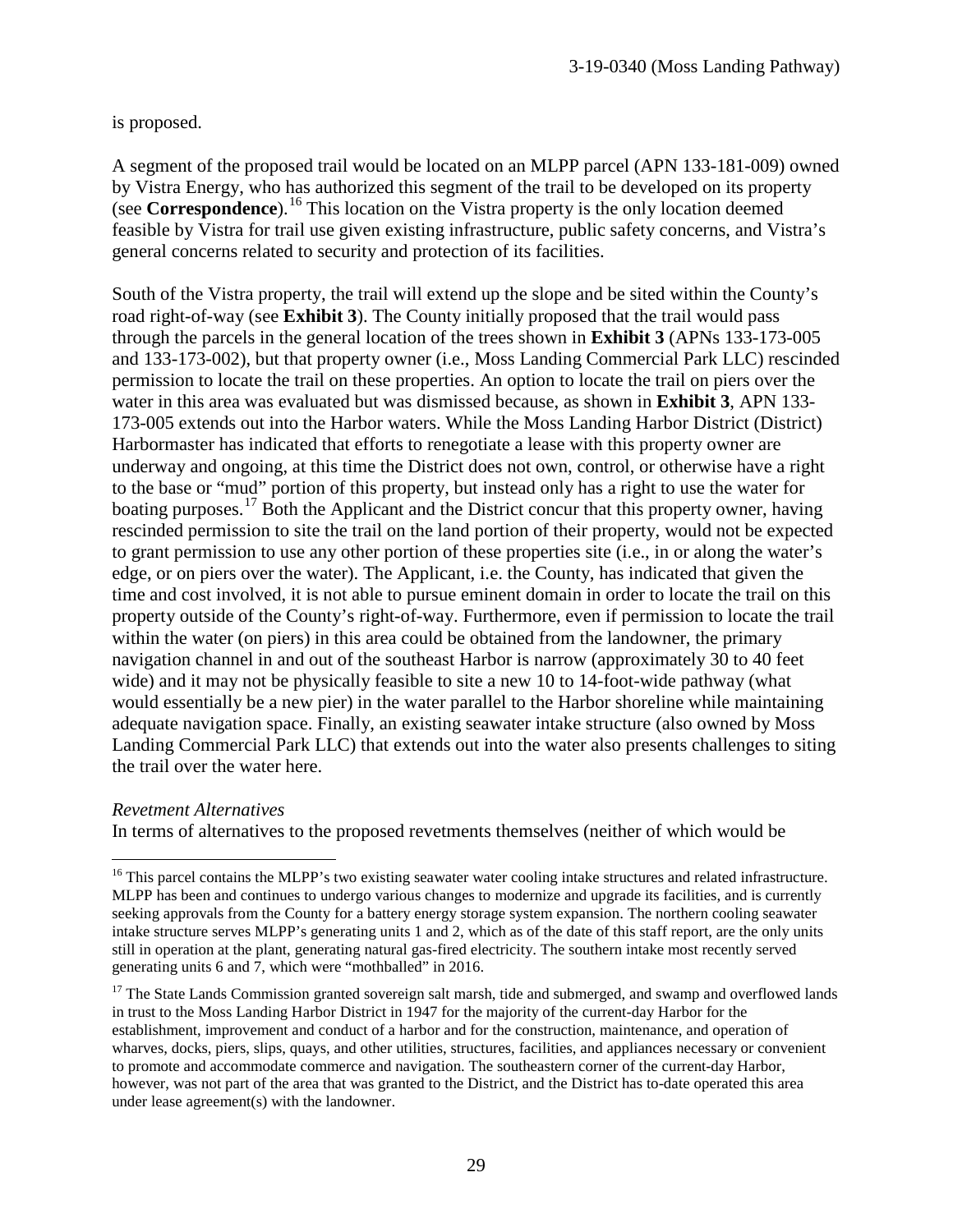is proposed.

A segment of the proposed trail would be located on an MLPP parcel (APN 133-181-009) owned by Vistra Energy, who has authorized this segment of the trail to be developed on its property (see **Correspondence**).[16] This location on the Vistra property is the only location deemed feasible by Vistra for trail use given existing infrastructure, public safety concerns, and Vistra's general concerns related to security and protection of its facilities.

South of the Vistra property, the trail will extend up the slope and be sited within the County's road right-of-way (see **Exhibit 3**). The County initially proposed that the trail would pass through the parcels in the general location of the trees shown in **Exhibit 3** (APNs 133-173-005 and 133-173-002), but that property owner (i.e., Moss Landing Commercial Park LLC) rescinded permission to locate the trail on these properties. An option to locate the trail on piers over the water in this area was evaluated but was dismissed because, as shown in **Exhibit 3**, APN 133-173-005 extends out into the Harbor waters. While the Moss Landing Harbor District (District) Harbormaster has indicated that efforts to renegotiate a lease with this property owner are underway and ongoing, at this time the District does not own, control, or otherwise have a right to the base or "mud" portion of this property, but instead only has a right to use the water for boating purposes.[17] Both the Applicant and the District concur that this property owner, having rescinded permission to site the trail on the land portion of their property, would not be expected to grant permission to use any other portion of these properties site (i.e., in or along the water's edge, or on piers over the water). The Applicant, i.e. the County, has indicated that given the time and cost involved, it is not able to pursue eminent domain in order to locate the trail on this property outside of the County's right-of-way. Furthermore, even if permission to locate the trail within the water (on piers) in this area could be obtained from the landowner, the primary navigation channel in and out of the southeast Harbor is narrow (approximately 30 to 40 feet wide) and it may not be physically feasible to site a new 10 to 14-foot-wide pathway (what would essentially be a new pier) in the water parallel to the Harbor shoreline while maintaining adequate navigation space. Finally, an existing seawater intake structure (also owned by Moss Landing Commercial Park LLC) that extends out into the water also presents challenges to siting the trail over the water here.

*Revetment Alternatives*

In terms of alternatives to the proposed revetments themselves (neither of which would be

---

[16] This parcel contains the MLPP's two existing seawater water cooling intake structures and related infrastructure. MLPP has been and continues to undergo various changes to modernize and upgrade its facilities, and is currently seeking approvals from the County for a battery energy storage system expansion. The northern cooling seawater intake structure serves MLPP's generating units 1 and 2, which as of the date of this staff report, are the only units still in operation at the plant, generating natural gas-fired electricity. The southern intake most recently served generating units 6 and 7, which were "mothballed" in 2016.

[17] The State Lands Commission granted sovereign salt marsh, tide and submerged, and swamp and overflowed lands in trust to the Moss Landing Harbor District in 1947 for the majority of the current-day Harbor for the establishment, improvement and conduct of a harbor and for the construction, maintenance, and operation of wharves, docks, piers, slips, quays, and other utilities, structures, facilities, and appliances necessary or convenient to promote and accommodate commerce and navigation. The southeastern corner of the current-day Harbor, however, was not part of the area that was granted to the District, and the District has to-date operated this area under lease agreement(s) with the landowner.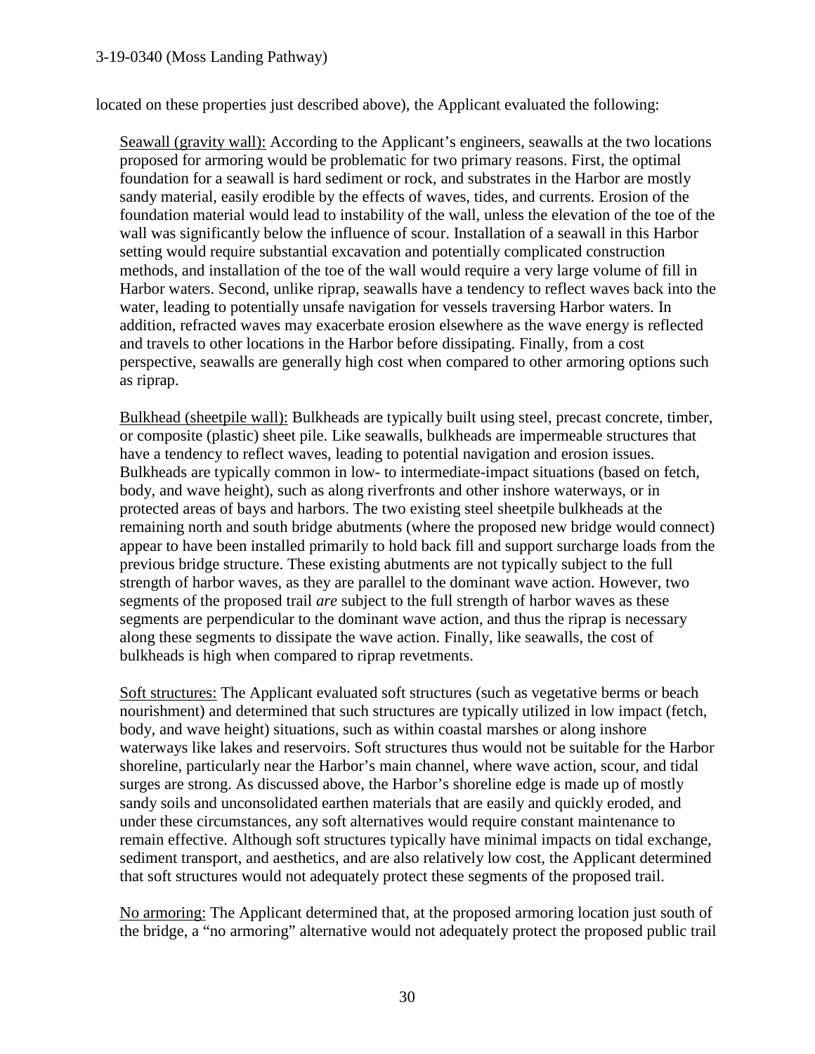located on these properties just described above), the Applicant evaluated the following:

Seawall (gravity wall): According to the Applicant's engineers, seawalls at the two locations proposed for armoring would be problematic for two primary reasons. First, the optimal foundation for a seawall is hard sediment or rock, and substrates in the Harbor are mostly sandy material, easily erodible by the effects of waves, tides, and currents. Erosion of the foundation material would lead to instability of the wall, unless the elevation of the toe of the wall was significantly below the influence of scour. Installation of a seawall in this Harbor setting would require substantial excavation and potentially complicated construction methods, and installation of the toe of the wall would require a very large volume of fill in Harbor waters. Second, unlike riprap, seawalls have a tendency to reflect waves back into the water, leading to potentially unsafe navigation for vessels traversing Harbor waters. In addition, refracted waves may exacerbate erosion elsewhere as the wave energy is reflected and travels to other locations in the Harbor before dissipating. Finally, from a cost perspective, seawalls are generally high cost when compared to other armoring options such as riprap.

Bulkhead (sheetpile wall): Bulkheads are typically built using steel, precast concrete, timber, or composite (plastic) sheet pile. Like seawalls, bulkheads are impermeable structures that have a tendency to reflect waves, leading to potential navigation and erosion issues. Bulkheads are typically common in low- to intermediate-impact situations (based on fetch, body, and wave height), such as along riverfronts and other inshore waterways, or in protected areas of bays and harbors. The two existing steel sheetpile bulkheads at the remaining north and south bridge abutments (where the proposed new bridge would connect) appear to have been installed primarily to hold back fill and support surcharge loads from the previous bridge structure. These existing abutments are not typically subject to the full strength of harbor waves, as they are parallel to the dominant wave action. However, two segments of the proposed trail *are* subject to the full strength of harbor waves as these segments are perpendicular to the dominant wave action, and thus the riprap is necessary along these segments to dissipate the wave action. Finally, like seawalls, the cost of bulkheads is high when compared to riprap revetments.

Soft structures: The Applicant evaluated soft structures (such as vegetative berms or beach nourishment) and determined that such structures are typically utilized in low impact (fetch, body, and wave height) situations, such as within coastal marshes or along inshore waterways like lakes and reservoirs. Soft structures thus would not be suitable for the Harbor shoreline, particularly near the Harbor's main channel, where wave action, scour, and tidal surges are strong. As discussed above, the Harbor's shoreline edge is made up of mostly sandy soils and unconsolidated earthen materials that are easily and quickly eroded, and under these circumstances, any soft alternatives would require constant maintenance to remain effective. Although soft structures typically have minimal impacts on tidal exchange, sediment transport, and aesthetics, and are also relatively low cost, the Applicant determined that soft structures would not adequately protect these segments of the proposed trail.

No armoring: The Applicant determined that, at the proposed armoring location just south of the bridge, a "no armoring" alternative would not adequately protect the proposed public trail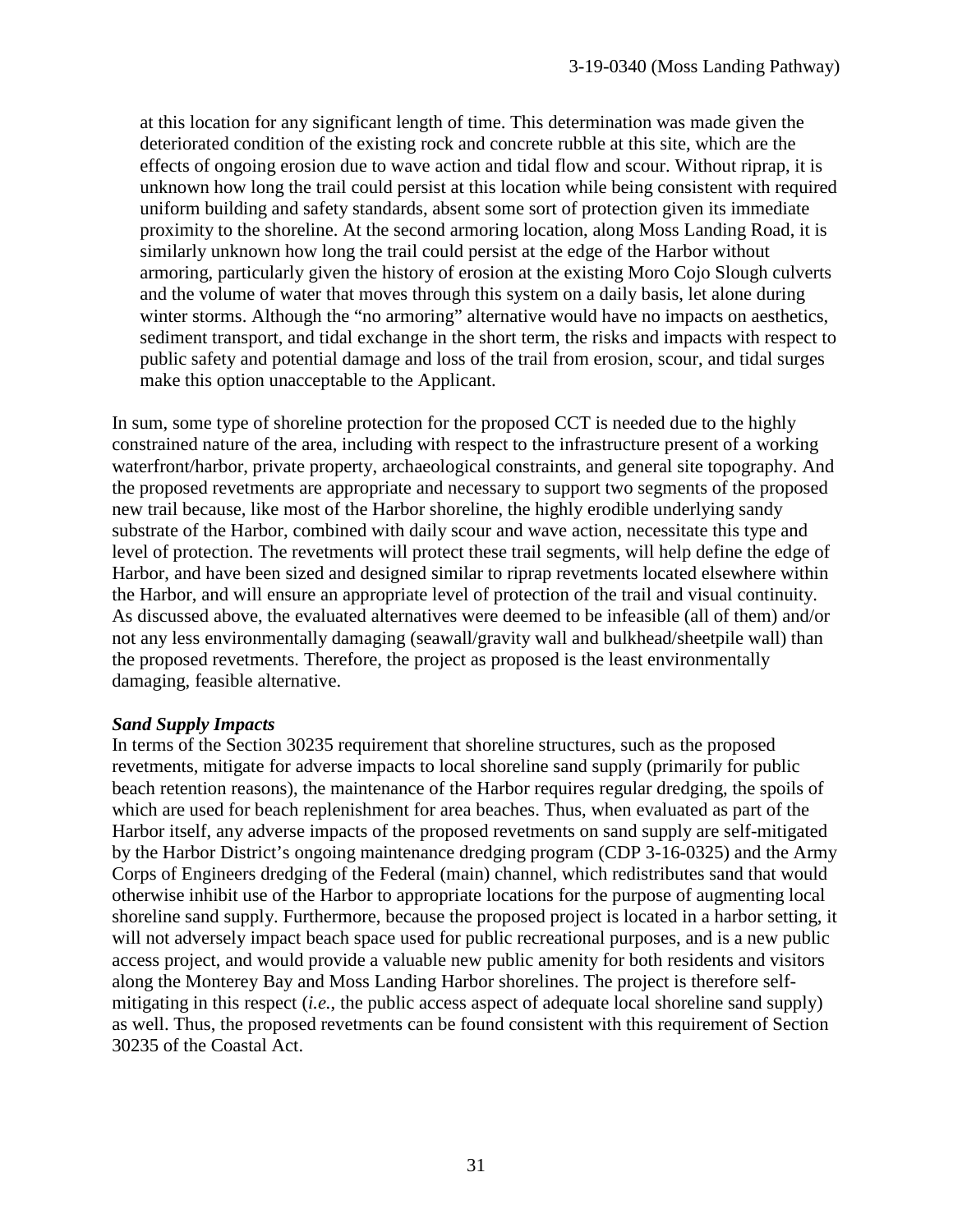at this location for any significant length of time. This determination was made given the deteriorated condition of the existing rock and concrete rubble at this site, which are the effects of ongoing erosion due to wave action and tidal flow and scour. Without riprap, it is unknown how long the trail could persist at this location while being consistent with required uniform building and safety standards, absent some sort of protection given its immediate proximity to the shoreline. At the second armoring location, along Moss Landing Road, it is similarly unknown how long the trail could persist at the edge of the Harbor without armoring, particularly given the history of erosion at the existing Moro Cojo Slough culverts and the volume of water that moves through this system on a daily basis, let alone during winter storms. Although the "no armoring" alternative would have no impacts on aesthetics, sediment transport, and tidal exchange in the short term, the risks and impacts with respect to public safety and potential damage and loss of the trail from erosion, scour, and tidal surges make this option unacceptable to the Applicant.

In sum, some type of shoreline protection for the proposed CCT is needed due to the highly constrained nature of the area, including with respect to the infrastructure present of a working waterfront/harbor, private property, archaeological constraints, and general site topography. And the proposed revetments are appropriate and necessary to support two segments of the proposed new trail because, like most of the Harbor shoreline, the highly erodible underlying sandy substrate of the Harbor, combined with daily scour and wave action, necessitate this type and level of protection. The revetments will protect these trail segments, will help define the edge of Harbor, and have been sized and designed similar to riprap revetments located elsewhere within the Harbor, and will ensure an appropriate level of protection of the trail and visual continuity. As discussed above, the evaluated alternatives were deemed to be infeasible (all of them) and/or not any less environmentally damaging (seawall/gravity wall and bulkhead/sheetpile wall) than the proposed revetments. Therefore, the project as proposed is the least environmentally damaging, feasible alternative.

***Sand Supply Impacts***

In terms of the Section 30235 requirement that shoreline structures, such as the proposed revetments, mitigate for adverse impacts to local shoreline sand supply (primarily for public beach retention reasons), the maintenance of the Harbor requires regular dredging, the spoils of which are used for beach replenishment for area beaches. Thus, when evaluated as part of the Harbor itself, any adverse impacts of the proposed revetments on sand supply are self-mitigated by the Harbor District's ongoing maintenance dredging program (CDP 3-16-0325) and the Army Corps of Engineers dredging of the Federal (main) channel, which redistributes sand that would otherwise inhibit use of the Harbor to appropriate locations for the purpose of augmenting local shoreline sand supply. Furthermore, because the proposed project is located in a harbor setting, it will not adversely impact beach space used for public recreational purposes, and is a new public access project, and would provide a valuable new public amenity for both residents and visitors along the Monterey Bay and Moss Landing Harbor shorelines. The project is therefore self-mitigating in this respect (*i.e.*, the public access aspect of adequate local shoreline sand supply) as well. Thus, the proposed revetments can be found consistent with this requirement of Section 30235 of the Coastal Act.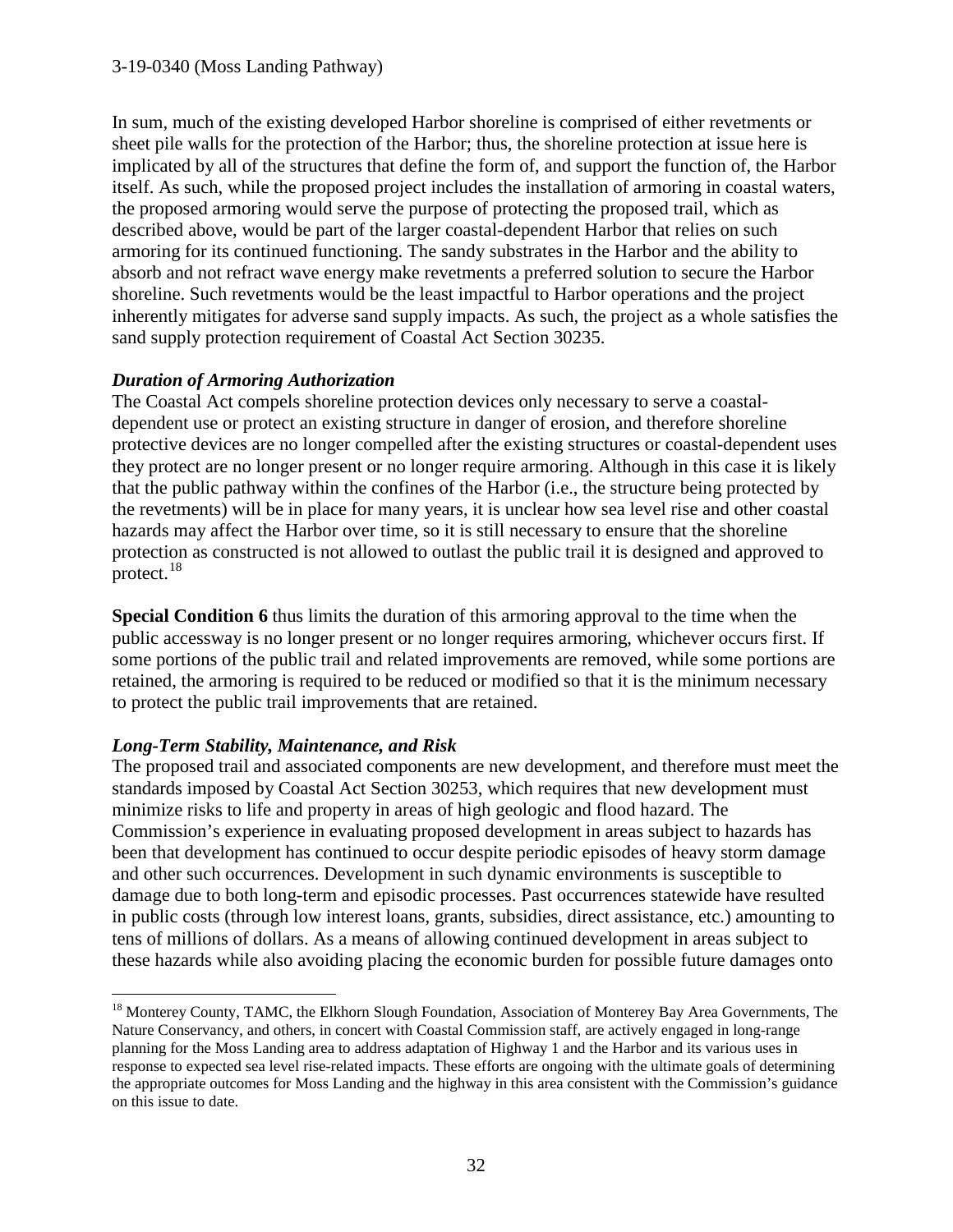In sum, much of the existing developed Harbor shoreline is comprised of either revetments or sheet pile walls for the protection of the Harbor; thus, the shoreline protection at issue here is implicated by all of the structures that define the form of, and support the function of, the Harbor itself. As such, while the proposed project includes the installation of armoring in coastal waters, the proposed armoring would serve the purpose of protecting the proposed trail, which as described above, would be part of the larger coastal-dependent Harbor that relies on such armoring for its continued functioning. The sandy substrates in the Harbor and the ability to absorb and not refract wave energy make revetments a preferred solution to secure the Harbor shoreline. Such revetments would be the least impactful to Harbor operations and the project inherently mitigates for adverse sand supply impacts. As such, the project as a whole satisfies the sand supply protection requirement of Coastal Act Section 30235.

***Duration of Armoring Authorization***

The Coastal Act compels shoreline protection devices only necessary to serve a coastal-dependent use or protect an existing structure in danger of erosion, and therefore shoreline protective devices are no longer compelled after the existing structures or coastal-dependent uses they protect are no longer present or no longer require armoring. Although in this case it is likely that the public pathway within the confines of the Harbor (i.e., the structure being protected by the revetments) will be in place for many years, it is unclear how sea level rise and other coastal hazards may affect the Harbor over time, so it is still necessary to ensure that the shoreline protection as constructed is not allowed to outlast the public trail it is designed and approved to protect.[18]

**Special Condition 6** thus limits the duration of this armoring approval to the time when the public accessway is no longer present or no longer requires armoring, whichever occurs first. If some portions of the public trail and related improvements are removed, while some portions are retained, the armoring is required to be reduced or modified so that it is the minimum necessary to protect the public trail improvements that are retained.

***Long-Term Stability, Maintenance, and Risk***

The proposed trail and associated components are new development, and therefore must meet the standards imposed by Coastal Act Section 30253, which requires that new development must minimize risks to life and property in areas of high geologic and flood hazard. The Commission's experience in evaluating proposed development in areas subject to hazards has been that development has continued to occur despite periodic episodes of heavy storm damage and other such occurrences. Development in such dynamic environments is susceptible to damage due to both long-term and episodic processes. Past occurrences statewide have resulted in public costs (through low interest loans, grants, subsidies, direct assistance, etc.) amounting to tens of millions of dollars. As a means of allowing continued development in areas subject to these hazards while also avoiding placing the economic burden for possible future damages onto

[18] Monterey County, TAMC, the Elkhorn Slough Foundation, Association of Monterey Bay Area Governments, The Nature Conservancy, and others, in concert with Coastal Commission staff, are actively engaged in long-range planning for the Moss Landing area to address adaptation of Highway 1 and the Harbor and its various uses in response to expected sea level rise-related impacts. These efforts are ongoing with the ultimate goals of determining the appropriate outcomes for Moss Landing and the highway in this area consistent with the Commission's guidance on this issue to date.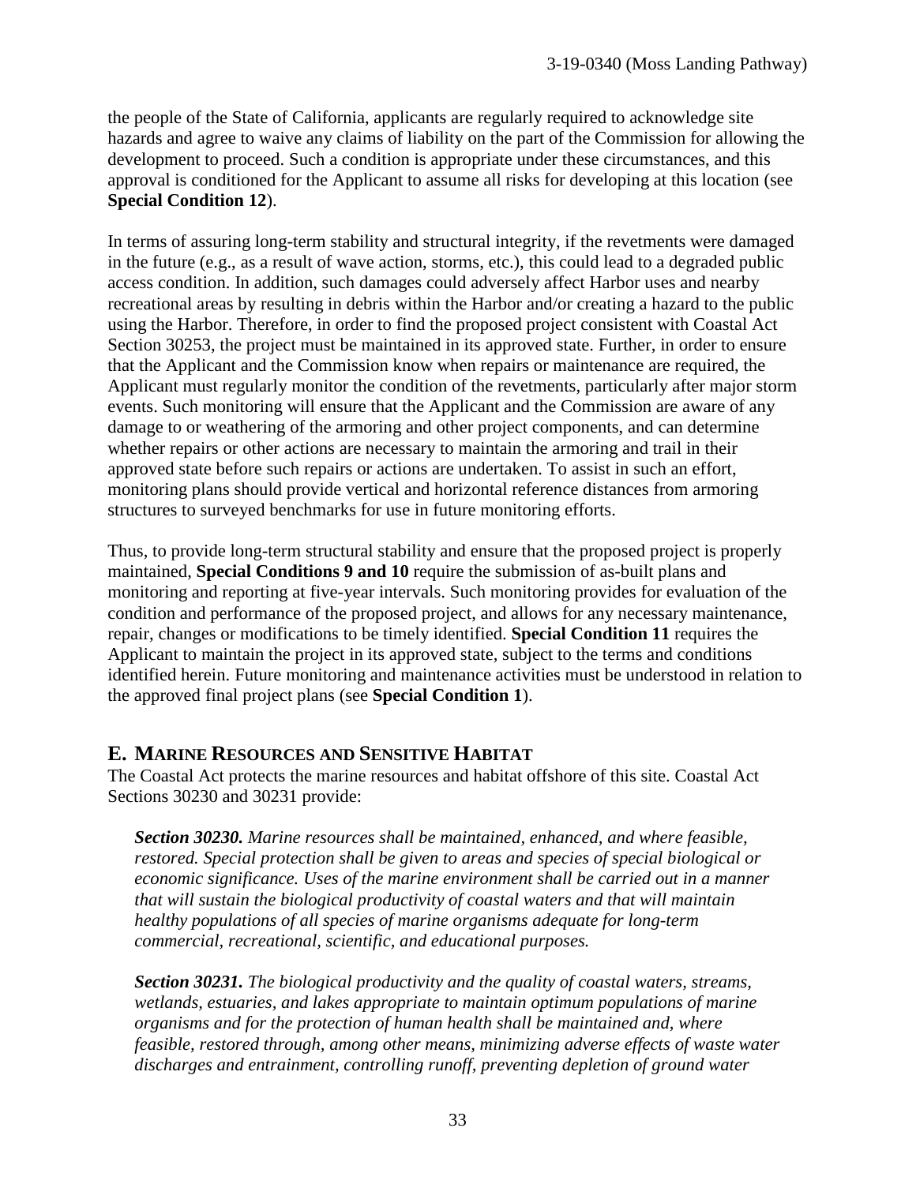the people of the State of California, applicants are regularly required to acknowledge site hazards and agree to waive any claims of liability on the part of the Commission for allowing the development to proceed. Such a condition is appropriate under these circumstances, and this approval is conditioned for the Applicant to assume all risks for developing at this location (see **Special Condition 12**).

In terms of assuring long-term stability and structural integrity, if the revetments were damaged in the future (e.g., as a result of wave action, storms, etc.), this could lead to a degraded public access condition. In addition, such damages could adversely affect Harbor uses and nearby recreational areas by resulting in debris within the Harbor and/or creating a hazard to the public using the Harbor. Therefore, in order to find the proposed project consistent with Coastal Act Section 30253, the project must be maintained in its approved state. Further, in order to ensure that the Applicant and the Commission know when repairs or maintenance are required, the Applicant must regularly monitor the condition of the revetments, particularly after major storm events. Such monitoring will ensure that the Applicant and the Commission are aware of any damage to or weathering of the armoring and other project components, and can determine whether repairs or other actions are necessary to maintain the armoring and trail in their approved state before such repairs or actions are undertaken. To assist in such an effort, monitoring plans should provide vertical and horizontal reference distances from armoring structures to surveyed benchmarks for use in future monitoring efforts.

Thus, to provide long-term structural stability and ensure that the proposed project is properly maintained, **Special Conditions 9 and 10** require the submission of as-built plans and monitoring and reporting at five-year intervals. Such monitoring provides for evaluation of the condition and performance of the proposed project, and allows for any necessary maintenance, repair, changes or modifications to be timely identified. **Special Condition 11** requires the Applicant to maintain the project in its approved state, subject to the terms and conditions identified herein. Future monitoring and maintenance activities must be understood in relation to the approved final project plans (see **Special Condition 1**).

## E. MARINE RESOURCES AND SENSITIVE HABITAT

The Coastal Act protects the marine resources and habitat offshore of this site. Coastal Act Sections 30230 and 30231 provide:

> ***Section 30230.*** *Marine resources shall be maintained, enhanced, and where feasible, restored. Special protection shall be given to areas and species of special biological or economic significance. Uses of the marine environment shall be carried out in a manner that will sustain the biological productivity of coastal waters and that will maintain healthy populations of all species of marine organisms adequate for long-term commercial, recreational, scientific, and educational purposes.*
>
> ***Section 30231.*** *The biological productivity and the quality of coastal waters, streams, wetlands, estuaries, and lakes appropriate to maintain optimum populations of marine organisms and for the protection of human health shall be maintained and, where feasible, restored through, among other means, minimizing adverse effects of waste water discharges and entrainment, controlling runoff, preventing depletion of ground water*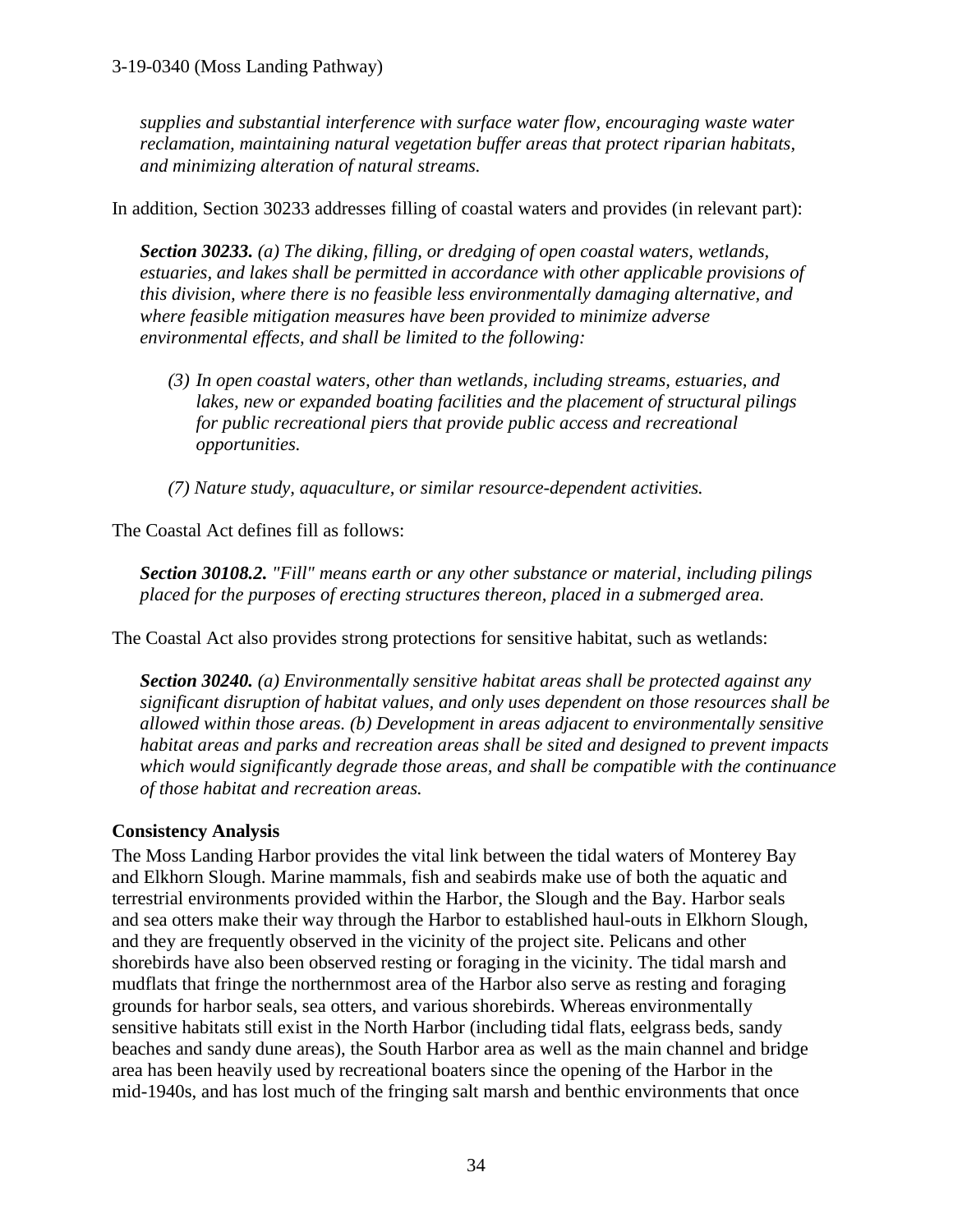*supplies and substantial interference with surface water flow, encouraging waste water reclamation, maintaining natural vegetation buffer areas that protect riparian habitats, and minimizing alteration of natural streams.*

In addition, Section 30233 addresses filling of coastal waters and provides (in relevant part):

> ***Section 30233.*** *(a) The diking, filling, or dredging of open coastal waters, wetlands, estuaries, and lakes shall be permitted in accordance with other applicable provisions of this division, where there is no feasible less environmentally damaging alternative, and where feasible mitigation measures have been provided to minimize adverse environmental effects, and shall be limited to the following:*
>
> *(3) In open coastal waters, other than wetlands, including streams, estuaries, and lakes, new or expanded boating facilities and the placement of structural pilings for public recreational piers that provide public access and recreational opportunities.*
>
> *(7) Nature study, aquaculture, or similar resource-dependent activities.*

The Coastal Act defines fill as follows:

> ***Section 30108.2.*** *"Fill" means earth or any other substance or material, including pilings placed for the purposes of erecting structures thereon, placed in a submerged area.*

The Coastal Act also provides strong protections for sensitive habitat, such as wetlands:

> ***Section 30240.*** *(a) Environmentally sensitive habitat areas shall be protected against any significant disruption of habitat values, and only uses dependent on those resources shall be allowed within those areas. (b) Development in areas adjacent to environmentally sensitive habitat areas and parks and recreation areas shall be sited and designed to prevent impacts which would significantly degrade those areas, and shall be compatible with the continuance of those habitat and recreation areas.*

**Consistency Analysis**

The Moss Landing Harbor provides the vital link between the tidal waters of Monterey Bay and Elkhorn Slough. Marine mammals, fish and seabirds make use of both the aquatic and terrestrial environments provided within the Harbor, the Slough and the Bay. Harbor seals and sea otters make their way through the Harbor to established haul-outs in Elkhorn Slough, and they are frequently observed in the vicinity of the project site. Pelicans and other shorebirds have also been observed resting or foraging in the vicinity. The tidal marsh and mudflats that fringe the northernmost area of the Harbor also serve as resting and foraging grounds for harbor seals, sea otters, and various shorebirds. Whereas environmentally sensitive habitats still exist in the North Harbor (including tidal flats, eelgrass beds, sandy beaches and sandy dune areas), the South Harbor area as well as the main channel and bridge area has been heavily used by recreational boaters since the opening of the Harbor in the mid-1940s, and has lost much of the fringing salt marsh and benthic environments that once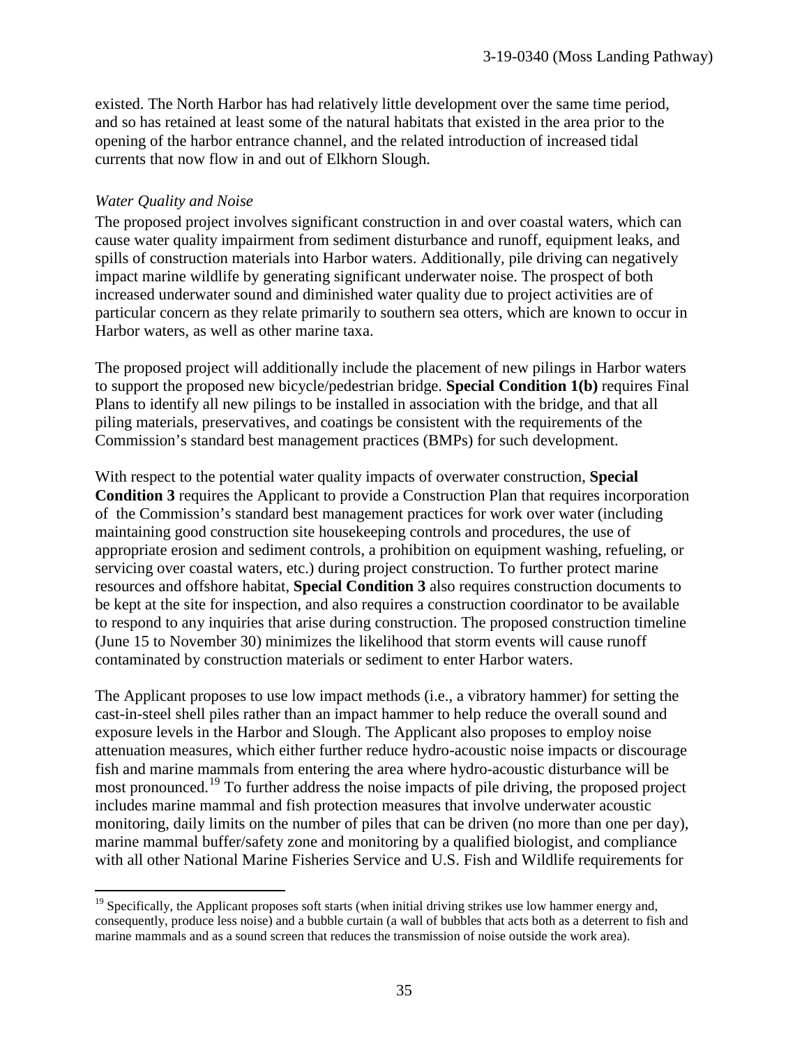existed. The North Harbor has had relatively little development over the same time period, and so has retained at least some of the natural habitats that existed in the area prior to the opening of the harbor entrance channel, and the related introduction of increased tidal currents that now flow in and out of Elkhorn Slough.

*Water Quality and Noise*

The proposed project involves significant construction in and over coastal waters, which can cause water quality impairment from sediment disturbance and runoff, equipment leaks, and spills of construction materials into Harbor waters. Additionally, pile driving can negatively impact marine wildlife by generating significant underwater noise. The prospect of both increased underwater sound and diminished water quality due to project activities are of particular concern as they relate primarily to southern sea otters, which are known to occur in Harbor waters, as well as other marine taxa.

The proposed project will additionally include the placement of new pilings in Harbor waters to support the proposed new bicycle/pedestrian bridge. **Special Condition 1(b)** requires Final Plans to identify all new pilings to be installed in association with the bridge, and that all piling materials, preservatives, and coatings be consistent with the requirements of the Commission's standard best management practices (BMPs) for such development.

With respect to the potential water quality impacts of overwater construction, **Special Condition 3** requires the Applicant to provide a Construction Plan that requires incorporation of the Commission's standard best management practices for work over water (including maintaining good construction site housekeeping controls and procedures, the use of appropriate erosion and sediment controls, a prohibition on equipment washing, refueling, or servicing over coastal waters, etc.) during project construction. To further protect marine resources and offshore habitat, **Special Condition 3** also requires construction documents to be kept at the site for inspection, and also requires a construction coordinator to be available to respond to any inquiries that arise during construction. The proposed construction timeline (June 15 to November 30) minimizes the likelihood that storm events will cause runoff contaminated by construction materials or sediment to enter Harbor waters.

The Applicant proposes to use low impact methods (i.e., a vibratory hammer) for setting the cast-in-steel shell piles rather than an impact hammer to help reduce the overall sound and exposure levels in the Harbor and Slough. The Applicant also proposes to employ noise attenuation measures, which either further reduce hydro-acoustic noise impacts or discourage fish and marine mammals from entering the area where hydro-acoustic disturbance will be most pronounced.[19] To further address the noise impacts of pile driving, the proposed project includes marine mammal and fish protection measures that involve underwater acoustic monitoring, daily limits on the number of piles that can be driven (no more than one per day), marine mammal buffer/safety zone and monitoring by a qualified biologist, and compliance with all other National Marine Fisheries Service and U.S. Fish and Wildlife requirements for

[19] Specifically, the Applicant proposes soft starts (when initial driving strikes use low hammer energy and, consequently, produce less noise) and a bubble curtain (a wall of bubbles that acts both as a deterrent to fish and marine mammals and as a sound screen that reduces the transmission of noise outside the work area).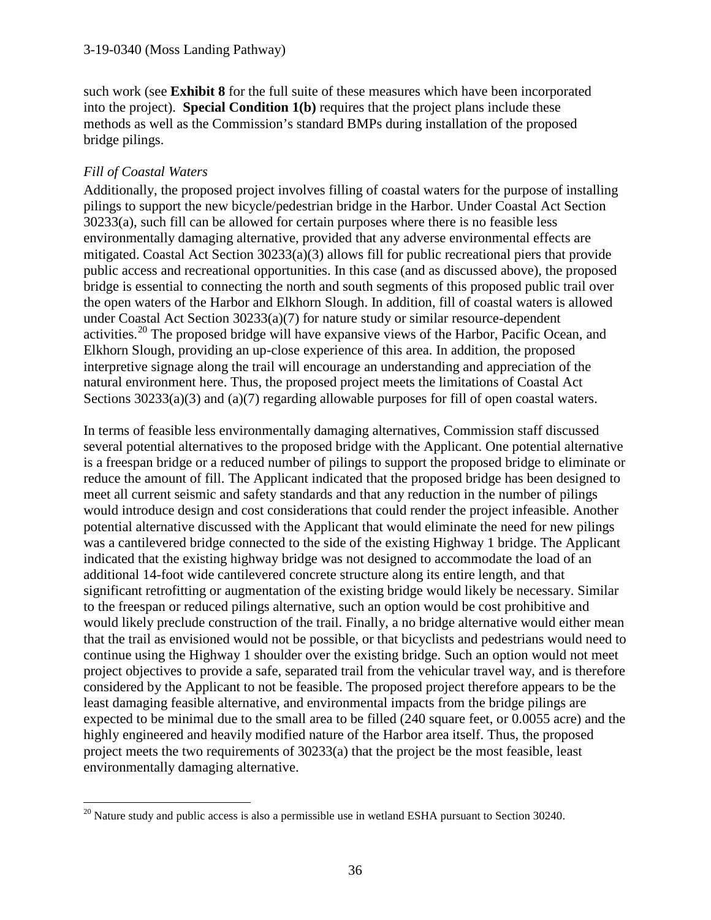such work (see **Exhibit 8** for the full suite of these measures which have been incorporated into the project). **Special Condition 1(b)** requires that the project plans include these methods as well as the Commission's standard BMPs during installation of the proposed bridge pilings.

*Fill of Coastal Waters*

Additionally, the proposed project involves filling of coastal waters for the purpose of installing pilings to support the new bicycle/pedestrian bridge in the Harbor. Under Coastal Act Section 30233(a), such fill can be allowed for certain purposes where there is no feasible less environmentally damaging alternative, provided that any adverse environmental effects are mitigated. Coastal Act Section 30233(a)(3) allows fill for public recreational piers that provide public access and recreational opportunities. In this case (and as discussed above), the proposed bridge is essential to connecting the north and south segments of this proposed public trail over the open waters of the Harbor and Elkhorn Slough. In addition, fill of coastal waters is allowed under Coastal Act Section 30233(a)(7) for nature study or similar resource-dependent activities.[20] The proposed bridge will have expansive views of the Harbor, Pacific Ocean, and Elkhorn Slough, providing an up-close experience of this area. In addition, the proposed interpretive signage along the trail will encourage an understanding and appreciation of the natural environment here. Thus, the proposed project meets the limitations of Coastal Act Sections 30233(a)(3) and (a)(7) regarding allowable purposes for fill of open coastal waters.

In terms of feasible less environmentally damaging alternatives, Commission staff discussed several potential alternatives to the proposed bridge with the Applicant. One potential alternative is a freespan bridge or a reduced number of pilings to support the proposed bridge to eliminate or reduce the amount of fill. The Applicant indicated that the proposed bridge has been designed to meet all current seismic and safety standards and that any reduction in the number of pilings would introduce design and cost considerations that could render the project infeasible. Another potential alternative discussed with the Applicant that would eliminate the need for new pilings was a cantilevered bridge connected to the side of the existing Highway 1 bridge. The Applicant indicated that the existing highway bridge was not designed to accommodate the load of an additional 14-foot wide cantilevered concrete structure along its entire length, and that significant retrofitting or augmentation of the existing bridge would likely be necessary. Similar to the freespan or reduced pilings alternative, such an option would be cost prohibitive and would likely preclude construction of the trail. Finally, a no bridge alternative would either mean that the trail as envisioned would not be possible, or that bicyclists and pedestrians would need to continue using the Highway 1 shoulder over the existing bridge. Such an option would not meet project objectives to provide a safe, separated trail from the vehicular travel way, and is therefore considered by the Applicant to not be feasible. The proposed project therefore appears to be the least damaging feasible alternative, and environmental impacts from the bridge pilings are expected to be minimal due to the small area to be filled (240 square feet, or 0.0055 acre) and the highly engineered and heavily modified nature of the Harbor area itself. Thus, the proposed project meets the two requirements of 30233(a) that the project be the most feasible, least environmentally damaging alternative.

---

[20] Nature study and public access is also a permissible use in wetland ESHA pursuant to Section 30240.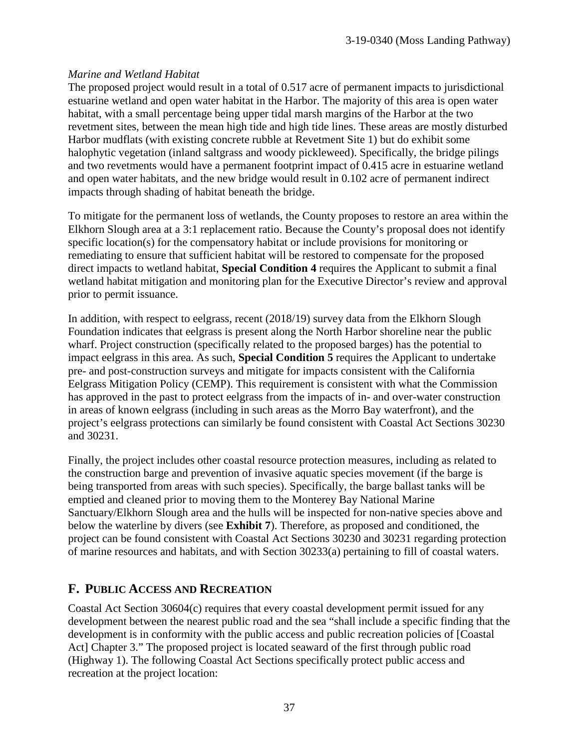*Marine and Wetland Habitat*

The proposed project would result in a total of 0.517 acre of permanent impacts to jurisdictional estuarine wetland and open water habitat in the Harbor. The majority of this area is open water habitat, with a small percentage being upper tidal marsh margins of the Harbor at the two revetment sites, between the mean high tide and high tide lines. These areas are mostly disturbed Harbor mudflats (with existing concrete rubble at Revetment Site 1) but do exhibit some halophytic vegetation (inland saltgrass and woody pickleweed). Specifically, the bridge pilings and two revetments would have a permanent footprint impact of 0.415 acre in estuarine wetland and open water habitats, and the new bridge would result in 0.102 acre of permanent indirect impacts through shading of habitat beneath the bridge.

To mitigate for the permanent loss of wetlands, the County proposes to restore an area within the Elkhorn Slough area at a 3:1 replacement ratio. Because the County's proposal does not identify specific location(s) for the compensatory habitat or include provisions for monitoring or remediating to ensure that sufficient habitat will be restored to compensate for the proposed direct impacts to wetland habitat, **Special Condition 4** requires the Applicant to submit a final wetland habitat mitigation and monitoring plan for the Executive Director's review and approval prior to permit issuance.

In addition, with respect to eelgrass, recent (2018/19) survey data from the Elkhorn Slough Foundation indicates that eelgrass is present along the North Harbor shoreline near the public wharf. Project construction (specifically related to the proposed barges) has the potential to impact eelgrass in this area. As such, **Special Condition 5** requires the Applicant to undertake pre- and post-construction surveys and mitigate for impacts consistent with the California Eelgrass Mitigation Policy (CEMP). This requirement is consistent with what the Commission has approved in the past to protect eelgrass from the impacts of in- and over-water construction in areas of known eelgrass (including in such areas as the Morro Bay waterfront), and the project's eelgrass protections can similarly be found consistent with Coastal Act Sections 30230 and 30231.

Finally, the project includes other coastal resource protection measures, including as related to the construction barge and prevention of invasive aquatic species movement (if the barge is being transported from areas with such species). Specifically, the barge ballast tanks will be emptied and cleaned prior to moving them to the Monterey Bay National Marine Sanctuary/Elkhorn Slough area and the hulls will be inspected for non-native species above and below the waterline by divers (see **Exhibit 7**). Therefore, as proposed and conditioned, the project can be found consistent with Coastal Act Sections 30230 and 30231 regarding protection of marine resources and habitats, and with Section 30233(a) pertaining to fill of coastal waters.

## F. PUBLIC ACCESS AND RECREATION

Coastal Act Section 30604(c) requires that every coastal development permit issued for any development between the nearest public road and the sea "shall include a specific finding that the development is in conformity with the public access and public recreation policies of [Coastal Act] Chapter 3." The proposed project is located seaward of the first through public road (Highway 1). The following Coastal Act Sections specifically protect public access and recreation at the project location: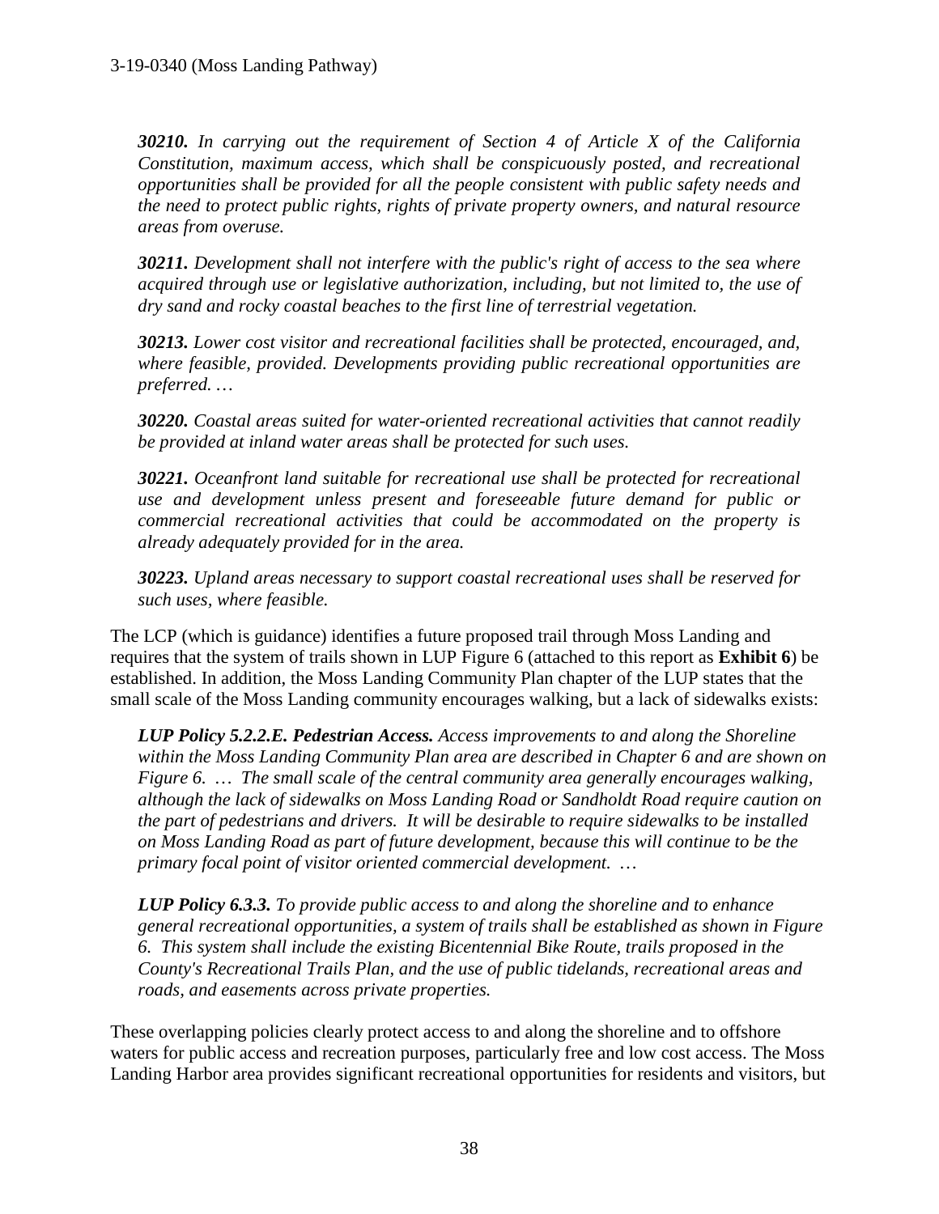***30210.** In carrying out the requirement of Section 4 of Article X of the California Constitution, maximum access, which shall be conspicuously posted, and recreational opportunities shall be provided for all the people consistent with public safety needs and the need to protect public rights, rights of private property owners, and natural resource areas from overuse.*

***30211.** Development shall not interfere with the public's right of access to the sea where acquired through use or legislative authorization, including, but not limited to, the use of dry sand and rocky coastal beaches to the first line of terrestrial vegetation.*

***30213.** Lower cost visitor and recreational facilities shall be protected, encouraged, and, where feasible, provided. Developments providing public recreational opportunities are preferred. …*

***30220.** Coastal areas suited for water-oriented recreational activities that cannot readily be provided at inland water areas shall be protected for such uses.*

***30221.** Oceanfront land suitable for recreational use shall be protected for recreational use and development unless present and foreseeable future demand for public or commercial recreational activities that could be accommodated on the property is already adequately provided for in the area.*

***30223.** Upland areas necessary to support coastal recreational uses shall be reserved for such uses, where feasible.*

The LCP (which is guidance) identifies a future proposed trail through Moss Landing and requires that the system of trails shown in LUP Figure 6 (attached to this report as **Exhibit 6**) be established. In addition, the Moss Landing Community Plan chapter of the LUP states that the small scale of the Moss Landing community encourages walking, but a lack of sidewalks exists:

***LUP Policy 5.2.2.E. Pedestrian Access.** Access improvements to and along the Shoreline within the Moss Landing Community Plan area are described in Chapter 6 and are shown on Figure 6. … The small scale of the central community area generally encourages walking, although the lack of sidewalks on Moss Landing Road or Sandholdt Road require caution on the part of pedestrians and drivers. It will be desirable to require sidewalks to be installed on Moss Landing Road as part of future development, because this will continue to be the primary focal point of visitor oriented commercial development. …*

***LUP Policy 6.3.3.** To provide public access to and along the shoreline and to enhance general recreational opportunities, a system of trails shall be established as shown in Figure 6. This system shall include the existing Bicentennial Bike Route, trails proposed in the County's Recreational Trails Plan, and the use of public tidelands, recreational areas and roads, and easements across private properties.*

These overlapping policies clearly protect access to and along the shoreline and to offshore waters for public access and recreation purposes, particularly free and low cost access. The Moss Landing Harbor area provides significant recreational opportunities for residents and visitors, but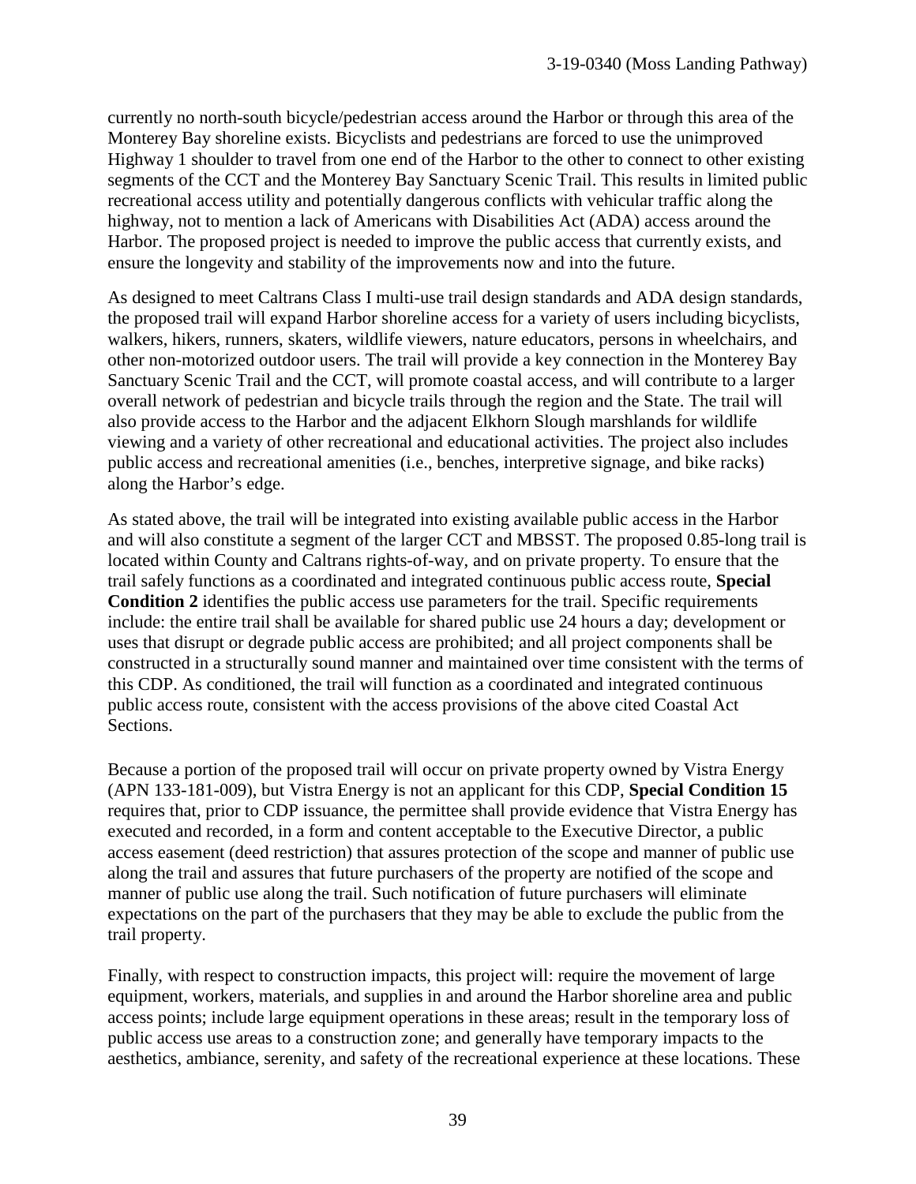currently no north-south bicycle/pedestrian access around the Harbor or through this area of the Monterey Bay shoreline exists. Bicyclists and pedestrians are forced to use the unimproved Highway 1 shoulder to travel from one end of the Harbor to the other to connect to other existing segments of the CCT and the Monterey Bay Sanctuary Scenic Trail. This results in limited public recreational access utility and potentially dangerous conflicts with vehicular traffic along the highway, not to mention a lack of Americans with Disabilities Act (ADA) access around the Harbor. The proposed project is needed to improve the public access that currently exists, and ensure the longevity and stability of the improvements now and into the future.

As designed to meet Caltrans Class I multi-use trail design standards and ADA design standards, the proposed trail will expand Harbor shoreline access for a variety of users including bicyclists, walkers, hikers, runners, skaters, wildlife viewers, nature educators, persons in wheelchairs, and other non-motorized outdoor users. The trail will provide a key connection in the Monterey Bay Sanctuary Scenic Trail and the CCT, will promote coastal access, and will contribute to a larger overall network of pedestrian and bicycle trails through the region and the State. The trail will also provide access to the Harbor and the adjacent Elkhorn Slough marshlands for wildlife viewing and a variety of other recreational and educational activities. The project also includes public access and recreational amenities (i.e., benches, interpretive signage, and bike racks) along the Harbor's edge.

As stated above, the trail will be integrated into existing available public access in the Harbor and will also constitute a segment of the larger CCT and MBSST. The proposed 0.85-long trail is located within County and Caltrans rights-of-way, and on private property. To ensure that the trail safely functions as a coordinated and integrated continuous public access route, **Special Condition 2** identifies the public access use parameters for the trail. Specific requirements include: the entire trail shall be available for shared public use 24 hours a day; development or uses that disrupt or degrade public access are prohibited; and all project components shall be constructed in a structurally sound manner and maintained over time consistent with the terms of this CDP. As conditioned, the trail will function as a coordinated and integrated continuous public access route, consistent with the access provisions of the above cited Coastal Act Sections.

Because a portion of the proposed trail will occur on private property owned by Vistra Energy (APN 133-181-009), but Vistra Energy is not an applicant for this CDP, **Special Condition 15** requires that, prior to CDP issuance, the permittee shall provide evidence that Vistra Energy has executed and recorded, in a form and content acceptable to the Executive Director, a public access easement (deed restriction) that assures protection of the scope and manner of public use along the trail and assures that future purchasers of the property are notified of the scope and manner of public use along the trail. Such notification of future purchasers will eliminate expectations on the part of the purchasers that they may be able to exclude the public from the trail property.

Finally, with respect to construction impacts, this project will: require the movement of large equipment, workers, materials, and supplies in and around the Harbor shoreline area and public access points; include large equipment operations in these areas; result in the temporary loss of public access use areas to a construction zone; and generally have temporary impacts to the aesthetics, ambiance, serenity, and safety of the recreational experience at these locations. These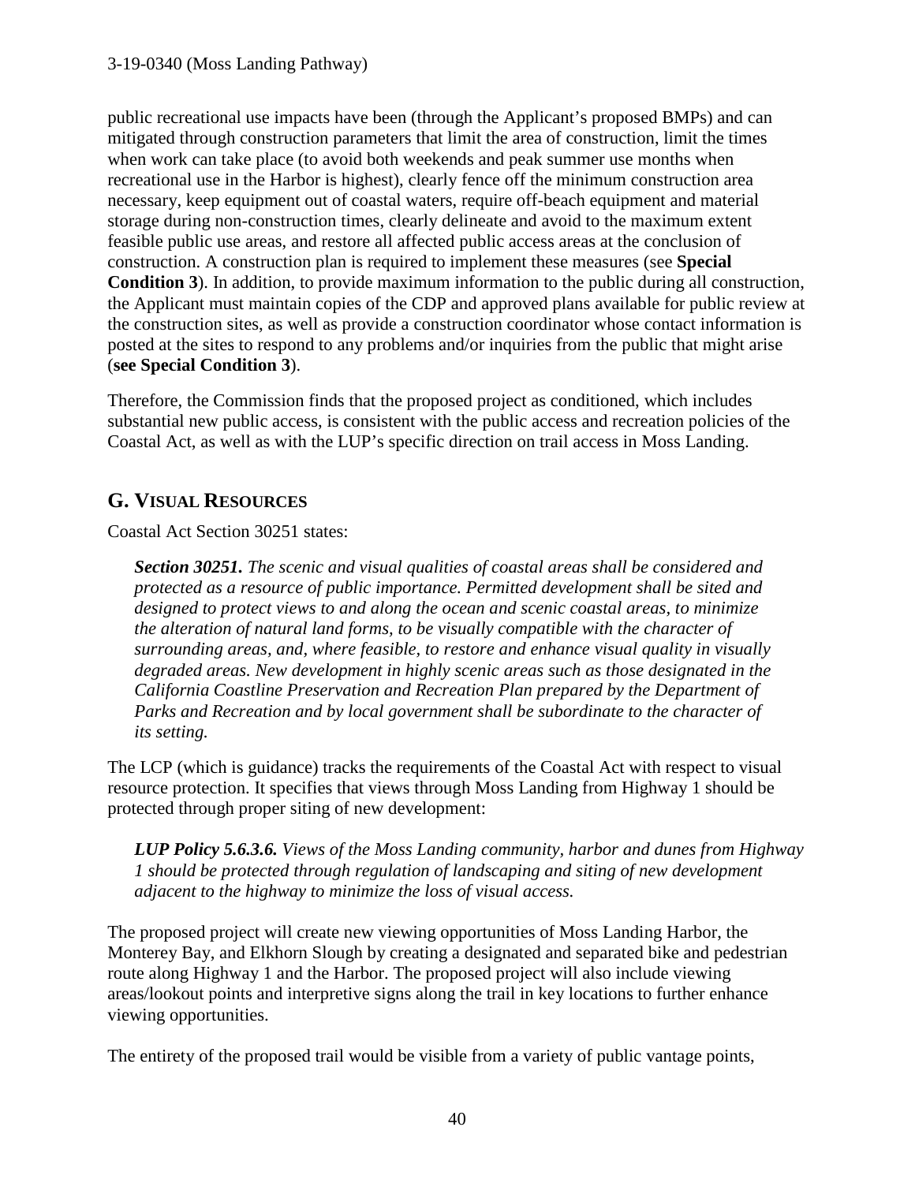public recreational use impacts have been (through the Applicant's proposed BMPs) and can mitigated through construction parameters that limit the area of construction, limit the times when work can take place (to avoid both weekends and peak summer use months when recreational use in the Harbor is highest), clearly fence off the minimum construction area necessary, keep equipment out of coastal waters, require off-beach equipment and material storage during non-construction times, clearly delineate and avoid to the maximum extent feasible public use areas, and restore all affected public access areas at the conclusion of construction. A construction plan is required to implement these measures (see **Special Condition 3**). In addition, to provide maximum information to the public during all construction, the Applicant must maintain copies of the CDP and approved plans available for public review at the construction sites, as well as provide a construction coordinator whose contact information is posted at the sites to respond to any problems and/or inquiries from the public that might arise (**see Special Condition 3**).

Therefore, the Commission finds that the proposed project as conditioned, which includes substantial new public access, is consistent with the public access and recreation policies of the Coastal Act, as well as with the LUP's specific direction on trail access in Moss Landing.

## G. Visual Resources

Coastal Act Section 30251 states:

> ***Section 30251.*** *The scenic and visual qualities of coastal areas shall be considered and protected as a resource of public importance. Permitted development shall be sited and designed to protect views to and along the ocean and scenic coastal areas, to minimize the alteration of natural land forms, to be visually compatible with the character of surrounding areas, and, where feasible, to restore and enhance visual quality in visually degraded areas. New development in highly scenic areas such as those designated in the California Coastline Preservation and Recreation Plan prepared by the Department of Parks and Recreation and by local government shall be subordinate to the character of its setting.*

The LCP (which is guidance) tracks the requirements of the Coastal Act with respect to visual resource protection. It specifies that views through Moss Landing from Highway 1 should be protected through proper siting of new development:

> ***LUP Policy 5.6.3.6.*** *Views of the Moss Landing community, harbor and dunes from Highway 1 should be protected through regulation of landscaping and siting of new development adjacent to the highway to minimize the loss of visual access.*

The proposed project will create new viewing opportunities of Moss Landing Harbor, the Monterey Bay, and Elkhorn Slough by creating a designated and separated bike and pedestrian route along Highway 1 and the Harbor. The proposed project will also include viewing areas/lookout points and interpretive signs along the trail in key locations to further enhance viewing opportunities.

The entirety of the proposed trail would be visible from a variety of public vantage points,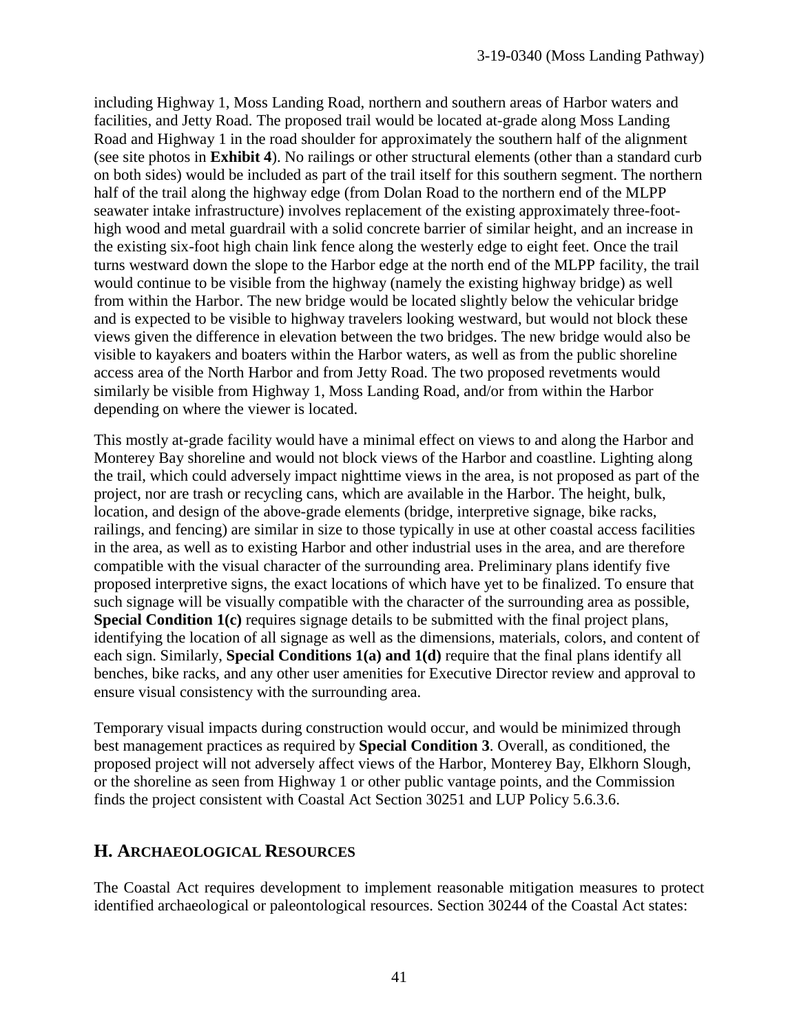including Highway 1, Moss Landing Road, northern and southern areas of Harbor waters and facilities, and Jetty Road. The proposed trail would be located at-grade along Moss Landing Road and Highway 1 in the road shoulder for approximately the southern half of the alignment (see site photos in **Exhibit 4**). No railings or other structural elements (other than a standard curb on both sides) would be included as part of the trail itself for this southern segment. The northern half of the trail along the highway edge (from Dolan Road to the northern end of the MLPP seawater intake infrastructure) involves replacement of the existing approximately three-foot-high wood and metal guardrail with a solid concrete barrier of similar height, and an increase in the existing six-foot high chain link fence along the westerly edge to eight feet. Once the trail turns westward down the slope to the Harbor edge at the north end of the MLPP facility, the trail would continue to be visible from the highway (namely the existing highway bridge) as well from within the Harbor. The new bridge would be located slightly below the vehicular bridge and is expected to be visible to highway travelers looking westward, but would not block these views given the difference in elevation between the two bridges. The new bridge would also be visible to kayakers and boaters within the Harbor waters, as well as from the public shoreline access area of the North Harbor and from Jetty Road. The two proposed revetments would similarly be visible from Highway 1, Moss Landing Road, and/or from within the Harbor depending on where the viewer is located.

This mostly at-grade facility would have a minimal effect on views to and along the Harbor and Monterey Bay shoreline and would not block views of the Harbor and coastline. Lighting along the trail, which could adversely impact nighttime views in the area, is not proposed as part of the project, nor are trash or recycling cans, which are available in the Harbor. The height, bulk, location, and design of the above-grade elements (bridge, interpretive signage, bike racks, railings, and fencing) are similar in size to those typically in use at other coastal access facilities in the area, as well as to existing Harbor and other industrial uses in the area, and are therefore compatible with the visual character of the surrounding area. Preliminary plans identify five proposed interpretive signs, the exact locations of which have yet to be finalized. To ensure that such signage will be visually compatible with the character of the surrounding area as possible, **Special Condition 1(c)** requires signage details to be submitted with the final project plans, identifying the location of all signage as well as the dimensions, materials, colors, and content of each sign. Similarly, **Special Conditions 1(a) and 1(d)** require that the final plans identify all benches, bike racks, and any other user amenities for Executive Director review and approval to ensure visual consistency with the surrounding area.

Temporary visual impacts during construction would occur, and would be minimized through best management practices as required by **Special Condition 3**. Overall, as conditioned, the proposed project will not adversely affect views of the Harbor, Monterey Bay, Elkhorn Slough, or the shoreline as seen from Highway 1 or other public vantage points, and the Commission finds the project consistent with Coastal Act Section 30251 and LUP Policy 5.6.3.6.

## H. ARCHAEOLOGICAL RESOURCES

The Coastal Act requires development to implement reasonable mitigation measures to protect identified archaeological or paleontological resources. Section 30244 of the Coastal Act states: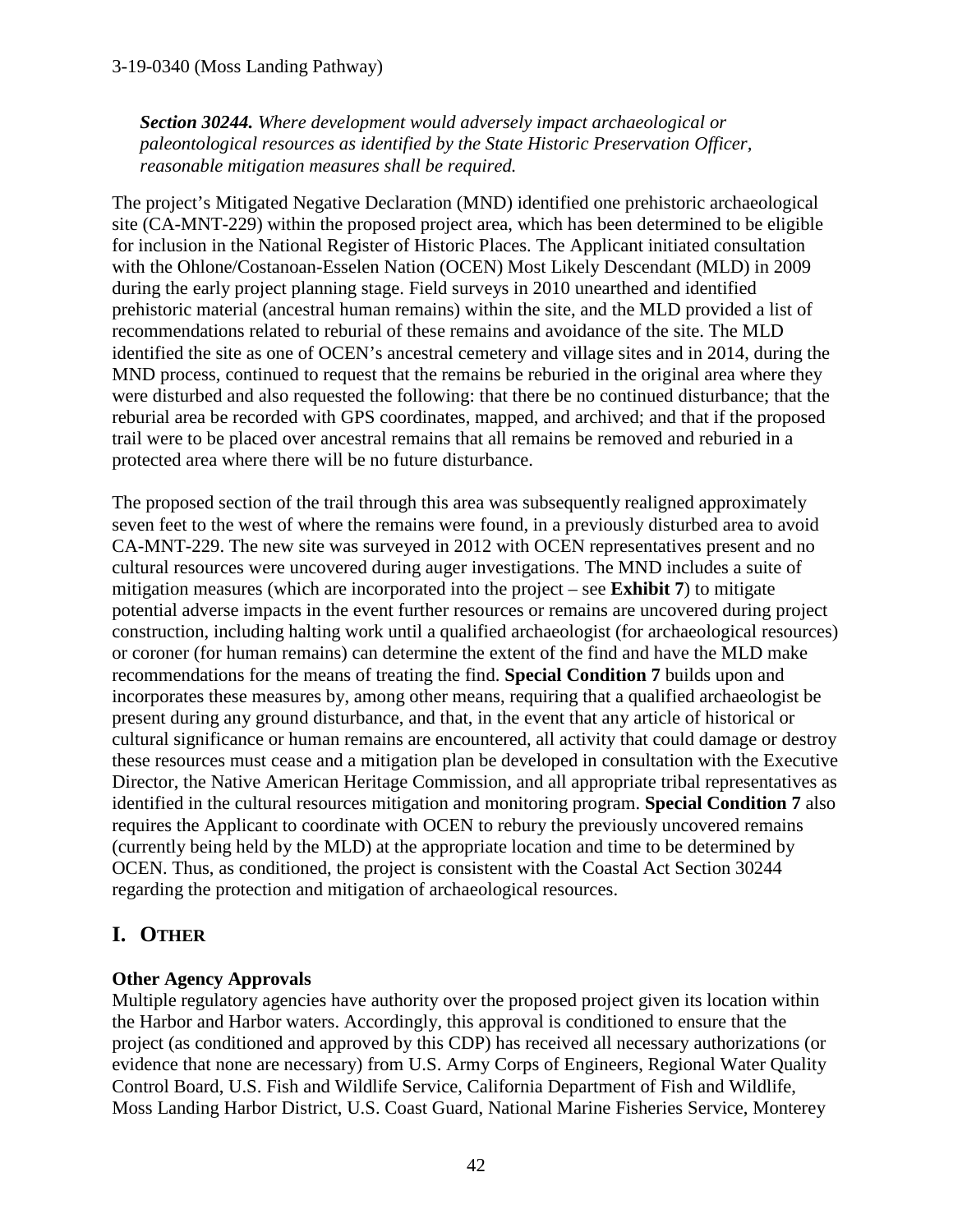***Section 30244.** Where development would adversely impact archaeological or paleontological resources as identified by the State Historic Preservation Officer, reasonable mitigation measures shall be required.*

The project's Mitigated Negative Declaration (MND) identified one prehistoric archaeological site (CA-MNT-229) within the proposed project area, which has been determined to be eligible for inclusion in the National Register of Historic Places. The Applicant initiated consultation with the Ohlone/Costanoan-Esselen Nation (OCEN) Most Likely Descendant (MLD) in 2009 during the early project planning stage. Field surveys in 2010 unearthed and identified prehistoric material (ancestral human remains) within the site, and the MLD provided a list of recommendations related to reburial of these remains and avoidance of the site. The MLD identified the site as one of OCEN's ancestral cemetery and village sites and in 2014, during the MND process, continued to request that the remains be reburied in the original area where they were disturbed and also requested the following: that there be no continued disturbance; that the reburial area be recorded with GPS coordinates, mapped, and archived; and that if the proposed trail were to be placed over ancestral remains that all remains be removed and reburied in a protected area where there will be no future disturbance.

The proposed section of the trail through this area was subsequently realigned approximately seven feet to the west of where the remains were found, in a previously disturbed area to avoid CA-MNT-229. The new site was surveyed in 2012 with OCEN representatives present and no cultural resources were uncovered during auger investigations. The MND includes a suite of mitigation measures (which are incorporated into the project – see **Exhibit 7**) to mitigate potential adverse impacts in the event further resources or remains are uncovered during project construction, including halting work until a qualified archaeologist (for archaeological resources) or coroner (for human remains) can determine the extent of the find and have the MLD make recommendations for the means of treating the find. **Special Condition 7** builds upon and incorporates these measures by, among other means, requiring that a qualified archaeologist be present during any ground disturbance, and that, in the event that any article of historical or cultural significance or human remains are encountered, all activity that could damage or destroy these resources must cease and a mitigation plan be developed in consultation with the Executive Director, the Native American Heritage Commission, and all appropriate tribal representatives as identified in the cultural resources mitigation and monitoring program. **Special Condition 7** also requires the Applicant to coordinate with OCEN to rebury the previously uncovered remains (currently being held by the MLD) at the appropriate location and time to be determined by OCEN. Thus, as conditioned, the project is consistent with the Coastal Act Section 30244 regarding the protection and mitigation of archaeological resources.

## I. OTHER

**Other Agency Approvals**

Multiple regulatory agencies have authority over the proposed project given its location within the Harbor and Harbor waters. Accordingly, this approval is conditioned to ensure that the project (as conditioned and approved by this CDP) has received all necessary authorizations (or evidence that none are necessary) from U.S. Army Corps of Engineers, Regional Water Quality Control Board, U.S. Fish and Wildlife Service, California Department of Fish and Wildlife, Moss Landing Harbor District, U.S. Coast Guard, National Marine Fisheries Service, Monterey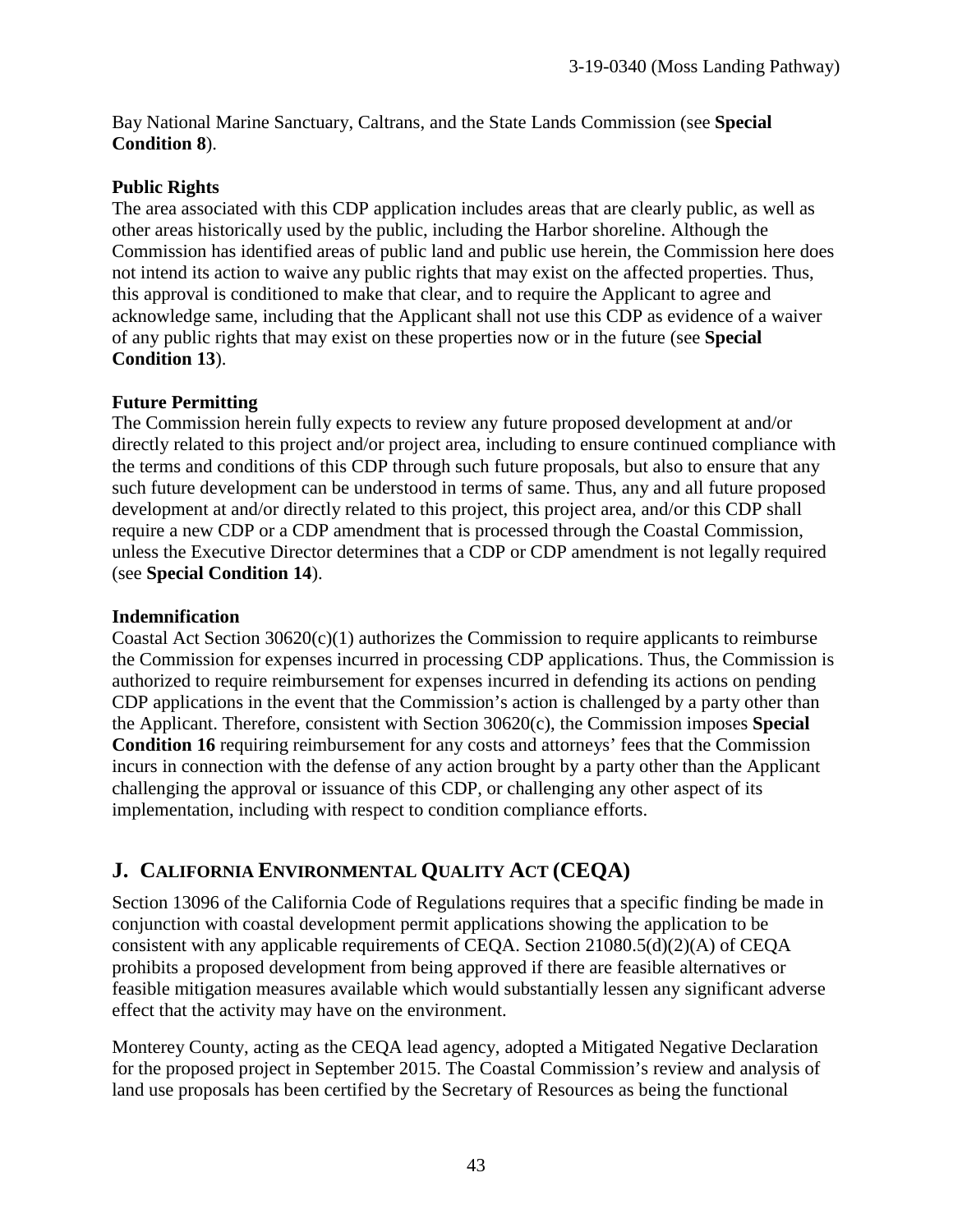Bay National Marine Sanctuary, Caltrans, and the State Lands Commission (see **Special Condition 8**).

**Public Rights**

The area associated with this CDP application includes areas that are clearly public, as well as other areas historically used by the public, including the Harbor shoreline. Although the Commission has identified areas of public land and public use herein, the Commission here does not intend its action to waive any public rights that may exist on the affected properties. Thus, this approval is conditioned to make that clear, and to require the Applicant to agree and acknowledge same, including that the Applicant shall not use this CDP as evidence of a waiver of any public rights that may exist on these properties now or in the future (see **Special Condition 13**).

**Future Permitting**

The Commission herein fully expects to review any future proposed development at and/or directly related to this project and/or project area, including to ensure continued compliance with the terms and conditions of this CDP through such future proposals, but also to ensure that any such future development can be understood in terms of same. Thus, any and all future proposed development at and/or directly related to this project, this project area, and/or this CDP shall require a new CDP or a CDP amendment that is processed through the Coastal Commission, unless the Executive Director determines that a CDP or CDP amendment is not legally required (see **Special Condition 14**).

**Indemnification**

Coastal Act Section 30620(c)(1) authorizes the Commission to require applicants to reimburse the Commission for expenses incurred in processing CDP applications. Thus, the Commission is authorized to require reimbursement for expenses incurred in defending its actions on pending CDP applications in the event that the Commission's action is challenged by a party other than the Applicant. Therefore, consistent with Section 30620(c), the Commission imposes **Special Condition 16** requiring reimbursement for any costs and attorneys' fees that the Commission incurs in connection with the defense of any action brought by a party other than the Applicant challenging the approval or issuance of this CDP, or challenging any other aspect of its implementation, including with respect to condition compliance efforts.

## J. CALIFORNIA ENVIRONMENTAL QUALITY ACT (CEQA)

Section 13096 of the California Code of Regulations requires that a specific finding be made in conjunction with coastal development permit applications showing the application to be consistent with any applicable requirements of CEQA. Section 21080.5(d)(2)(A) of CEQA prohibits a proposed development from being approved if there are feasible alternatives or feasible mitigation measures available which would substantially lessen any significant adverse effect that the activity may have on the environment.

Monterey County, acting as the CEQA lead agency, adopted a Mitigated Negative Declaration for the proposed project in September 2015. The Coastal Commission's review and analysis of land use proposals has been certified by the Secretary of Resources as being the functional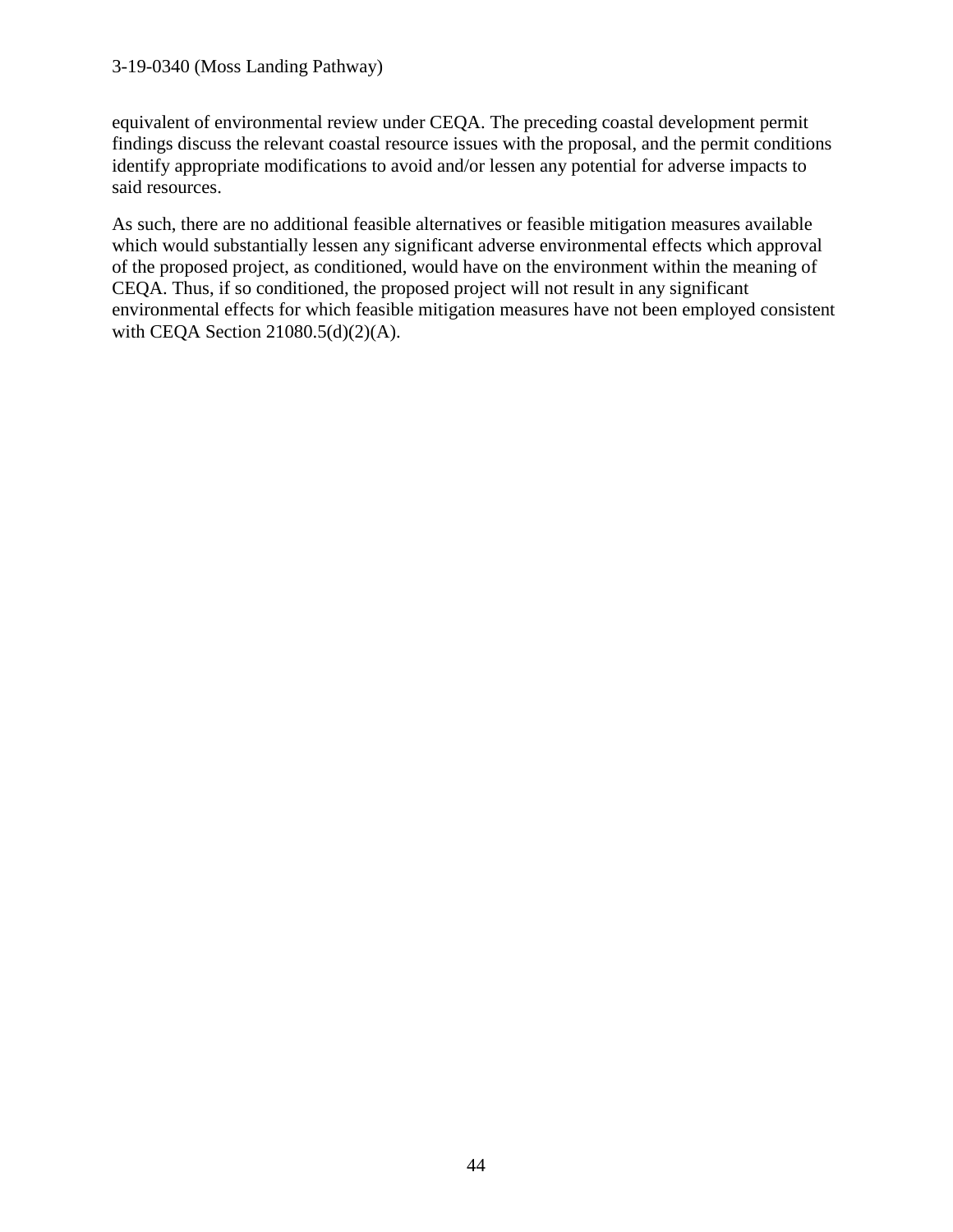equivalent of environmental review under CEQA. The preceding coastal development permit findings discuss the relevant coastal resource issues with the proposal, and the permit conditions identify appropriate modifications to avoid and/or lessen any potential for adverse impacts to said resources.

As such, there are no additional feasible alternatives or feasible mitigation measures available which would substantially lessen any significant adverse environmental effects which approval of the proposed project, as conditioned, would have on the environment within the meaning of CEQA. Thus, if so conditioned, the proposed project will not result in any significant environmental effects for which feasible mitigation measures have not been employed consistent with CEQA Section 21080.5(d)(2)(A).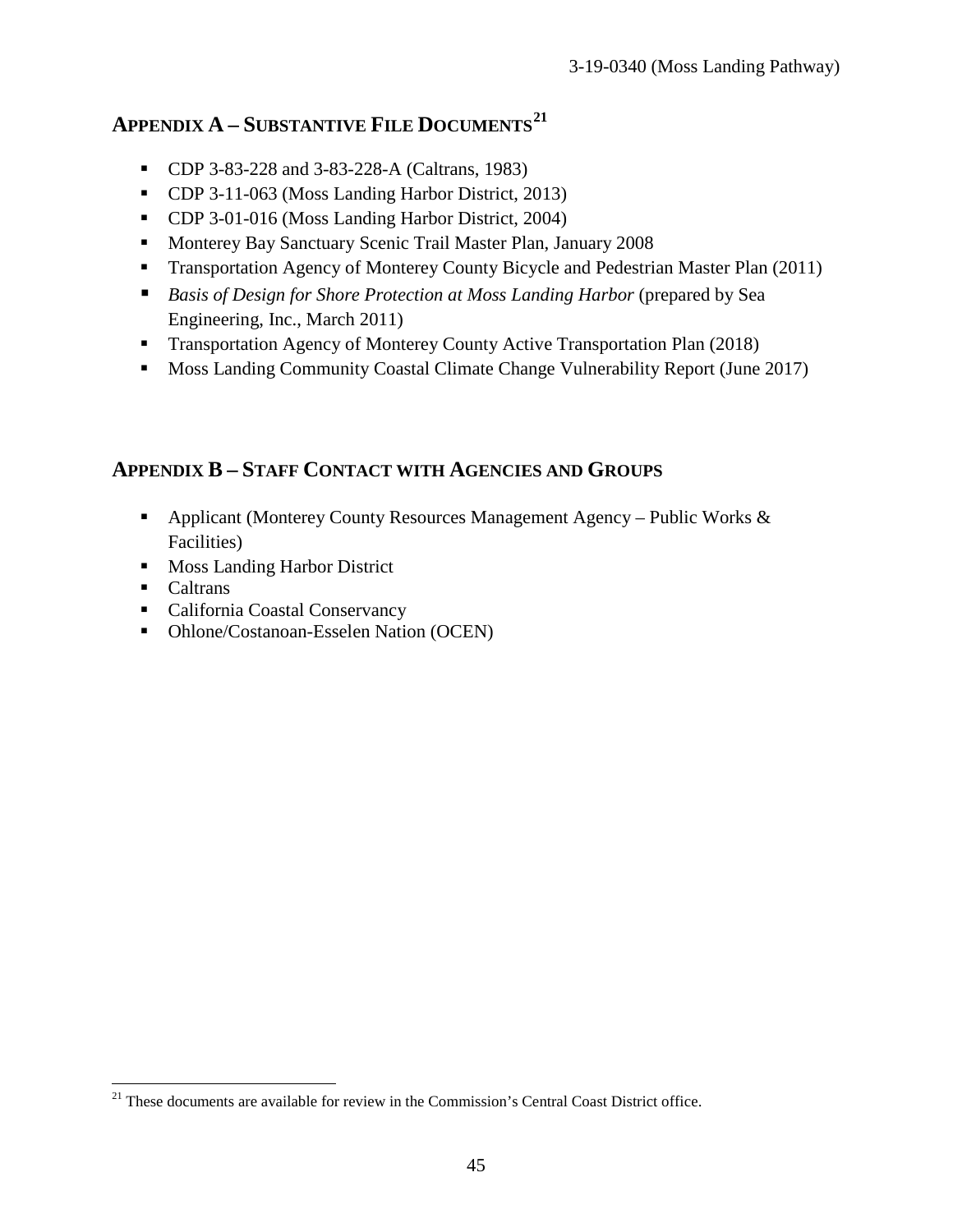## APPENDIX A – SUBSTANTIVE FILE DOCUMENTS[21]

- CDP 3-83-228 and 3-83-228-A (Caltrans, 1983)
- CDP 3-11-063 (Moss Landing Harbor District, 2013)
- CDP 3-01-016 (Moss Landing Harbor District, 2004)
- Monterey Bay Sanctuary Scenic Trail Master Plan, January 2008
- Transportation Agency of Monterey County Bicycle and Pedestrian Master Plan (2011)
- *Basis of Design for Shore Protection at Moss Landing Harbor* (prepared by Sea Engineering, Inc., March 2011)
- Transportation Agency of Monterey County Active Transportation Plan (2018)
- Moss Landing Community Coastal Climate Change Vulnerability Report (June 2017)

## APPENDIX B – STAFF CONTACT WITH AGENCIES AND GROUPS

- Applicant (Monterey County Resources Management Agency – Public Works & Facilities)
- Moss Landing Harbor District
- Caltrans
- California Coastal Conservancy
- Ohlone/Costanoan-Esselen Nation (OCEN)

[21] These documents are available for review in the Commission's Central Coast District office.